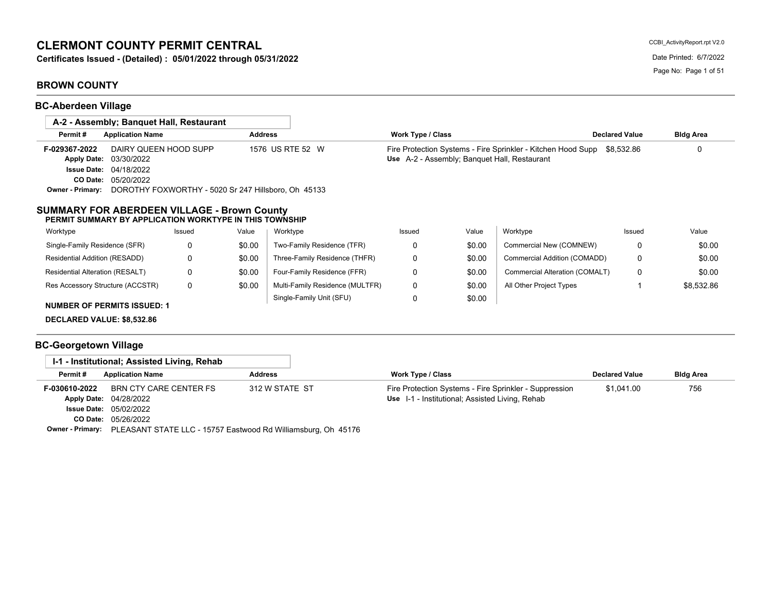# CLERMONT COUNTY PERMIT CENTRAL

**Certificates Issued - (Detailed) : 05/01/2022 through 05/31/2022**

CCBI_ActivityReport.rpt V2.0

Date Printed: 6/7/2022

## BROWN COUNTY

### BC-Aberdeen Village

#### A-2 - Assembly; Banquet Hall, Restaurant

| Permit # | Application Name | Address | Work Type / Class | Declared Value | Bldg Area |
|---|---|---|---|---|---|
| F-029367-2022 | DAIRY QUEEN HOOD SUPP | 1576 US RTE 52 W | Fire Protection Systems - Fire Sprinkler - Kitchen Hood Supp | $8,532.86 | 0 |
| | | | Use A-2 - Assembly; Banquet Hall, Restaurant | | |

**Apply Date:** 03/30/2022
**Issue Date:** 04/18/2022
**CO Date:** 05/20/2022
**Owner - Primary:** DOROTHY FOXWORTHY - 5020 Sr 247 Hillsboro, Oh 45133

### SUMMARY FOR ABERDEEN VILLAGE - Brown County

**PERMIT SUMMARY BY APPLICATION WORKTYPE IN THIS TOWNSHIP**

| Worktype | Issued | Value | Worktype | Issued | Value | Worktype | Issued | Value |
|---|---|---|---|---|---|---|---|---|
| Single-Family Residence (SFR) | 0 | $0.00 | Two-Family Residence (TFR) | 0 | $0.00 | Commercial New (COMNEW) | 0 | $0.00 |
| Residential Addition (RESADD) | 0 | $0.00 | Three-Family Residence (THFR) | 0 | $0.00 | Commercial Addition (COMADD) | 0 | $0.00 |
| Residential Alteration (RESALT) | 0 | $0.00 | Four-Family Residence (FFR) | 0 | $0.00 | Commercial Alteration (COMALT) | 0 | $0.00 |
| Res Accessory Structure (ACCSTR) | 0 | $0.00 | Multi-Family Residence (MULTFR) | 0 | $0.00 | All Other Project Types | 1 | $8,532.86 |
| | | | Single-Family Unit (SFU) | 0 | $0.00 | | | |

**NUMBER OF PERMITS ISSUED: 1**

**DECLARED VALUE: $8,532.86**

### BC-Georgetown Village

#### I-1 - Institutional; Assisted Living, Rehab

| Permit # | Application Name | Address | Work Type / Class | Declared Value | Bldg Area |
|---|---|---|---|---|---|
| F-030610-2022 | BRN CTY CARE CENTER FS | 312 W STATE ST | Fire Protection Systems - Fire Sprinkler - Suppression | $1,041.00 | 756 |
| | | | Use I-1 - Institutional; Assisted Living, Rehab | | |

**Apply Date:** 04/28/2022
**Issue Date:** 05/02/2022
**CO Date:** 05/26/2022
**Owner - Primary:** PLEASANT STATE LLC - 15757 Eastwood Rd Williamsburg, Oh 45176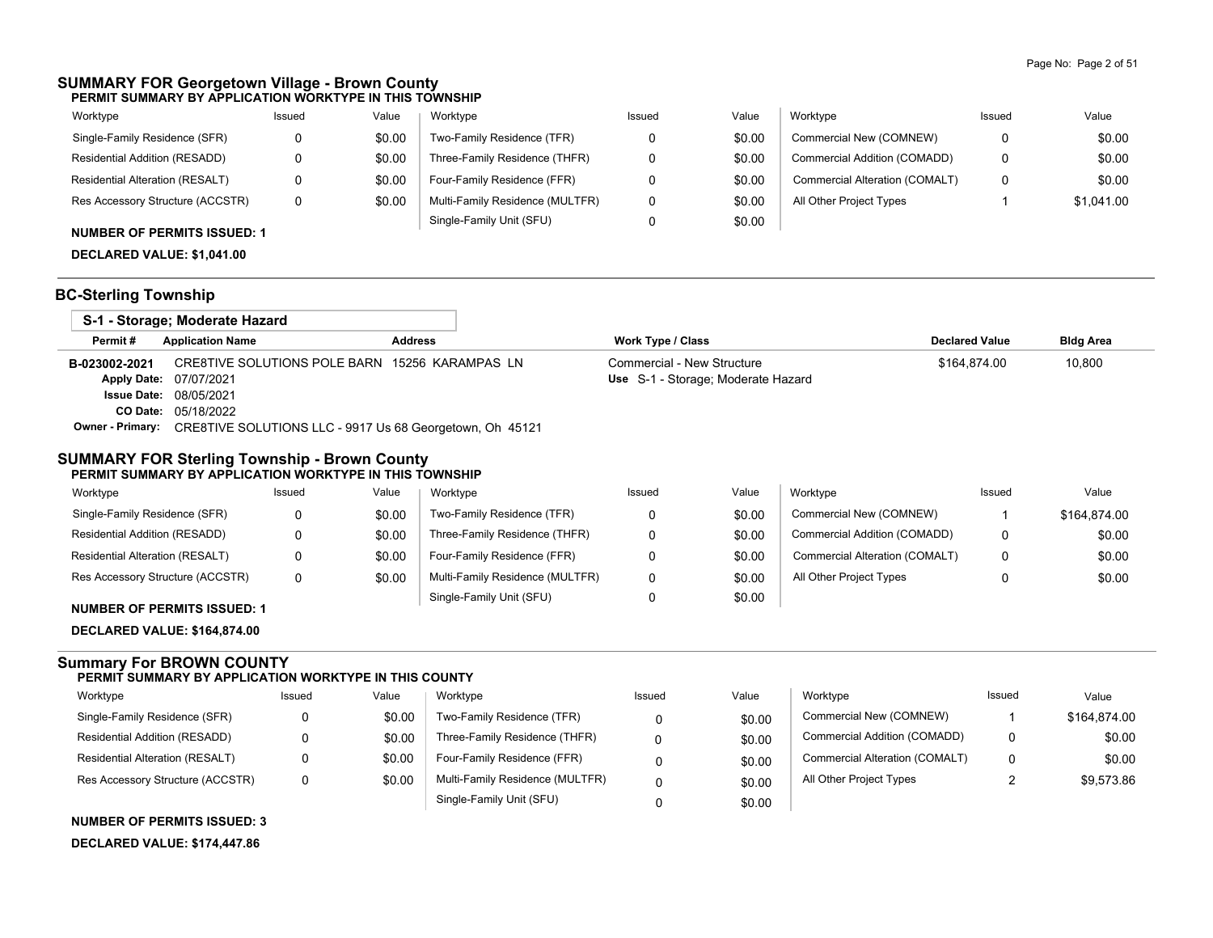## SUMMARY FOR Georgetown Village - Brown County

**PERMIT SUMMARY BY APPLICATION WORKTYPE IN THIS TOWNSHIP**

| Worktype | Issued | Value | Worktype | Issued | Value | Worktype | Issued | Value |
|---|---|---|---|---|---|---|---|---|
| Single-Family Residence (SFR) | 0 | $0.00 | Two-Family Residence (TFR) | 0 | $0.00 | Commercial New (COMNEW) | 0 | $0.00 |
| Residential Addition (RESADD) | 0 | $0.00 | Three-Family Residence (THFR) | 0 | $0.00 | Commercial Addition (COMADD) | 0 | $0.00 |
| Residential Alteration (RESALT) | 0 | $0.00 | Four-Family Residence (FFR) | 0 | $0.00 | Commercial Alteration (COMALT) | 0 | $0.00 |
| Res Accessory Structure (ACCSTR) | 0 | $0.00 | Multi-Family Residence (MULTFR) | 0 | $0.00 | All Other Project Types | 1 | $1,041.00 |
| | | | Single-Family Unit (SFU) | 0 | $0.00 | | | |

**NUMBER OF PERMITS ISSUED: 1**

**DECLARED VALUE: $1,041.00**

## BC-Sterling Township

### S-1 - Storage; Moderate Hazard

| Permit # | Application Name | Address | Work Type / Class | Declared Value | Bldg Area |
|---|---|---|---|---|---|
| **B-023002-2021** | CRE8TIVE SOLUTIONS POLE BARN | 15256 KARAMPAS LN | Commercial - New Structure<br>**Use** S-1 - Storage; Moderate Hazard | $164,874.00 | 10,800 |

**Apply Date:** 07/07/2021
**Issue Date:** 08/05/2021
**CO Date:** 05/18/2022
**Owner - Primary:** CRE8TIVE SOLUTIONS LLC - 9917 Us 68 Georgetown, Oh 45121

## SUMMARY FOR Sterling Township - Brown County

**PERMIT SUMMARY BY APPLICATION WORKTYPE IN THIS TOWNSHIP**

| Worktype | Issued | Value | Worktype | Issued | Value | Worktype | Issued | Value |
|---|---|---|---|---|---|---|---|---|
| Single-Family Residence (SFR) | 0 | $0.00 | Two-Family Residence (TFR) | 0 | $0.00 | Commercial New (COMNEW) | 1 | $164,874.00 |
| Residential Addition (RESADD) | 0 | $0.00 | Three-Family Residence (THFR) | 0 | $0.00 | Commercial Addition (COMADD) | 0 | $0.00 |
| Residential Alteration (RESALT) | 0 | $0.00 | Four-Family Residence (FFR) | 0 | $0.00 | Commercial Alteration (COMALT) | 0 | $0.00 |
| Res Accessory Structure (ACCSTR) | 0 | $0.00 | Multi-Family Residence (MULTFR) | 0 | $0.00 | All Other Project Types | 0 | $0.00 |
| | | | Single-Family Unit (SFU) | 0 | $0.00 | | | |

**NUMBER OF PERMITS ISSUED: 1**

**DECLARED VALUE: $164,874.00**

## Summary For BROWN COUNTY

**PERMIT SUMMARY BY APPLICATION WORKTYPE IN THIS COUNTY**

| Worktype | Issued | Value | Worktype | Issued | Value | Worktype | Issued | Value |
|---|---|---|---|---|---|---|---|---|
| Single-Family Residence (SFR) | 0 | $0.00 | Two-Family Residence (TFR) | 0 | $0.00 | Commercial New (COMNEW) | 1 | $164,874.00 |
| Residential Addition (RESADD) | 0 | $0.00 | Three-Family Residence (THFR) | 0 | $0.00 | Commercial Addition (COMADD) | 0 | $0.00 |
| Residential Alteration (RESALT) | 0 | $0.00 | Four-Family Residence (FFR) | 0 | $0.00 | Commercial Alteration (COMALT) | 0 | $0.00 |
| Res Accessory Structure (ACCSTR) | 0 | $0.00 | Multi-Family Residence (MULTFR) | 0 | $0.00 | All Other Project Types | 2 | $9,573.86 |
| | | | Single-Family Unit (SFU) | 0 | $0.00 | | | |

**NUMBER OF PERMITS ISSUED: 3**

**DECLARED VALUE: $174,447.86**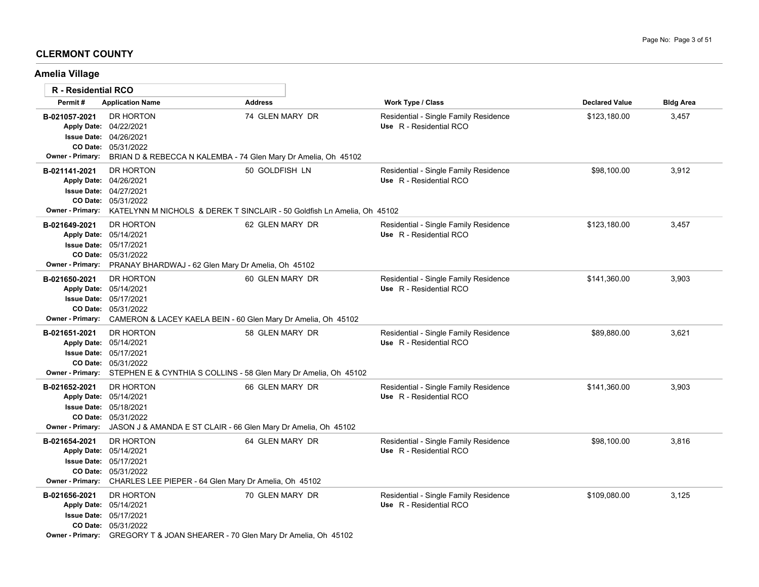## CLERMONT COUNTY

### Amelia Village

**R - Residential RCO**

| Permit # | Application Name | Address | Work Type / Class | Declared Value | Bldg Area |
|---|---|---|---|---|---|
| B-021057-2021<br>Apply Date: 04/22/2021<br>Issue Date: 04/26/2021<br>CO Date: 05/31/2022<br>Owner - Primary: | DR HORTON<br><br><br><br>BRIAN D & REBECCA N KALEMBA - 74 Glen Mary Dr Amelia, Oh 45102 | 74 GLEN MARY DR | Residential - Single Family Residence<br>Use R - Residential RCO | $123,180.00 | 3,457 |
| B-021141-2021<br>Apply Date: 04/26/2021<br>Issue Date: 04/27/2021<br>CO Date: 05/31/2022<br>Owner - Primary: | DR HORTON<br><br><br><br>KATELYNN M NICHOLS & DEREK T SINCLAIR - 50 Goldfish Ln Amelia, Oh 45102 | 50 GOLDFISH LN | Residential - Single Family Residence<br>Use R - Residential RCO | $98,100.00 | 3,912 |
| B-021649-2021<br>Apply Date: 05/14/2021<br>Issue Date: 05/17/2021<br>CO Date: 05/31/2022<br>Owner - Primary: | DR HORTON<br><br><br><br>PRANAY BHARDWAJ - 62 Glen Mary Dr Amelia, Oh 45102 | 62 GLEN MARY DR | Residential - Single Family Residence<br>Use R - Residential RCO | $123,180.00 | 3,457 |
| B-021650-2021<br>Apply Date: 05/14/2021<br>Issue Date: 05/17/2021<br>CO Date: 05/31/2022<br>Owner - Primary: | DR HORTON<br><br><br><br>CAMERON & LACEY KAELA BEIN - 60 Glen Mary Dr Amelia, Oh 45102 | 60 GLEN MARY DR | Residential - Single Family Residence<br>Use R - Residential RCO | $141,360.00 | 3,903 |
| B-021651-2021<br>Apply Date: 05/14/2021<br>Issue Date: 05/17/2021<br>CO Date: 05/31/2022<br>Owner - Primary: | DR HORTON<br><br><br><br>STEPHEN E & CYNTHIA S COLLINS - 58 Glen Mary Dr Amelia, Oh 45102 | 58 GLEN MARY DR | Residential - Single Family Residence<br>Use R - Residential RCO | $89,880.00 | 3,621 |
| B-021652-2021<br>Apply Date: 05/14/2021<br>Issue Date: 05/18/2021<br>CO Date: 05/31/2022<br>Owner - Primary: | DR HORTON<br><br><br><br>JASON J & AMANDA E ST CLAIR - 66 Glen Mary Dr Amelia, Oh 45102 | 66 GLEN MARY DR | Residential - Single Family Residence<br>Use R - Residential RCO | $141,360.00 | 3,903 |
| B-021654-2021<br>Apply Date: 05/14/2021<br>Issue Date: 05/17/2021<br>CO Date: 05/31/2022<br>Owner - Primary: | DR HORTON<br><br><br><br>CHARLES LEE PIEPER - 64 Glen Mary Dr Amelia, Oh 45102 | 64 GLEN MARY DR | Residential - Single Family Residence<br>Use R - Residential RCO | $98,100.00 | 3,816 |
| B-021656-2021<br>Apply Date: 05/14/2021<br>Issue Date: 05/17/2021<br>CO Date: 05/31/2022<br>Owner - Primary: | DR HORTON<br><br><br><br>GREGORY T & JOAN SHEARER - 70 Glen Mary Dr Amelia, Oh 45102 | 70 GLEN MARY DR | Residential - Single Family Residence<br>Use R - Residential RCO | $109,080.00 | 3,125 |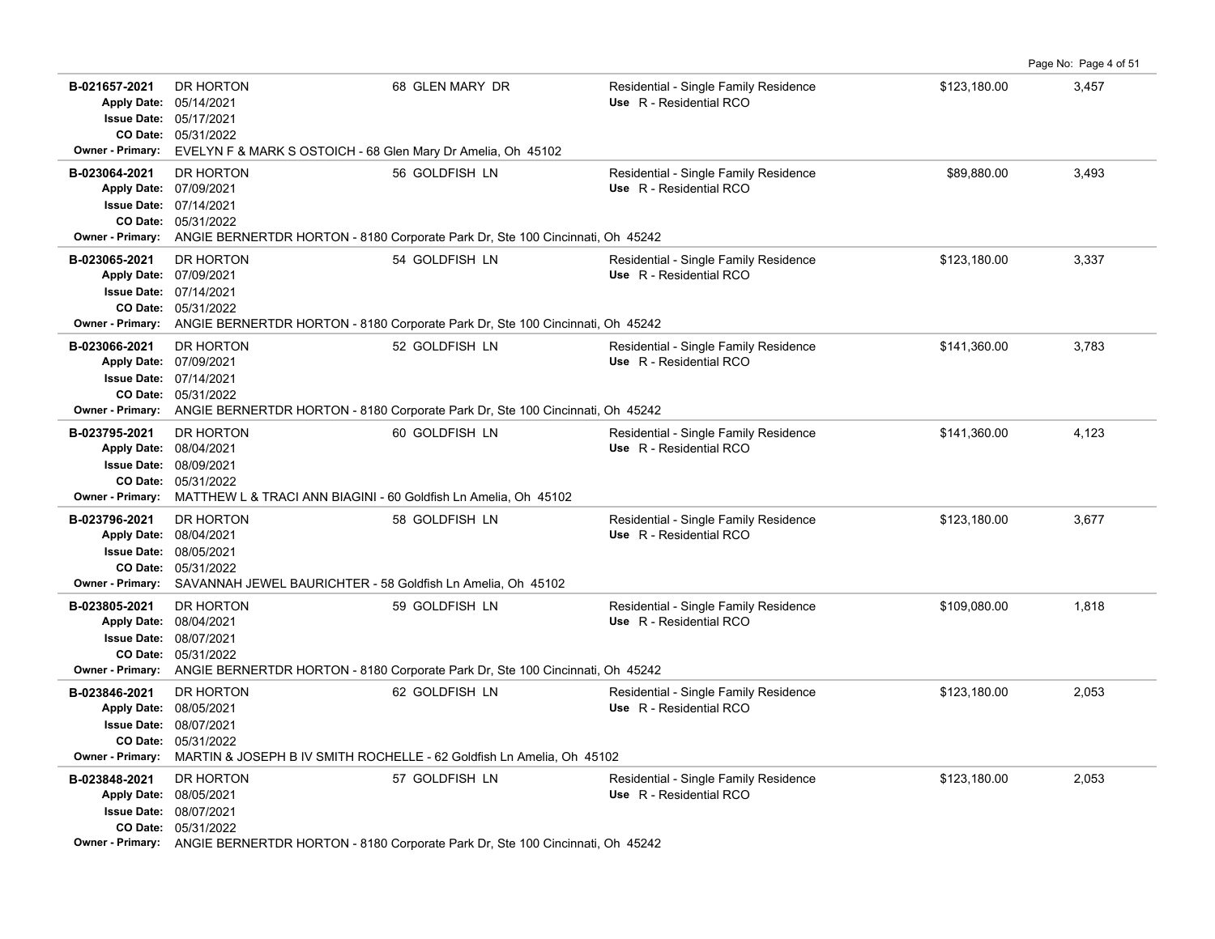| Permit | Contractor / Details | Address | Type | Value | Sq Ft |
|---|---|---|---|---|---|
| B-021657-2021 | DR HORTON<br>Apply Date: 05/14/2021<br>Issue Date: 05/17/2021<br>CO Date: 05/31/2022<br>Owner - Primary: EVELYN F & MARK S OSTOICH - 68 Glen Mary Dr Amelia, Oh 45102 | 68 GLEN MARY DR | Residential - Single Family Residence<br>Use R - Residential RCO | $123,180.00 | 3,457 |
| B-023064-2021 | DR HORTON<br>Apply Date: 07/09/2021<br>Issue Date: 07/14/2021<br>CO Date: 05/31/2022<br>Owner - Primary: ANGIE BERNERTDR HORTON - 8180 Corporate Park Dr, Ste 100 Cincinnati, Oh 45242 | 56 GOLDFISH LN | Residential - Single Family Residence<br>Use R - Residential RCO | $89,880.00 | 3,493 |
| B-023065-2021 | DR HORTON<br>Apply Date: 07/09/2021<br>Issue Date: 07/14/2021<br>CO Date: 05/31/2022<br>Owner - Primary: ANGIE BERNERTDR HORTON - 8180 Corporate Park Dr, Ste 100 Cincinnati, Oh 45242 | 54 GOLDFISH LN | Residential - Single Family Residence<br>Use R - Residential RCO | $123,180.00 | 3,337 |
| B-023066-2021 | DR HORTON<br>Apply Date: 07/09/2021<br>Issue Date: 07/14/2021<br>CO Date: 05/31/2022<br>Owner - Primary: ANGIE BERNERTDR HORTON - 8180 Corporate Park Dr, Ste 100 Cincinnati, Oh 45242 | 52 GOLDFISH LN | Residential - Single Family Residence<br>Use R - Residential RCO | $141,360.00 | 3,783 |
| B-023795-2021 | DR HORTON<br>Apply Date: 08/04/2021<br>Issue Date: 08/09/2021<br>CO Date: 05/31/2022<br>Owner - Primary: MATTHEW L & TRACI ANN BIAGINI - 60 Goldfish Ln Amelia, Oh 45102 | 60 GOLDFISH LN | Residential - Single Family Residence<br>Use R - Residential RCO | $141,360.00 | 4,123 |
| B-023796-2021 | DR HORTON<br>Apply Date: 08/04/2021<br>Issue Date: 08/05/2021<br>CO Date: 05/31/2022<br>Owner - Primary: SAVANNAH JEWEL BAURICHTER - 58 Goldfish Ln Amelia, Oh 45102 | 58 GOLDFISH LN | Residential - Single Family Residence<br>Use R - Residential RCO | $123,180.00 | 3,677 |
| B-023805-2021 | DR HORTON<br>Apply Date: 08/04/2021<br>Issue Date: 08/07/2021<br>CO Date: 05/31/2022<br>Owner - Primary: ANGIE BERNERTDR HORTON - 8180 Corporate Park Dr, Ste 100 Cincinnati, Oh 45242 | 59 GOLDFISH LN | Residential - Single Family Residence<br>Use R - Residential RCO | $109,080.00 | 1,818 |
| B-023846-2021 | DR HORTON<br>Apply Date: 08/05/2021<br>Issue Date: 08/07/2021<br>CO Date: 05/31/2022<br>Owner - Primary: MARTIN & JOSEPH B IV SMITH ROCHELLE - 62 Goldfish Ln Amelia, Oh 45102 | 62 GOLDFISH LN | Residential - Single Family Residence<br>Use R - Residential RCO | $123,180.00 | 2,053 |
| B-023848-2021 | DR HORTON<br>Apply Date: 08/05/2021<br>Issue Date: 08/07/2021<br>CO Date: 05/31/2022<br>Owner - Primary: ANGIE BERNERTDR HORTON - 8180 Corporate Park Dr, Ste 100 Cincinnati, Oh 45242 | 57 GOLDFISH LN | Residential - Single Family Residence<br>Use R - Residential RCO | $123,180.00 | 2,053 |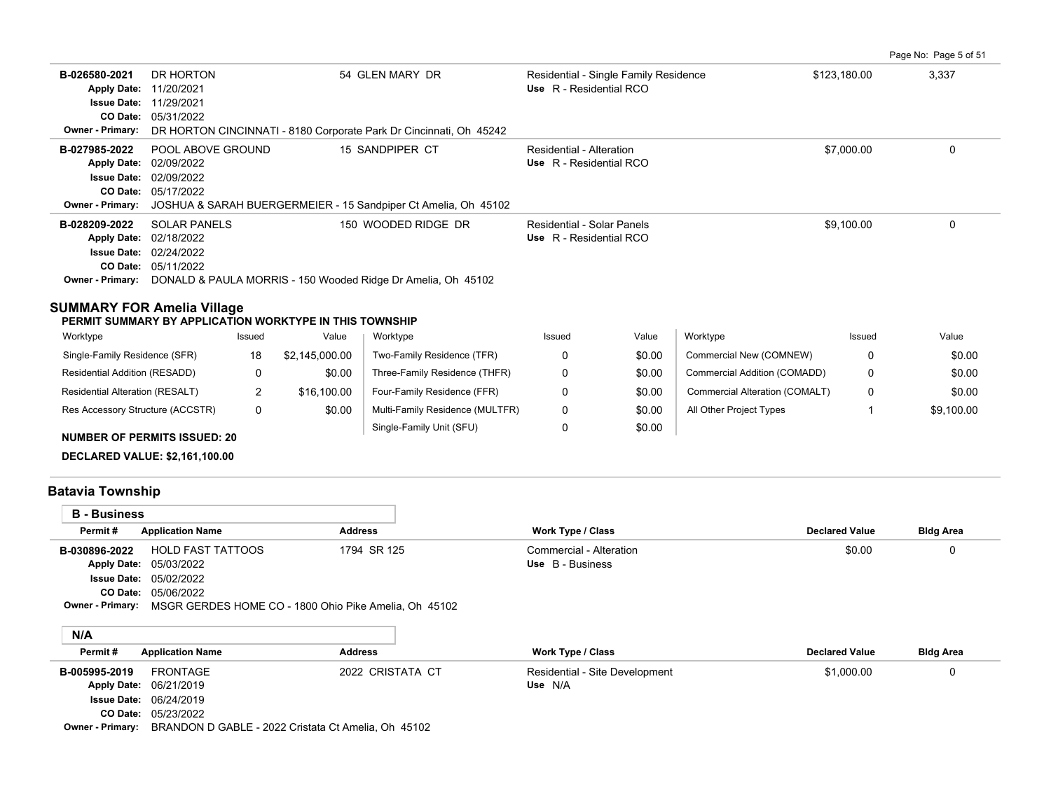| Permit # | Application Name | Address | Work Type / Class | Declared Value | Bldg Area |
|---|---|---|---|---|---|
| B-026580-2021 | DR HORTON | 54 GLEN MARY DR | Residential - Single Family Residence | $123,180.00 | 3,337 |
| | Apply Date: 11/20/2021 | | Use R - Residential RCO | | |
| | Issue Date: 11/29/2021 | | | | |
| | CO Date: 05/31/2022 | | | | |
| | Owner - Primary: DR HORTON CINCINNATI - 8180 Corporate Park Dr Cincinnati, Oh 45242 | | | | |
| B-027985-2022 | POOL ABOVE GROUND | 15 SANDPIPER CT | Residential - Alteration | $7,000.00 | 0 |
| | Apply Date: 02/09/2022 | | Use R - Residential RCO | | |
| | Issue Date: 02/09/2022 | | | | |
| | CO Date: 05/17/2022 | | | | |
| | Owner - Primary: JOSHUA & SARAH BUERGERMEIER - 15 Sandpiper Ct Amelia, Oh 45102 | | | | |
| B-028209-2022 | SOLAR PANELS | 150 WOODED RIDGE DR | Residential - Solar Panels | $9,100.00 | 0 |
| | Apply Date: 02/18/2022 | | Use R - Residential RCO | | |
| | Issue Date: 02/24/2022 | | | | |
| | CO Date: 05/11/2022 | | | | |
| | Owner - Primary: DONALD & PAULA MORRIS - 150 Wooded Ridge Dr Amelia, Oh 45102 | | | | |

## SUMMARY FOR Amelia Village

**PERMIT SUMMARY BY APPLICATION WORKTYPE IN THIS TOWNSHIP**

| Worktype | Issued | Value | Worktype | Issued | Value | Worktype | Issued | Value |
|---|---|---|---|---|---|---|---|---|
| Single-Family Residence (SFR) | 18 | $2,145,000.00 | Two-Family Residence (TFR) | 0 | $0.00 | Commercial New (COMNEW) | 0 | $0.00 |
| Residential Addition (RESADD) | 0 | $0.00 | Three-Family Residence (THFR) | 0 | $0.00 | Commercial Addition (COMADD) | 0 | $0.00 |
| Residential Alteration (RESALT) | 2 | $16,100.00 | Four-Family Residence (FFR) | 0 | $0.00 | Commercial Alteration (COMALT) | 0 | $0.00 |
| Res Accessory Structure (ACCSTR) | 0 | $0.00 | Multi-Family Residence (MULTFR) | 0 | $0.00 | All Other Project Types | 1 | $9,100.00 |
| | | | Single-Family Unit (SFU) | 0 | $0.00 | | | |

**NUMBER OF PERMITS ISSUED: 20**

**DECLARED VALUE: $2,161,100.00**

## Batavia Township

### B - Business

| Permit # | Application Name | Address | Work Type / Class | Declared Value | Bldg Area |
|---|---|---|---|---|---|
| B-030896-2022 | HOLD FAST TATTOOS | 1794 SR 125 | Commercial - Alteration | $0.00 | 0 |
| | Apply Date: 05/03/2022 | | Use B - Business | | |
| | Issue Date: 05/02/2022 | | | | |
| | CO Date: 05/06/2022 | | | | |
| | Owner - Primary: MSGR GERDES HOME CO - 1800 Ohio Pike Amelia, Oh 45102 | | | | |

### N/A

| Permit # | Application Name | Address | Work Type / Class | Declared Value | Bldg Area |
|---|---|---|---|---|---|
| B-005995-2019 | FRONTAGE | 2022 CRISTATA CT | Residential - Site Development | $1,000.00 | 0 |
| | Apply Date: 06/21/2019 | | Use N/A | | |
| | Issue Date: 06/24/2019 | | | | |
| | CO Date: 05/23/2022 | | | | |
| | Owner - Primary: BRANDON D GABLE - 2022 Cristata Ct Amelia, Oh 45102 | | | | |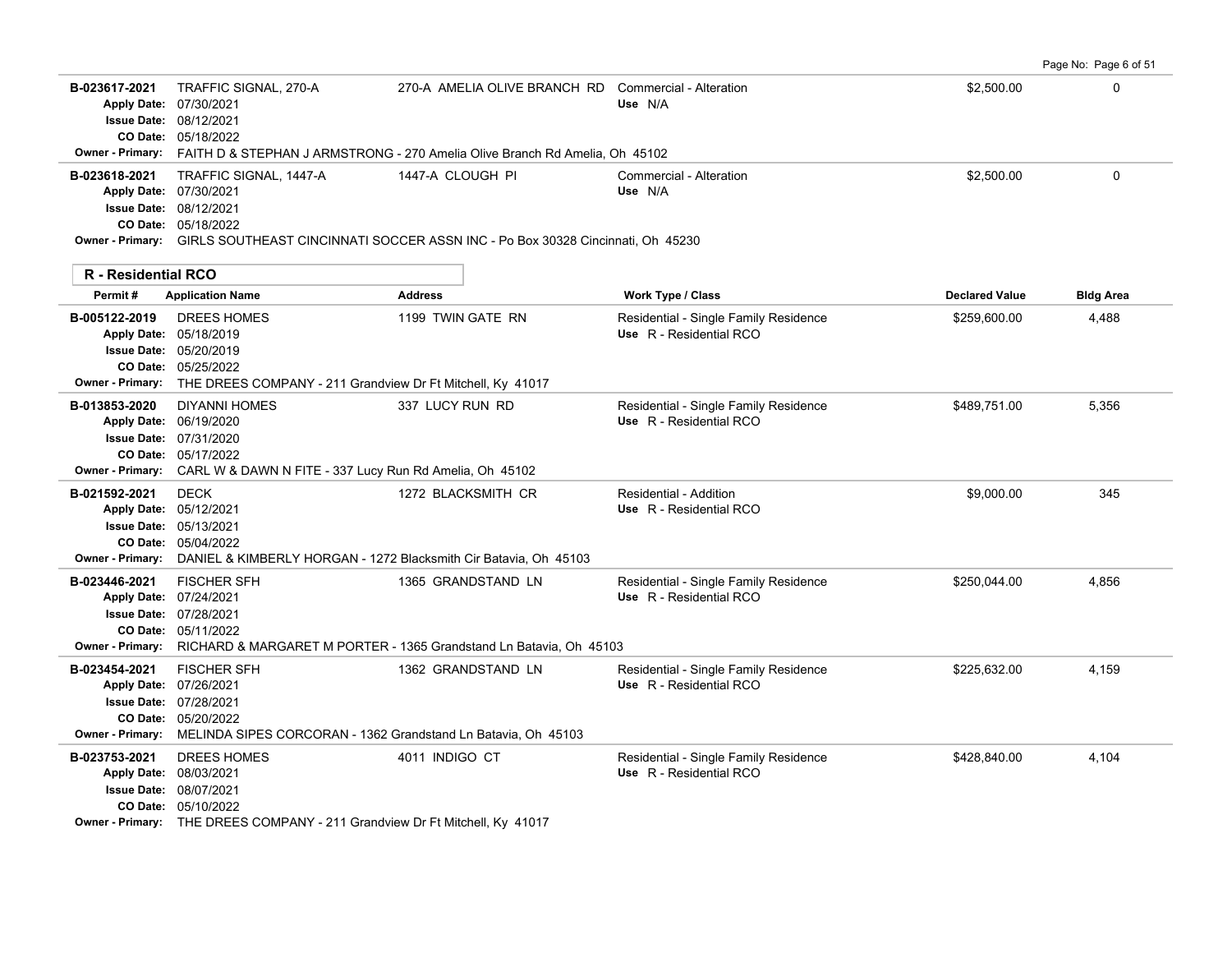| Permit # | Application Name | Address | Work Type / Class | Declared Value | Bldg Area |
|---|---|---|---|---|---|
| B-023617-2021 | TRAFFIC SIGNAL, 270-A | 270-A AMELIA OLIVE BRANCH RD | Commercial - Alteration | $2,500.00 | 0 |
| Apply Date: 07/30/2021 | | | Use N/A | | |
| Issue Date: 08/12/2021 | | | | | |
| CO Date: 05/18/2022 | | | | | |
| Owner - Primary: FAITH D & STEPHAN J ARMSTRONG - 270 Amelia Olive Branch Rd Amelia, Oh 45102 | | | | | |
| B-023618-2021 | TRAFFIC SIGNAL, 1447-A | 1447-A CLOUGH PI | Commercial - Alteration | $2,500.00 | 0 |
| Apply Date: 07/30/2021 | | | Use N/A | | |
| Issue Date: 08/12/2021 | | | | | |
| CO Date: 05/18/2022 | | | | | |
| Owner - Primary: GIRLS SOUTHEAST CINCINNATI SOCCER ASSN INC - Po Box 30328 Cincinnati, Oh 45230 | | | | | |

## R - Residential RCO

| Permit # | Application Name | Address | Work Type / Class | Declared Value | Bldg Area |
|---|---|---|---|---|---|
| B-005122-2019 | DREES HOMES | 1199 TWIN GATE RN | Residential - Single Family Residence | $259,600.00 | 4,488 |
| Apply Date: 05/18/2019 | | | Use R - Residential RCO | | |
| Issue Date: 05/20/2019 | | | | | |
| CO Date: 05/25/2022 | | | | | |
| Owner - Primary: THE DREES COMPANY - 211 Grandview Dr Ft Mitchell, Ky 41017 | | | | | |
| B-013853-2020 | DIYANNI HOMES | 337 LUCY RUN RD | Residential - Single Family Residence | $489,751.00 | 5,356 |
| Apply Date: 06/19/2020 | | | Use R - Residential RCO | | |
| Issue Date: 07/31/2020 | | | | | |
| CO Date: 05/17/2022 | | | | | |
| Owner - Primary: CARL W & DAWN N FITE - 337 Lucy Run Rd Amelia, Oh 45102 | | | | | |
| B-021592-2021 | DECK | 1272 BLACKSMITH CR | Residential - Addition | $9,000.00 | 345 |
| Apply Date: 05/12/2021 | | | Use R - Residential RCO | | |
| Issue Date: 05/13/2021 | | | | | |
| CO Date: 05/04/2022 | | | | | |
| Owner - Primary: DANIEL & KIMBERLY HORGAN - 1272 Blacksmith Cir Batavia, Oh 45103 | | | | | |
| B-023446-2021 | FISCHER SFH | 1365 GRANDSTAND LN | Residential - Single Family Residence | $250,044.00 | 4,856 |
| Apply Date: 07/24/2021 | | | Use R - Residential RCO | | |
| Issue Date: 07/28/2021 | | | | | |
| CO Date: 05/11/2022 | | | | | |
| Owner - Primary: RICHARD & MARGARET M PORTER - 1365 Grandstand Ln Batavia, Oh 45103 | | | | | |
| B-023454-2021 | FISCHER SFH | 1362 GRANDSTAND LN | Residential - Single Family Residence | $225,632.00 | 4,159 |
| Apply Date: 07/26/2021 | | | Use R - Residential RCO | | |
| Issue Date: 07/28/2021 | | | | | |
| CO Date: 05/20/2022 | | | | | |
| Owner - Primary: MELINDA SIPES CORCORAN - 1362 Grandstand Ln Batavia, Oh 45103 | | | | | |
| B-023753-2021 | DREES HOMES | 4011 INDIGO CT | Residential - Single Family Residence | $428,840.00 | 4,104 |
| Apply Date: 08/03/2021 | | | Use R - Residential RCO | | |
| Issue Date: 08/07/2021 | | | | | |
| CO Date: 05/10/2022 | | | | | |
| Owner - Primary: THE DREES COMPANY - 211 Grandview Dr Ft Mitchell, Ky 41017 | | | | | |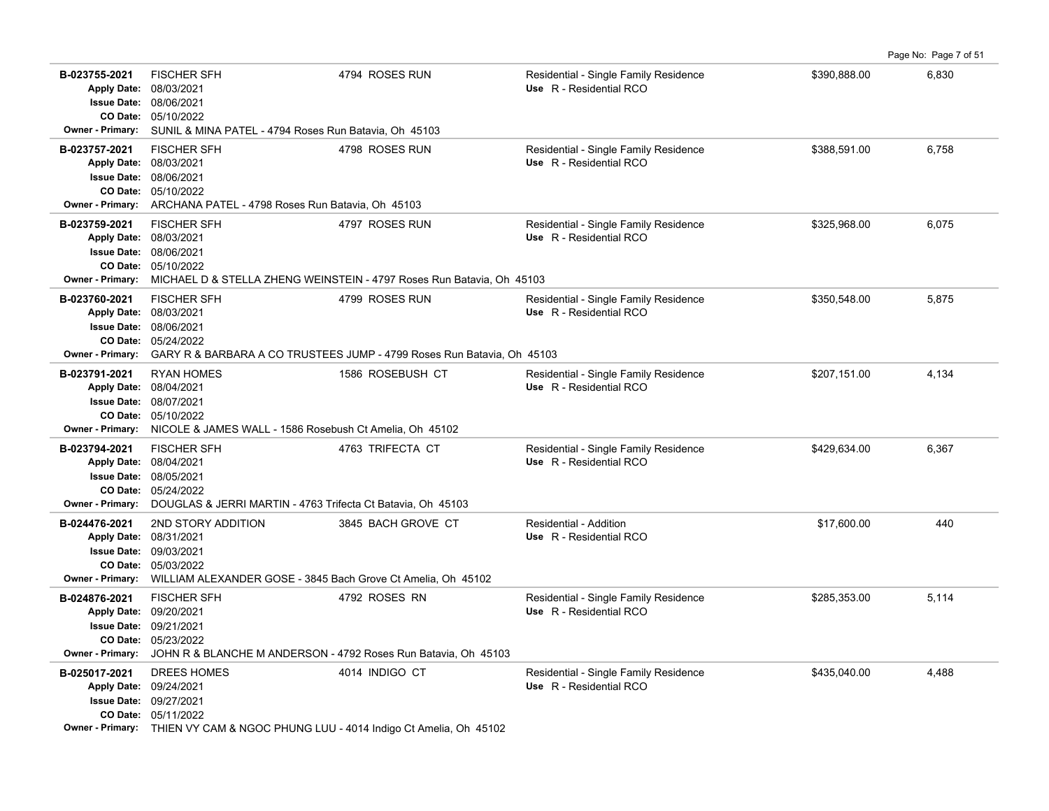| Permit # | Description | Address | Type / Use | Value | Sq Ft |
|---|---|---|---|---|---|
| **B-023755-2021** | FISCHER SFH | 4794 ROSES RUN | Residential - Single Family Residence; Use R - Residential RCO | $390,888.00 | 6,830 |
| Apply Date: 08/03/2021; Issue Date: 08/06/2021; CO Date: 05/10/2022 | | | | | |
| Owner - Primary: SUNIL & MINA PATEL - 4794 Roses Run Batavia, Oh 45103 | | | | | |
| **B-023757-2021** | FISCHER SFH | 4798 ROSES RUN | Residential - Single Family Residence; Use R - Residential RCO | $388,591.00 | 6,758 |
| Apply Date: 08/03/2021; Issue Date: 08/06/2021; CO Date: 05/10/2022 | | | | | |
| Owner - Primary: ARCHANA PATEL - 4798 Roses Run Batavia, Oh 45103 | | | | | |
| **B-023759-2021** | FISCHER SFH | 4797 ROSES RUN | Residential - Single Family Residence; Use R - Residential RCO | $325,968.00 | 6,075 |
| Apply Date: 08/03/2021; Issue Date: 08/06/2021; CO Date: 05/10/2022 | | | | | |
| Owner - Primary: MICHAEL D & STELLA ZHENG WEINSTEIN - 4797 Roses Run Batavia, Oh 45103 | | | | | |
| **B-023760-2021** | FISCHER SFH | 4799 ROSES RUN | Residential - Single Family Residence; Use R - Residential RCO | $350,548.00 | 5,875 |
| Apply Date: 08/03/2021; Issue Date: 08/06/2021; CO Date: 05/24/2022 | | | | | |
| Owner - Primary: GARY R & BARBARA A CO TRUSTEES JUMP - 4799 Roses Run Batavia, Oh 45103 | | | | | |
| **B-023791-2021** | RYAN HOMES | 1586 ROSEBUSH CT | Residential - Single Family Residence; Use R - Residential RCO | $207,151.00 | 4,134 |
| Apply Date: 08/04/2021; Issue Date: 08/07/2021; CO Date: 05/10/2022 | | | | | |
| Owner - Primary: NICOLE & JAMES WALL - 1586 Rosebush Ct Amelia, Oh 45102 | | | | | |
| **B-023794-2021** | FISCHER SFH | 4763 TRIFECTA CT | Residential - Single Family Residence; Use R - Residential RCO | $429,634.00 | 6,367 |
| Apply Date: 08/04/2021; Issue Date: 08/05/2021; CO Date: 05/24/2022 | | | | | |
| Owner - Primary: DOUGLAS & JERRI MARTIN - 4763 Trifecta Ct Batavia, Oh 45103 | | | | | |
| **B-024476-2021** | 2ND STORY ADDITION | 3845 BACH GROVE CT | Residential - Addition; Use R - Residential RCO | $17,600.00 | 440 |
| Apply Date: 08/31/2021; Issue Date: 09/03/2021; CO Date: 05/03/2022 | | | | | |
| Owner - Primary: WILLIAM ALEXANDER GOSE - 3845 Bach Grove Ct Amelia, Oh 45102 | | | | | |
| **B-024876-2021** | FISCHER SFH | 4792 ROSES RN | Residential - Single Family Residence; Use R - Residential RCO | $285,353.00 | 5,114 |
| Apply Date: 09/20/2021; Issue Date: 09/21/2021; CO Date: 05/23/2022 | | | | | |
| Owner - Primary: JOHN R & BLANCHE M ANDERSON - 4792 Roses Run Batavia, Oh 45103 | | | | | |
| **B-025017-2021** | DREES HOMES | 4014 INDIGO CT | Residential - Single Family Residence; Use R - Residential RCO | $435,040.00 | 4,488 |
| Apply Date: 09/24/2021; Issue Date: 09/27/2021; CO Date: 05/11/2022 | | | | | |
| Owner - Primary: THIEN VY CAM & NGOC PHUNG LUU - 4014 Indigo Ct Amelia, Oh 45102 | | | | | |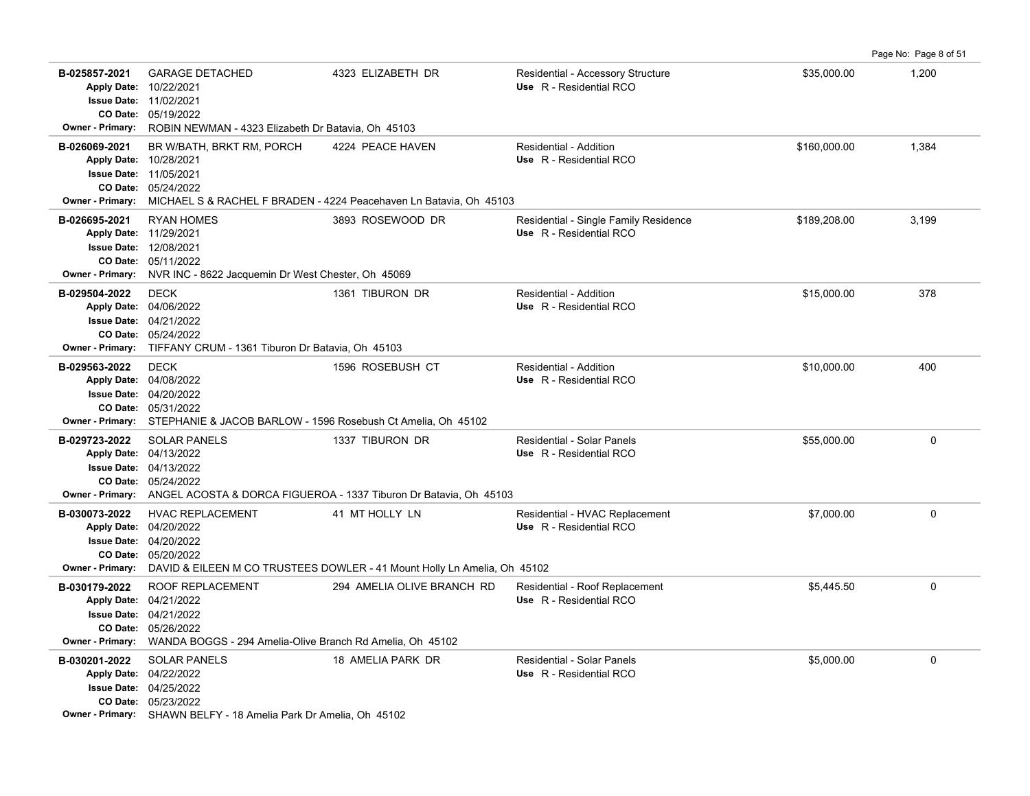| Permit | Description | Address | Type | Valuation | Sq Ft |
|---|---|---|---|---|---|
| **B-025857-2021**<br>**Apply Date:** 10/22/2021<br>**Issue Date:** 11/02/2021<br>**CO Date:** 05/19/2022<br>**Owner - Primary:** ROBIN NEWMAN - 4323 Elizabeth Dr Batavia, Oh 45103 | GARAGE DETACHED | 4323 ELIZABETH DR | Residential - Accessory Structure<br>Use R - Residential RCO | $35,000.00 | 1,200 |
| **B-026069-2021**<br>**Apply Date:** 10/28/2021<br>**Issue Date:** 11/05/2021<br>**CO Date:** 05/24/2022<br>**Owner - Primary:** MICHAEL S & RACHEL F BRADEN - 4224 Peacehaven Ln Batavia, Oh 45103 | BR W/BATH, BRKT RM, PORCH | 4224 PEACE HAVEN | Residential - Addition<br>Use R - Residential RCO | $160,000.00 | 1,384 |
| **B-026695-2021**<br>**Apply Date:** 11/29/2021<br>**Issue Date:** 12/08/2021<br>**CO Date:** 05/11/2022<br>**Owner - Primary:** NVR INC - 8622 Jacquemin Dr West Chester, Oh 45069 | RYAN HOMES | 3893 ROSEWOOD DR | Residential - Single Family Residence<br>Use R - Residential RCO | $189,208.00 | 3,199 |
| **B-029504-2022**<br>**Apply Date:** 04/06/2022<br>**Issue Date:** 04/21/2022<br>**CO Date:** 05/24/2022<br>**Owner - Primary:** TIFFANY CRUM - 1361 Tiburon Dr Batavia, Oh 45103 | DECK | 1361 TIBURON DR | Residential - Addition<br>Use R - Residential RCO | $15,000.00 | 378 |
| **B-029563-2022**<br>**Apply Date:** 04/08/2022<br>**Issue Date:** 04/20/2022<br>**CO Date:** 05/31/2022<br>**Owner - Primary:** STEPHANIE & JACOB BARLOW - 1596 Rosebush Ct Amelia, Oh 45102 | DECK | 1596 ROSEBUSH CT | Residential - Addition<br>Use R - Residential RCO | $10,000.00 | 400 |
| **B-029723-2022**<br>**Apply Date:** 04/13/2022<br>**Issue Date:** 04/13/2022<br>**CO Date:** 05/24/2022<br>**Owner - Primary:** ANGEL ACOSTA & DORCA FIGUEROA - 1337 Tiburon Dr Batavia, Oh 45103 | SOLAR PANELS | 1337 TIBURON DR | Residential - Solar Panels<br>Use R - Residential RCO | $55,000.00 | 0 |
| **B-030073-2022**<br>**Apply Date:** 04/20/2022<br>**Issue Date:** 04/20/2022<br>**CO Date:** 05/20/2022<br>**Owner - Primary:** DAVID & EILEEN M CO TRUSTEES DOWLER - 41 Mount Holly Ln Amelia, Oh 45102 | HVAC REPLACEMENT | 41 MT HOLLY LN | Residential - HVAC Replacement<br>Use R - Residential RCO | $7,000.00 | 0 |
| **B-030179-2022**<br>**Apply Date:** 04/21/2022<br>**Issue Date:** 04/21/2022<br>**CO Date:** 05/26/2022<br>**Owner - Primary:** WANDA BOGGS - 294 Amelia-Olive Branch Rd Amelia, Oh 45102 | ROOF REPLACEMENT | 294 AMELIA OLIVE BRANCH RD | Residential - Roof Replacement<br>Use R - Residential RCO | $5,445.50 | 0 |
| **B-030201-2022**<br>**Apply Date:** 04/22/2022<br>**Issue Date:** 04/25/2022<br>**CO Date:** 05/23/2022<br>**Owner - Primary:** SHAWN BELFY - 18 Amelia Park Dr Amelia, Oh 45102 | SOLAR PANELS | 18 AMELIA PARK DR | Residential - Solar Panels<br>Use R - Residential RCO | $5,000.00 | 0 |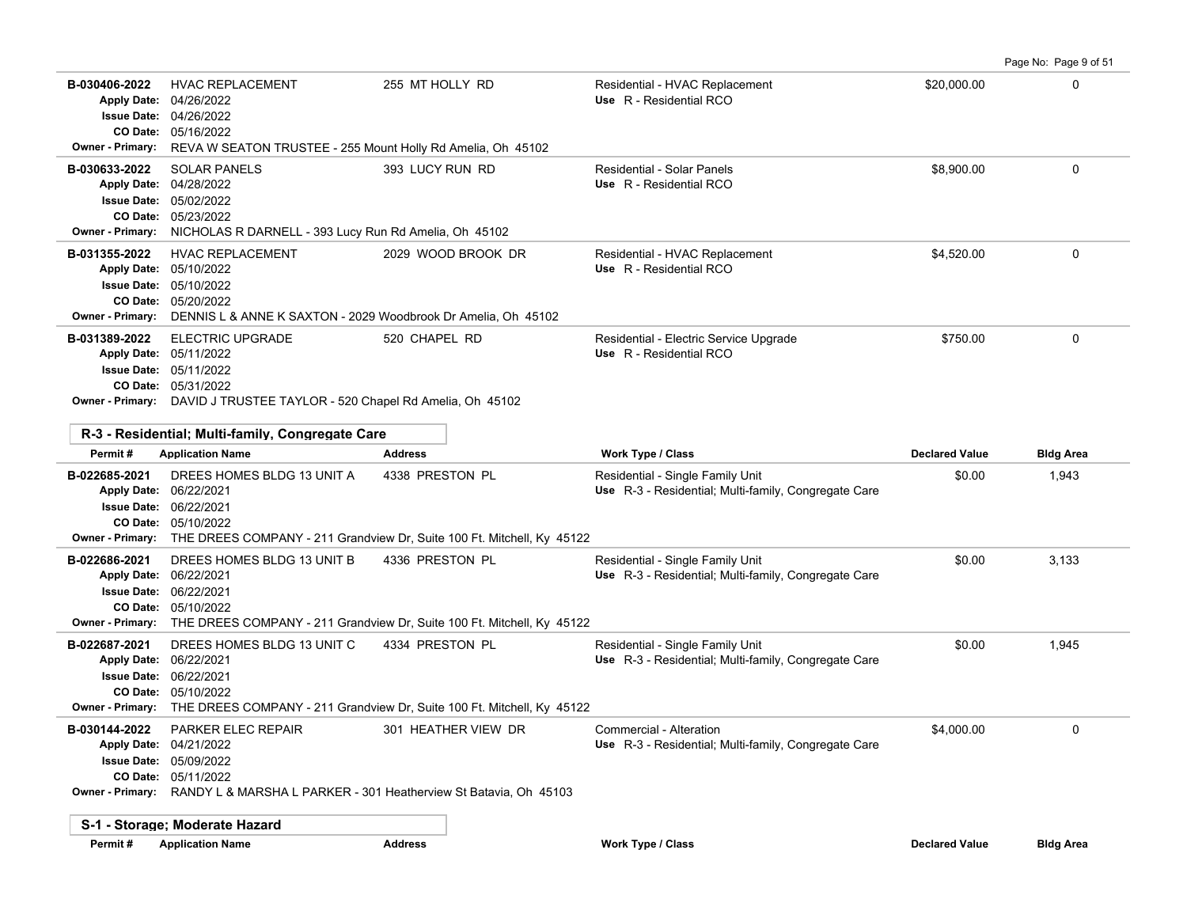| Permit # | Application Name | Address | Work Type / Class | Declared Value | Bldg Area |
|---|---|---|---|---|---|
| B-030406-2022<br>Apply Date: 04/26/2022<br>Issue Date: 04/26/2022<br>CO Date: 05/16/2022<br>Owner - Primary: REVA W SEATON TRUSTEE - 255 Mount Holly Rd Amelia, Oh 45102 | HVAC REPLACEMENT | 255 MT HOLLY RD | Residential - HVAC Replacement<br>Use R - Residential RCO | $20,000.00 | 0 |
| B-030633-2022<br>Apply Date: 04/28/2022<br>Issue Date: 05/02/2022<br>CO Date: 05/23/2022<br>Owner - Primary: NICHOLAS R DARNELL - 393 Lucy Run Rd Amelia, Oh 45102 | SOLAR PANELS | 393 LUCY RUN RD | Residential - Solar Panels<br>Use R - Residential RCO | $8,900.00 | 0 |
| B-031355-2022<br>Apply Date: 05/10/2022<br>Issue Date: 05/10/2022<br>CO Date: 05/20/2022<br>Owner - Primary: DENNIS L & ANNE K SAXTON - 2029 Woodbrook Dr Amelia, Oh 45102 | HVAC REPLACEMENT | 2029 WOOD BROOK DR | Residential - HVAC Replacement<br>Use R - Residential RCO | $4,520.00 | 0 |
| B-031389-2022<br>Apply Date: 05/11/2022<br>Issue Date: 05/11/2022<br>CO Date: 05/31/2022<br>Owner - Primary: DAVID J TRUSTEE TAYLOR - 520 Chapel Rd Amelia, Oh 45102 | ELECTRIC UPGRADE | 520 CHAPEL RD | Residential - Electric Service Upgrade<br>Use R - Residential RCO | $750.00 | 0 |

## R-3 - Residential; Multi-family, Congregate Care

| Permit # | Application Name | Address | Work Type / Class | Declared Value | Bldg Area |
|---|---|---|---|---|---|
| B-022685-2021<br>Apply Date: 06/22/2021<br>Issue Date: 06/22/2021<br>CO Date: 05/10/2022<br>Owner - Primary: THE DREES COMPANY - 211 Grandview Dr, Suite 100 Ft. Mitchell, Ky 45122 | DREES HOMES BLDG 13 UNIT A | 4338 PRESTON PL | Residential - Single Family Unit<br>Use R-3 - Residential; Multi-family, Congregate Care | $0.00 | 1,943 |
| B-022686-2021<br>Apply Date: 06/22/2021<br>Issue Date: 06/22/2021<br>CO Date: 05/10/2022<br>Owner - Primary: THE DREES COMPANY - 211 Grandview Dr, Suite 100 Ft. Mitchell, Ky 45122 | DREES HOMES BLDG 13 UNIT B | 4336 PRESTON PL | Residential - Single Family Unit<br>Use R-3 - Residential; Multi-family, Congregate Care | $0.00 | 3,133 |
| B-022687-2021<br>Apply Date: 06/22/2021<br>Issue Date: 06/22/2021<br>CO Date: 05/10/2022<br>Owner - Primary: THE DREES COMPANY - 211 Grandview Dr, Suite 100 Ft. Mitchell, Ky 45122 | DREES HOMES BLDG 13 UNIT C | 4334 PRESTON PL | Residential - Single Family Unit<br>Use R-3 - Residential; Multi-family, Congregate Care | $0.00 | 1,945 |
| B-030144-2022<br>Apply Date: 04/21/2022<br>Issue Date: 05/09/2022<br>CO Date: 05/11/2022<br>Owner - Primary: RANDY L & MARSHA L PARKER - 301 Heatherview St Batavia, Oh 45103 | PARKER ELEC REPAIR | 301 HEATHER VIEW DR | Commercial - Alteration<br>Use R-3 - Residential; Multi-family, Congregate Care | $4,000.00 | 0 |

## S-1 - Storage; Moderate Hazard

| Permit # | Application Name | Address | Work Type / Class | Declared Value | Bldg Area |
|---|---|---|---|---|---|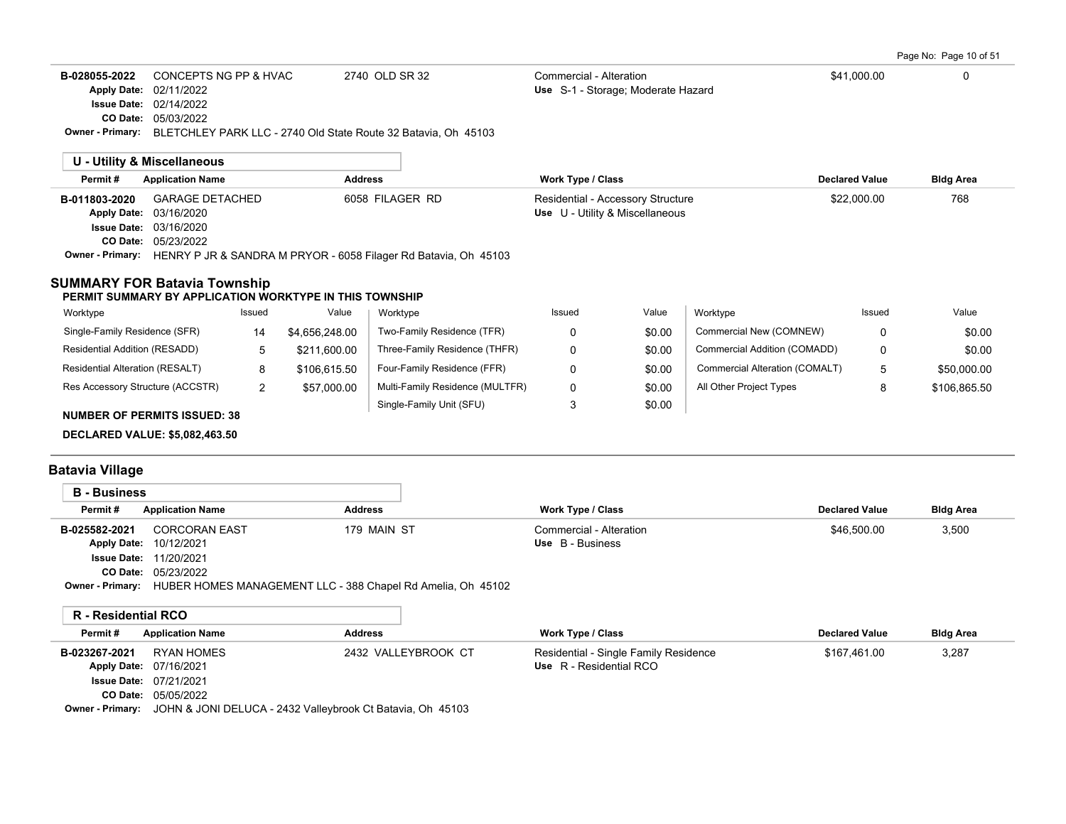| Permit # | Application Name | Address | Work Type / Class | Declared Value | Bldg Area |
|---|---|---|---|---|---|
| B-028055-2022 | CONCEPTS NG PP & HVAC | 2740 OLD SR 32 | Commercial - Alteration | $41,000.00 | 0 |
| Apply Date: 02/11/2022 | | | Use S-1 - Storage; Moderate Hazard | | |
| Issue Date: 02/14/2022 | | | | | |
| CO Date: 05/03/2022 | | | | | |
| Owner - Primary: BLETCHLEY PARK LLC - 2740 Old State Route 32 Batavia, Oh 45103 | | | | | |

### U - Utility & Miscellaneous

| Permit # | Application Name | Address | Work Type / Class | Declared Value | Bldg Area |
|---|---|---|---|---|---|
| B-011803-2020 | GARAGE DETACHED | 6058 FILAGER RD | Residential - Accessory Structure | $22,000.00 | 768 |
| Apply Date: 03/16/2020 | | | Use U - Utility & Miscellaneous | | |
| Issue Date: 03/16/2020 | | | | | |
| CO Date: 05/23/2022 | | | | | |
| Owner - Primary: HENRY P JR & SANDRA M PRYOR - 6058 Filager Rd Batavia, Oh 45103 | | | | | |

## SUMMARY FOR Batavia Township

**PERMIT SUMMARY BY APPLICATION WORKTYPE IN THIS TOWNSHIP**

| Worktype | Issued | Value | Worktype | Issued | Value | Worktype | Issued | Value |
|---|---|---|---|---|---|---|---|---|
| Single-Family Residence (SFR) | 14 | $4,656,248.00 | Two-Family Residence (TFR) | 0 | $0.00 | Commercial New (COMNEW) | 0 | $0.00 |
| Residential Addition (RESADD) | 5 | $211,600.00 | Three-Family Residence (THFR) | 0 | $0.00 | Commercial Addition (COMADD) | 0 | $0.00 |
| Residential Alteration (RESALT) | 8 | $106,615.50 | Four-Family Residence (FFR) | 0 | $0.00 | Commercial Alteration (COMALT) | 5 | $50,000.00 |
| Res Accessory Structure (ACCSTR) | 2 | $57,000.00 | Multi-Family Residence (MULTFR) | 0 | $0.00 | All Other Project Types | 8 | $106,865.50 |
| | | | Single-Family Unit (SFU) | 3 | $0.00 | | | |

**NUMBER OF PERMITS ISSUED: 38**

**DECLARED VALUE: $5,082,463.50**

## Batavia Village

### B - Business

| Permit # | Application Name | Address | Work Type / Class | Declared Value | Bldg Area |
|---|---|---|---|---|---|
| B-025582-2021 | CORCORAN EAST | 179 MAIN ST | Commercial - Alteration | $46,500.00 | 3,500 |
| Apply Date: 10/12/2021 | | | Use B - Business | | |
| Issue Date: 11/20/2021 | | | | | |
| CO Date: 05/23/2022 | | | | | |
| Owner - Primary: HUBER HOMES MANAGEMENT LLC - 388 Chapel Rd Amelia, Oh 45102 | | | | | |

### R - Residential RCO

| Permit # | Application Name | Address | Work Type / Class | Declared Value | Bldg Area |
|---|---|---|---|---|---|
| B-023267-2021 | RYAN HOMES | 2432 VALLEYBROOK CT | Residential - Single Family Residence | $167,461.00 | 3,287 |
| Apply Date: 07/16/2021 | | | Use R - Residential RCO | | |
| Issue Date: 07/21/2021 | | | | | |
| CO Date: 05/05/2022 | | | | | |
| Owner - Primary: JOHN & JONI DELUCA - 2432 Valleybrook Ct Batavia, Oh 45103 | | | | | |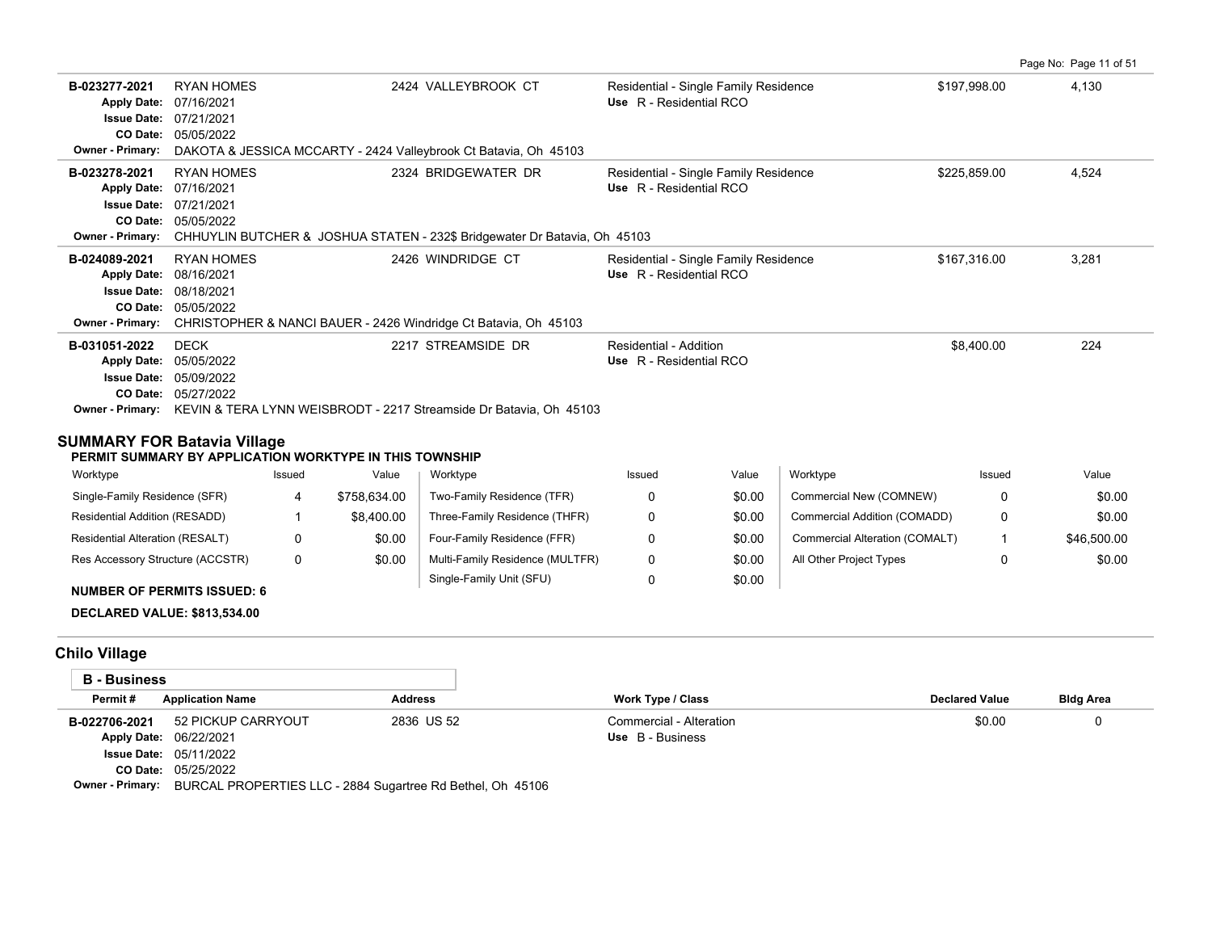| Permit # | Application Name | Address | Work Type / Class | Declared Value | Bldg Area |
|---|---|---|---|---|---|
| B-023277-2021 | RYAN HOMES | 2424 VALLEYBROOK CT | Residential - Single Family Residence<br>Use R - Residential RCO | $197,998.00 | 4,130 |
| Apply Date: 07/16/2021<br>Issue Date: 07/21/2021<br>CO Date: 05/05/2022<br>Owner - Primary: DAKOTA & JESSICA MCCARTY - 2424 Valleybrook Ct Batavia, Oh 45103 | | | | | |
| B-023278-2021 | RYAN HOMES | 2324 BRIDGEWATER DR | Residential - Single Family Residence<br>Use R - Residential RCO | $225,859.00 | 4,524 |
| Apply Date: 07/16/2021<br>Issue Date: 07/21/2021<br>CO Date: 05/05/2022<br>Owner - Primary: CHHUYLIN BUTCHER & JOSHUA STATEN - 232$ Bridgewater Dr Batavia, Oh 45103 | | | | | |
| B-024089-2021 | RYAN HOMES | 2426 WINDRIDGE CT | Residential - Single Family Residence<br>Use R - Residential RCO | $167,316.00 | 3,281 |
| Apply Date: 08/16/2021<br>Issue Date: 08/18/2021<br>CO Date: 05/05/2022<br>Owner - Primary: CHRISTOPHER & NANCI BAUER - 2426 Windridge Ct Batavia, Oh 45103 | | | | | |
| B-031051-2022 | DECK | 2217 STREAMSIDE DR | Residential - Addition<br>Use R - Residential RCO | $8,400.00 | 224 |
| Apply Date: 05/05/2022<br>Issue Date: 05/09/2022<br>CO Date: 05/27/2022<br>Owner - Primary: KEVIN & TERA LYNN WEISBRODT - 2217 Streamside Dr Batavia, Oh 45103 | | | | | |

## SUMMARY FOR Batavia Village

**PERMIT SUMMARY BY APPLICATION WORKTYPE IN THIS TOWNSHIP**

| Worktype | Issued | Value | Worktype | Issued | Value | Worktype | Issued | Value |
|---|---|---|---|---|---|---|---|---|
| Single-Family Residence (SFR) | 4 | $758,634.00 | Two-Family Residence (TFR) | 0 | $0.00 | Commercial New (COMNEW) | 0 | $0.00 |
| Residential Addition (RESADD) | 1 | $8,400.00 | Three-Family Residence (THFR) | 0 | $0.00 | Commercial Addition (COMADD) | 0 | $0.00 |
| Residential Alteration (RESALT) | 0 | $0.00 | Four-Family Residence (FFR) | 0 | $0.00 | Commercial Alteration (COMALT) | 1 | $46,500.00 |
| Res Accessory Structure (ACCSTR) | 0 | $0.00 | Multi-Family Residence (MULTFR) | 0 | $0.00 | All Other Project Types | 0 | $0.00 |
| | | | Single-Family Unit (SFU) | 0 | $0.00 | | | |

**NUMBER OF PERMITS ISSUED: 6**

**DECLARED VALUE: $813,534.00**

## Chilo Village

### B - Business

| Permit # | Application Name | Address | Work Type / Class | Declared Value | Bldg Area |
|---|---|---|---|---|---|
| B-022706-2021 | 52 PICKUP CARRYOUT | 2836 US 52 | Commercial - Alteration<br>Use B - Business | $0.00 | 0 |
| Apply Date: 06/22/2021<br>Issue Date: 05/11/2022<br>CO Date: 05/25/2022<br>Owner - Primary: BURCAL PROPERTIES LLC - 2884 Sugartree Rd Bethel, Oh 45106 | | | | | |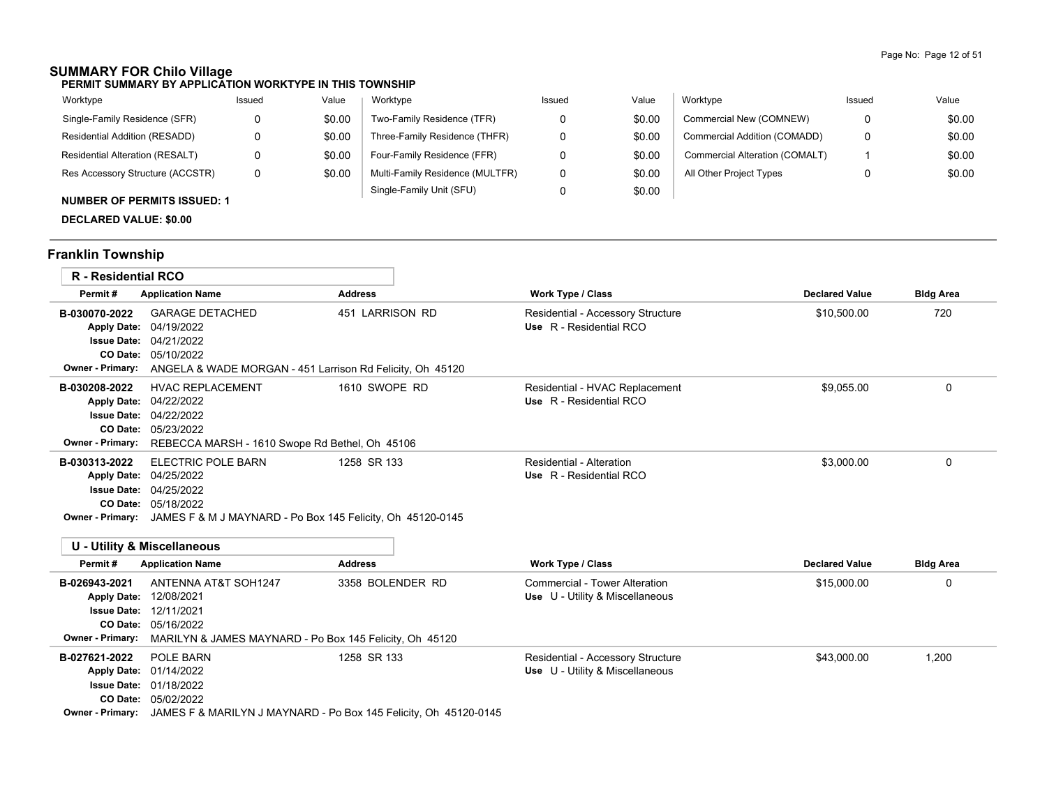## SUMMARY FOR Chilo Village

**PERMIT SUMMARY BY APPLICATION WORKTYPE IN THIS TOWNSHIP**

| Worktype | Issued | Value | Worktype | Issued | Value | Worktype | Issued | Value |
|---|---|---|---|---|---|---|---|---|
| Single-Family Residence (SFR) | 0 | $0.00 | Two-Family Residence (TFR) | 0 | $0.00 | Commercial New (COMNEW) | 0 | $0.00 |
| Residential Addition (RESADD) | 0 | $0.00 | Three-Family Residence (THFR) | 0 | $0.00 | Commercial Addition (COMADD) | 0 | $0.00 |
| Residential Alteration (RESALT) | 0 | $0.00 | Four-Family Residence (FFR) | 0 | $0.00 | Commercial Alteration (COMALT) | 1 | $0.00 |
| Res Accessory Structure (ACCSTR) | 0 | $0.00 | Multi-Family Residence (MULTFR) | 0 | $0.00 | All Other Project Types | 0 | $0.00 |
| | | | Single-Family Unit (SFU) | 0 | $0.00 | | | |

**NUMBER OF PERMITS ISSUED: 1**

**DECLARED VALUE: $0.00**

## Franklin Township

### R - Residential RCO

| Permit # | Application Name | Address | Work Type / Class | Declared Value | Bldg Area |
|---|---|---|---|---|---|
| B-030070-2022 | GARAGE DETACHED<br>Apply Date: 04/19/2022<br>Issue Date: 04/21/2022<br>CO Date: 05/10/2022<br>Owner - Primary: ANGELA & WADE MORGAN - 451 Larrison Rd Felicity, Oh 45120 | 451 LARRISON RD | Residential - Accessory Structure<br>Use R - Residential RCO | $10,500.00 | 720 |
| B-030208-2022 | HVAC REPLACEMENT<br>Apply Date: 04/22/2022<br>Issue Date: 04/22/2022<br>CO Date: 05/23/2022<br>Owner - Primary: REBECCA MARSH - 1610 Swope Rd Bethel, Oh 45106 | 1610 SWOPE RD | Residential - HVAC Replacement<br>Use R - Residential RCO | $9,055.00 | 0 |
| B-030313-2022 | ELECTRIC POLE BARN<br>Apply Date: 04/25/2022<br>Issue Date: 04/25/2022<br>CO Date: 05/18/2022<br>Owner - Primary: JAMES F & M J MAYNARD - Po Box 145 Felicity, Oh 45120-0145 | 1258 SR 133 | Residential - Alteration<br>Use R - Residential RCO | $3,000.00 | 0 |

### U - Utility & Miscellaneous

| Permit # | Application Name | Address | Work Type / Class | Declared Value | Bldg Area |
|---|---|---|---|---|---|
| B-026943-2021 | ANTENNA AT&T SOH1247<br>Apply Date: 12/08/2021<br>Issue Date: 12/11/2021<br>CO Date: 05/16/2022<br>Owner - Primary: MARILYN & JAMES MAYNARD - Po Box 145 Felicity, Oh 45120 | 3358 BOLENDER RD | Commercial - Tower Alteration<br>Use U - Utility & Miscellaneous | $15,000.00 | 0 |
| B-027621-2022 | POLE BARN<br>Apply Date: 01/14/2022<br>Issue Date: 01/18/2022<br>CO Date: 05/02/2022<br>Owner - Primary: JAMES F & MARILYN J MAYNARD - Po Box 145 Felicity, Oh 45120-0145 | 1258 SR 133 | Residential - Accessory Structure<br>Use U - Utility & Miscellaneous | $43,000.00 | 1,200 |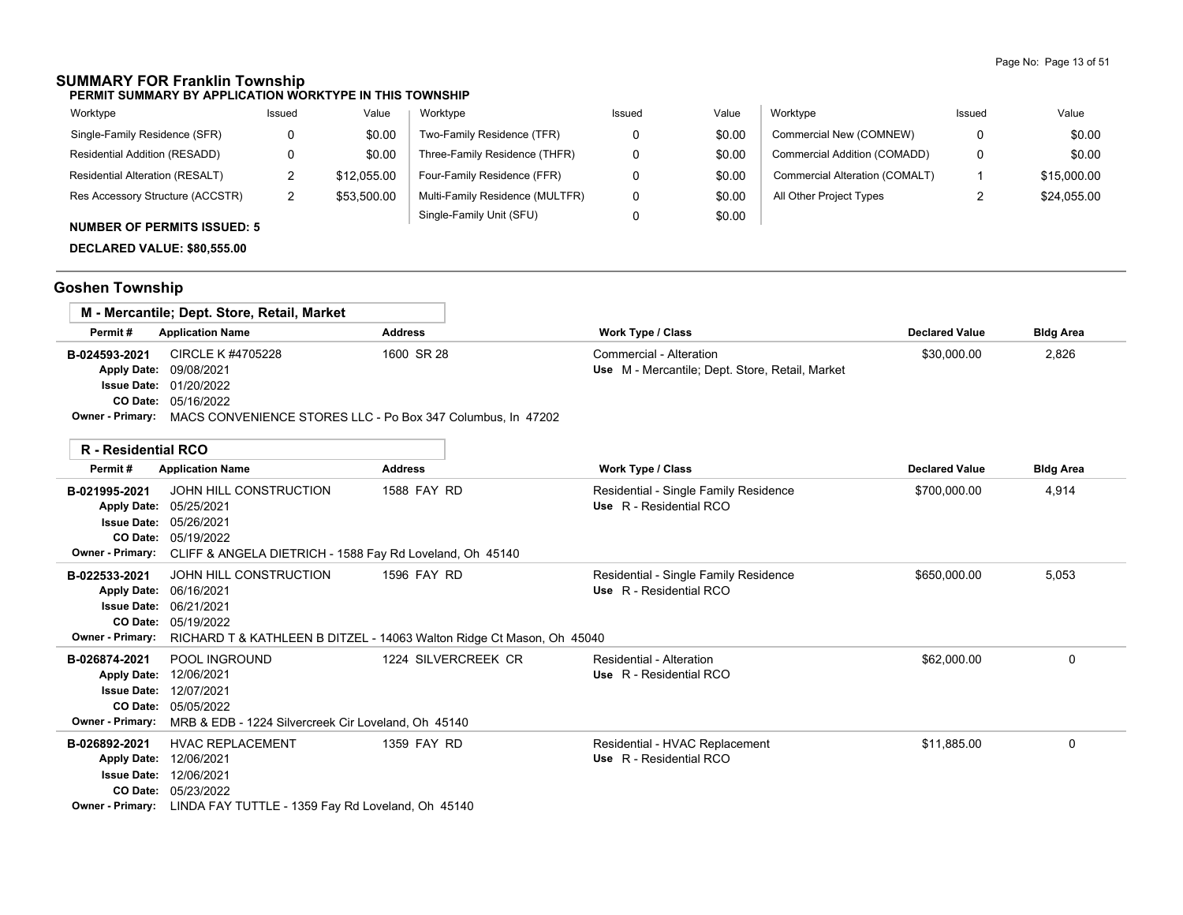## SUMMARY FOR Franklin Township

**PERMIT SUMMARY BY APPLICATION WORKTYPE IN THIS TOWNSHIP**

| Worktype | Issued | Value | Worktype | Issued | Value | Worktype | Issued | Value |
|---|---|---|---|---|---|---|---|---|
| Single-Family Residence (SFR) | 0 | $0.00 | Two-Family Residence (TFR) | 0 | $0.00 | Commercial New (COMNEW) | 0 | $0.00 |
| Residential Addition (RESADD) | 0 | $0.00 | Three-Family Residence (THFR) | 0 | $0.00 | Commercial Addition (COMADD) | 0 | $0.00 |
| Residential Alteration (RESALT) | 2 | $12,055.00 | Four-Family Residence (FFR) | 0 | $0.00 | Commercial Alteration (COMALT) | 1 | $15,000.00 |
| Res Accessory Structure (ACCSTR) | 2 | $53,500.00 | Multi-Family Residence (MULTFR) | 0 | $0.00 | All Other Project Types | 2 | $24,055.00 |
| | | | Single-Family Unit (SFU) | 0 | $0.00 | | | |

**NUMBER OF PERMITS ISSUED: 5**

**DECLARED VALUE: $80,555.00**

## Goshen Township

### M - Mercantile; Dept. Store, Retail, Market

| Permit # | Application Name | Address | Work Type / Class | Declared Value | Bldg Area |
|---|---|---|---|---|---|
| B-024593-2021 | CIRCLE K #4705228 | 1600 SR 28 | Commercial - Alteration<br>Use M - Mercantile; Dept. Store, Retail, Market | $30,000.00 | 2,826 |

Apply Date: 09/08/2021
Issue Date: 01/20/2022
CO Date: 05/16/2022
Owner - Primary: MACS CONVENIENCE STORES LLC - Po Box 347 Columbus, In 47202

### R - Residential RCO

| Permit # | Application Name | Address | Work Type / Class | Declared Value | Bldg Area |
|---|---|---|---|---|---|
| B-021995-2021 | JOHN HILL CONSTRUCTION | 1588 FAY RD | Residential - Single Family Residence<br>Use R - Residential RCO | $700,000.00 | 4,914 |

Apply Date: 05/25/2021
Issue Date: 05/26/2021
CO Date: 05/19/2022
Owner - Primary: CLIFF & ANGELA DIETRICH - 1588 Fay Rd Loveland, Oh 45140

| Permit # | Application Name | Address | Work Type / Class | Declared Value | Bldg Area |
|---|---|---|---|---|---|
| B-022533-2021 | JOHN HILL CONSTRUCTION | 1596 FAY RD | Residential - Single Family Residence<br>Use R - Residential RCO | $650,000.00 | 5,053 |

Apply Date: 06/16/2021
Issue Date: 06/21/2021
CO Date: 05/19/2022
Owner - Primary: RICHARD T & KATHLEEN B DITZEL - 14063 Walton Ridge Ct Mason, Oh 45040

| Permit # | Application Name | Address | Work Type / Class | Declared Value | Bldg Area |
|---|---|---|---|---|---|
| B-026874-2021 | POOL INGROUND | 1224 SILVERCREEK CR | Residential - Alteration<br>Use R - Residential RCO | $62,000.00 | 0 |

Apply Date: 12/06/2021
Issue Date: 12/07/2021
CO Date: 05/05/2022
Owner - Primary: MRB & EDB - 1224 Silvercreek Cir Loveland, Oh 45140

| Permit # | Application Name | Address | Work Type / Class | Declared Value | Bldg Area |
|---|---|---|---|---|---|
| B-026892-2021 | HVAC REPLACEMENT | 1359 FAY RD | Residential - HVAC Replacement<br>Use R - Residential RCO | $11,885.00 | 0 |

Apply Date: 12/06/2021
Issue Date: 12/06/2021
CO Date: 05/23/2022
Owner - Primary: LINDA FAY TUTTLE - 1359 Fay Rd Loveland, Oh 45140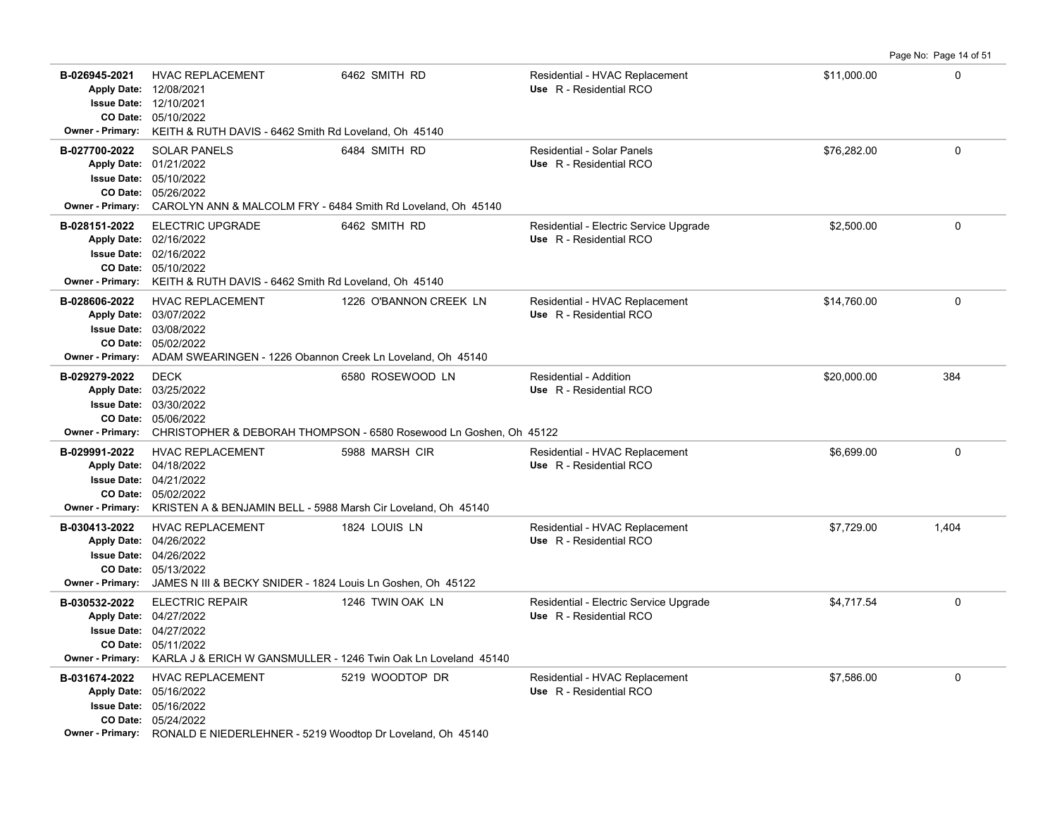| Permit | Description | Address | Type / Use | Valuation | Sq Ft |
|---|---|---|---|---|---|
| **B-026945-2021**<br>Apply Date: 12/08/2021<br>Issue Date: 12/10/2021<br>CO Date: 05/10/2022<br>Owner - Primary: KEITH & RUTH DAVIS - 6462 Smith Rd Loveland, Oh 45140 | HVAC REPLACEMENT | 6462 SMITH RD | Residential - HVAC Replacement<br>Use R - Residential RCO | $11,000.00 | 0 |
| **B-027700-2022**<br>Apply Date: 01/21/2022<br>Issue Date: 05/10/2022<br>CO Date: 05/26/2022<br>Owner - Primary: CAROLYN ANN & MALCOLM FRY - 6484 Smith Rd Loveland, Oh 45140 | SOLAR PANELS | 6484 SMITH RD | Residential - Solar Panels<br>Use R - Residential RCO | $76,282.00 | 0 |
| **B-028151-2022**<br>Apply Date: 02/16/2022<br>Issue Date: 02/16/2022<br>CO Date: 05/10/2022<br>Owner - Primary: KEITH & RUTH DAVIS - 6462 Smith Rd Loveland, Oh 45140 | ELECTRIC UPGRADE | 6462 SMITH RD | Residential - Electric Service Upgrade<br>Use R - Residential RCO | $2,500.00 | 0 |
| **B-028606-2022**<br>Apply Date: 03/07/2022<br>Issue Date: 03/08/2022<br>CO Date: 05/02/2022<br>Owner - Primary: ADAM SWEARINGEN - 1226 Obannon Creek Ln Loveland, Oh 45140 | HVAC REPLACEMENT | 1226 O'BANNON CREEK LN | Residential - HVAC Replacement<br>Use R - Residential RCO | $14,760.00 | 0 |
| **B-029279-2022**<br>Apply Date: 03/25/2022<br>Issue Date: 03/30/2022<br>CO Date: 05/06/2022<br>Owner - Primary: CHRISTOPHER & DEBORAH THOMPSON - 6580 Rosewood Ln Goshen, Oh 45122 | DECK | 6580 ROSEWOOD LN | Residential - Addition<br>Use R - Residential RCO | $20,000.00 | 384 |
| **B-029991-2022**<br>Apply Date: 04/18/2022<br>Issue Date: 04/21/2022<br>CO Date: 05/02/2022<br>Owner - Primary: KRISTEN A & BENJAMIN BELL - 5988 Marsh Cir Loveland, Oh 45140 | HVAC REPLACEMENT | 5988 MARSH CIR | Residential - HVAC Replacement<br>Use R - Residential RCO | $6,699.00 | 0 |
| **B-030413-2022**<br>Apply Date: 04/26/2022<br>Issue Date: 04/26/2022<br>CO Date: 05/13/2022<br>Owner - Primary: JAMES N III & BECKY SNIDER - 1824 Louis Ln Goshen, Oh 45122 | HVAC REPLACEMENT | 1824 LOUIS LN | Residential - HVAC Replacement<br>Use R - Residential RCO | $7,729.00 | 1,404 |
| **B-030532-2022**<br>Apply Date: 04/27/2022<br>Issue Date: 04/27/2022<br>CO Date: 05/11/2022<br>Owner - Primary: KARLA J & ERICH W GANSMULLER - 1246 Twin Oak Ln Loveland 45140 | ELECTRIC REPAIR | 1246 TWIN OAK LN | Residential - Electric Service Upgrade<br>Use R - Residential RCO | $4,717.54 | 0 |
| **B-031674-2022**<br>Apply Date: 05/16/2022<br>Issue Date: 05/16/2022<br>CO Date: 05/24/2022<br>Owner - Primary: RONALD E NIEDERLEHNER - 5219 Woodtop Dr Loveland, Oh 45140 | HVAC REPLACEMENT | 5219 WOODTOP DR | Residential - HVAC Replacement<br>Use R - Residential RCO | $7,586.00 | 0 |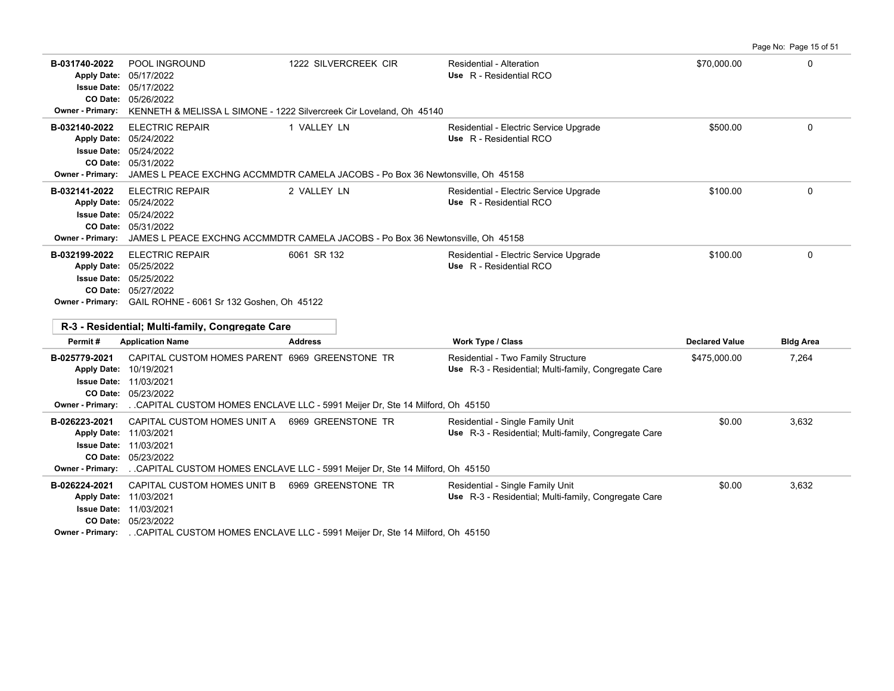| Permit # | Application Name | Address | Work Type / Class | Declared Value | Bldg Area |
|---|---|---|---|---|---|
| B-031740-2022 | POOL INGROUND | 1222 SILVERCREEK CIR | Residential - Alteration | $70,000.00 | 0 |
| Apply Date: 05/17/2022 | | | Use R - Residential RCO | | |
| Issue Date: 05/17/2022 | | | | | |
| CO Date: 05/26/2022 | | | | | |
| Owner - Primary: KENNETH & MELISSA L SIMONE - 1222 Silvercreek Cir Loveland, Oh 45140 | | | | | |
| B-032140-2022 | ELECTRIC REPAIR | 1 VALLEY LN | Residential - Electric Service Upgrade | $500.00 | 0 |
| Apply Date: 05/24/2022 | | | Use R - Residential RCO | | |
| Issue Date: 05/24/2022 | | | | | |
| CO Date: 05/31/2022 | | | | | |
| Owner - Primary: JAMES L PEACE EXCHNG ACCMMDTR CAMELA JACOBS - Po Box 36 Newtonsville, Oh 45158 | | | | | |
| B-032141-2022 | ELECTRIC REPAIR | 2 VALLEY LN | Residential - Electric Service Upgrade | $100.00 | 0 |
| Apply Date: 05/24/2022 | | | Use R - Residential RCO | | |
| Issue Date: 05/24/2022 | | | | | |
| CO Date: 05/31/2022 | | | | | |
| Owner - Primary: JAMES L PEACE EXCHNG ACCMMDTR CAMELA JACOBS - Po Box 36 Newtonsville, Oh 45158 | | | | | |
| B-032199-2022 | ELECTRIC REPAIR | 6061 SR 132 | Residential - Electric Service Upgrade | $100.00 | 0 |
| Apply Date: 05/25/2022 | | | Use R - Residential RCO | | |
| Issue Date: 05/25/2022 | | | | | |
| CO Date: 05/27/2022 | | | | | |
| Owner - Primary: GAIL ROHNE - 6061 Sr 132 Goshen, Oh 45122 | | | | | |

## R-3 - Residential; Multi-family, Congregate Care

| Permit # | Application Name | Address | Work Type / Class | Declared Value | Bldg Area |
|---|---|---|---|---|---|
| B-025779-2021 | CAPITAL CUSTOM HOMES PARENT | 6969 GREENSTONE TR | Residential - Two Family Structure | $475,000.00 | 7,264 |
| Apply Date: 10/19/2021 | | | Use R-3 - Residential; Multi-family, Congregate Care | | |
| Issue Date: 11/03/2021 | | | | | |
| CO Date: 05/23/2022 | | | | | |
| Owner - Primary: . .CAPITAL CUSTOM HOMES ENCLAVE LLC - 5991 Meijer Dr, Ste 14 Milford, Oh 45150 | | | | | |
| B-026223-2021 | CAPITAL CUSTOM HOMES UNIT A | 6969 GREENSTONE TR | Residential - Single Family Unit | $0.00 | 3,632 |
| Apply Date: 11/03/2021 | | | Use R-3 - Residential; Multi-family, Congregate Care | | |
| Issue Date: 11/03/2021 | | | | | |
| CO Date: 05/23/2022 | | | | | |
| Owner - Primary: . .CAPITAL CUSTOM HOMES ENCLAVE LLC - 5991 Meijer Dr, Ste 14 Milford, Oh 45150 | | | | | |
| B-026224-2021 | CAPITAL CUSTOM HOMES UNIT B | 6969 GREENSTONE TR | Residential - Single Family Unit | $0.00 | 3,632 |
| Apply Date: 11/03/2021 | | | Use R-3 - Residential; Multi-family, Congregate Care | | |
| Issue Date: 11/03/2021 | | | | | |
| CO Date: 05/23/2022 | | | | | |
| Owner - Primary: . .CAPITAL CUSTOM HOMES ENCLAVE LLC - 5991 Meijer Dr, Ste 14 Milford, Oh 45150 | | | | | |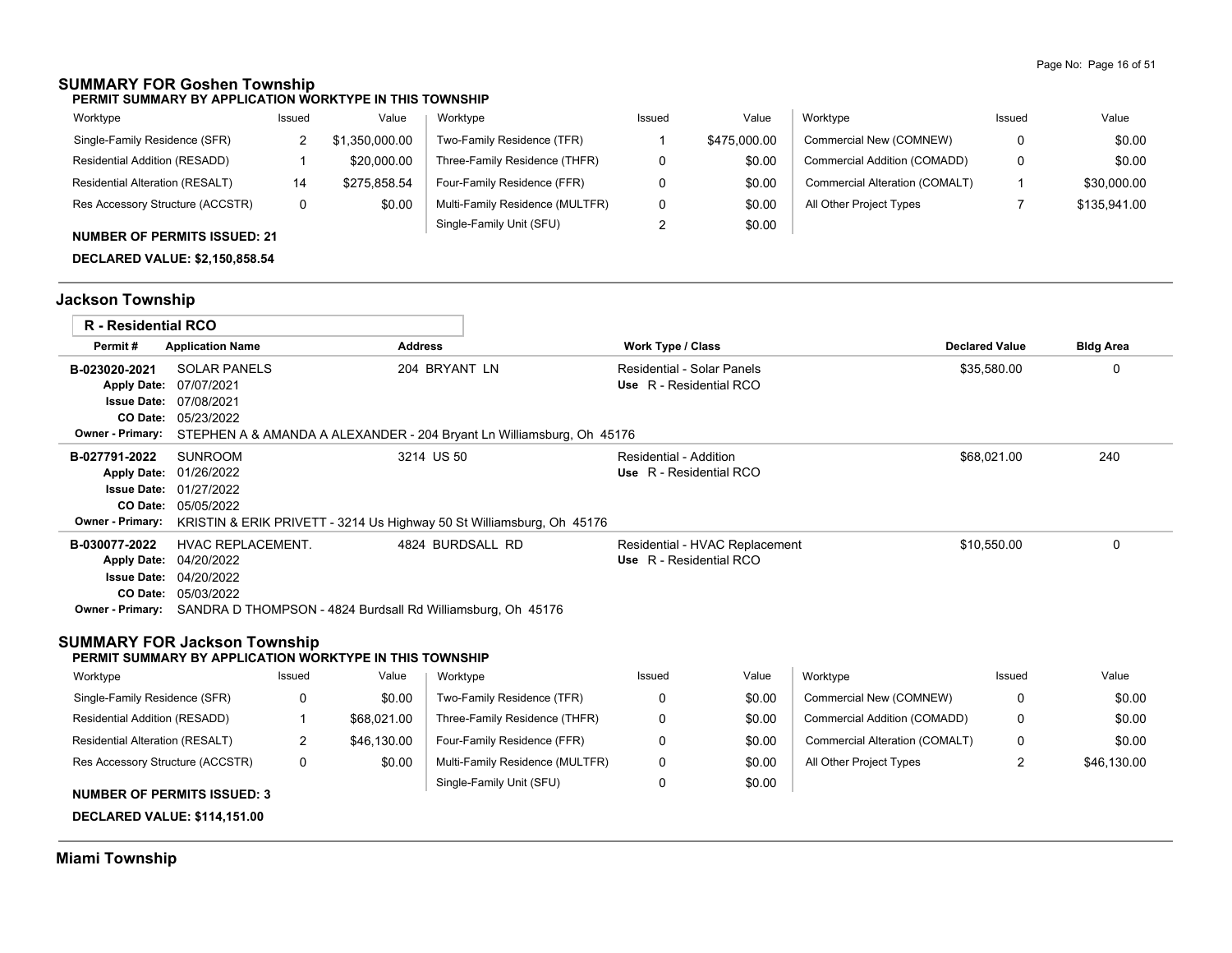## SUMMARY FOR Goshen Township

**PERMIT SUMMARY BY APPLICATION WORKTYPE IN THIS TOWNSHIP**

| Worktype | Issued | Value | Worktype | Issued | Value | Worktype | Issued | Value |
|---|---|---|---|---|---|---|---|---|
| Single-Family Residence (SFR) | 2 | $1,350,000.00 | Two-Family Residence (TFR) | 1 | $475,000.00 | Commercial New (COMNEW) | 0 | $0.00 |
| Residential Addition (RESADD) | 1 | $20,000.00 | Three-Family Residence (THFR) | 0 | $0.00 | Commercial Addition (COMADD) | 0 | $0.00 |
| Residential Alteration (RESALT) | 14 | $275,858.54 | Four-Family Residence (FFR) | 0 | $0.00 | Commercial Alteration (COMALT) | 1 | $30,000.00 |
| Res Accessory Structure (ACCSTR) | 0 | $0.00 | Multi-Family Residence (MULTFR) | 0 | $0.00 | All Other Project Types | 7 | $135,941.00 |
| | | | Single-Family Unit (SFU) | 2 | $0.00 | | | |

**NUMBER OF PERMITS ISSUED: 21**

**DECLARED VALUE: $2,150,858.54**

## Jackson Township

**R - Residential RCO**

| Permit # | Application Name | Address | Work Type / Class | Declared Value | Bldg Area |
|---|---|---|---|---|---|
| B-023020-2021 | SOLAR PANELS | 204 BRYANT LN | Residential - Solar Panels<br>Use R - Residential RCO | $35,580.00 | 0 |
| Apply Date: | 07/07/2021 | | | | |
| Issue Date: | 07/08/2021 | | | | |
| CO Date: | 05/23/2022 | | | | |
| Owner - Primary: | STEPHEN A & AMANDA A ALEXANDER - 204 Bryant Ln Williamsburg, Oh 45176 | | | | |
| B-027791-2022 | SUNROOM | 3214 US 50 | Residential - Addition<br>Use R - Residential RCO | $68,021.00 | 240 |
| Apply Date: | 01/26/2022 | | | | |
| Issue Date: | 01/27/2022 | | | | |
| CO Date: | 05/05/2022 | | | | |
| Owner - Primary: | KRISTIN & ERIK PRIVETT - 3214 Us Highway 50 St Williamsburg, Oh 45176 | | | | |
| B-030077-2022 | HVAC REPLACEMENT. | 4824 BURDSALL RD | Residential - HVAC Replacement<br>Use R - Residential RCO | $10,550.00 | 0 |
| Apply Date: | 04/20/2022 | | | | |
| Issue Date: | 04/20/2022 | | | | |
| CO Date: | 05/03/2022 | | | | |
| Owner - Primary: | SANDRA D THOMPSON - 4824 Burdsall Rd Williamsburg, Oh 45176 | | | | |

## SUMMARY FOR Jackson Township

**PERMIT SUMMARY BY APPLICATION WORKTYPE IN THIS TOWNSHIP**

| Worktype | Issued | Value | Worktype | Issued | Value | Worktype | Issued | Value |
|---|---|---|---|---|---|---|---|---|
| Single-Family Residence (SFR) | 0 | $0.00 | Two-Family Residence (TFR) | 0 | $0.00 | Commercial New (COMNEW) | 0 | $0.00 |
| Residential Addition (RESADD) | 1 | $68,021.00 | Three-Family Residence (THFR) | 0 | $0.00 | Commercial Addition (COMADD) | 0 | $0.00 |
| Residential Alteration (RESALT) | 2 | $46,130.00 | Four-Family Residence (FFR) | 0 | $0.00 | Commercial Alteration (COMALT) | 0 | $0.00 |
| Res Accessory Structure (ACCSTR) | 0 | $0.00 | Multi-Family Residence (MULTFR) | 0 | $0.00 | All Other Project Types | 2 | $46,130.00 |
| | | | Single-Family Unit (SFU) | 0 | $0.00 | | | |

**NUMBER OF PERMITS ISSUED: 3**

**DECLARED VALUE: $114,151.00**

## Miami Township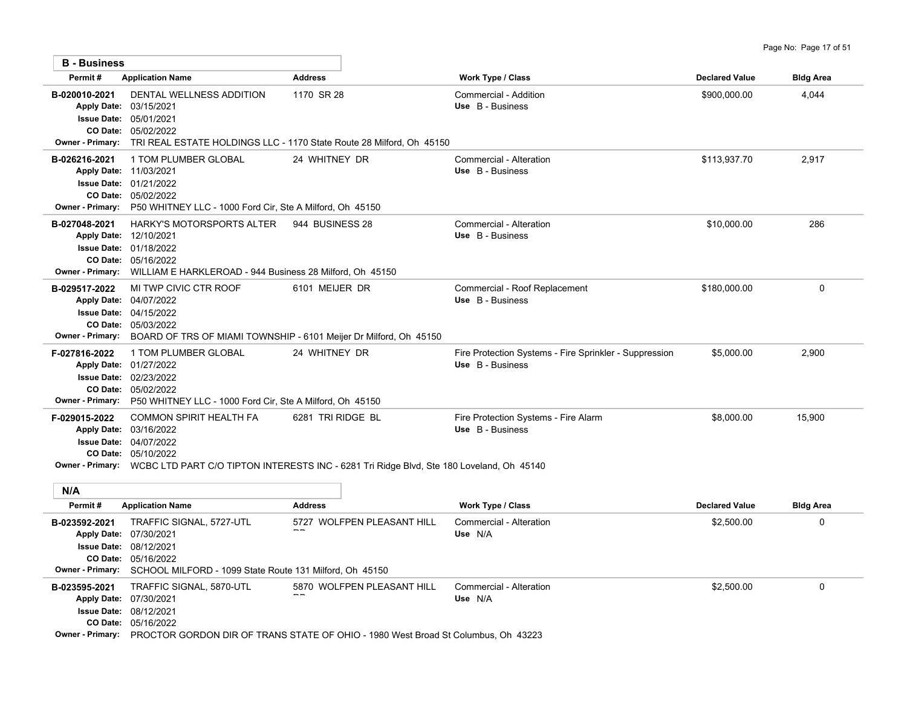## B - Business

| Permit # | Application Name | Address | Work Type / Class | Declared Value | Bldg Area |
|---|---|---|---|---|---|
| B-020010-2021 | DENTAL WELLNESS ADDITION<br>Apply Date: 03/15/2021<br>Issue Date: 05/01/2021<br>CO Date: 05/02/2022<br>Owner - Primary: TRI REAL ESTATE HOLDINGS LLC - 1170 State Route 28 Milford, Oh 45150 | 1170 SR 28 | Commercial - Addition<br>Use B - Business | $900,000.00 | 4,044 |
| B-026216-2021 | 1 TOM PLUMBER GLOBAL<br>Apply Date: 11/03/2021<br>Issue Date: 01/21/2022<br>CO Date: 05/02/2022<br>Owner - Primary: P50 WHITNEY LLC - 1000 Ford Cir, Ste A Milford, Oh 45150 | 24 WHITNEY DR | Commercial - Alteration<br>Use B - Business | $113,937.70 | 2,917 |
| B-027048-2021 | HARKY'S MOTORSPORTS ALTER<br>Apply Date: 12/10/2021<br>Issue Date: 01/18/2022<br>CO Date: 05/16/2022<br>Owner - Primary: WILLIAM E HARKLEROAD - 944 Business 28 Milford, Oh 45150 | 944 BUSINESS 28 | Commercial - Alteration<br>Use B - Business | $10,000.00 | 286 |
| B-029517-2022 | MI TWP CIVIC CTR ROOF<br>Apply Date: 04/07/2022<br>Issue Date: 04/15/2022<br>CO Date: 05/03/2022<br>Owner - Primary: BOARD OF TRS OF MIAMI TOWNSHIP - 6101 Meijer Dr Milford, Oh 45150 | 6101 MEIJER DR | Commercial - Roof Replacement<br>Use B - Business | $180,000.00 | 0 |
| F-027816-2022 | 1 TOM PLUMBER GLOBAL<br>Apply Date: 01/27/2022<br>Issue Date: 02/23/2022<br>CO Date: 05/02/2022<br>Owner - Primary: P50 WHITNEY LLC - 1000 Ford Cir, Ste A Milford, Oh 45150 | 24 WHITNEY DR | Fire Protection Systems - Fire Sprinkler - Suppression<br>Use B - Business | $5,000.00 | 2,900 |
| F-029015-2022 | COMMON SPIRIT HEALTH FA<br>Apply Date: 03/16/2022<br>Issue Date: 04/07/2022<br>CO Date: 05/10/2022<br>Owner - Primary: WCBC LTD PART C/O TIPTON INTERESTS INC - 6281 Tri Ridge Blvd, Ste 180 Loveland, Oh 45140 | 6281 TRI RIDGE BL | Fire Protection Systems - Fire Alarm<br>Use B - Business | $8,000.00 | 15,900 |

## N/A

| Permit # | Application Name | Address | Work Type / Class | Declared Value | Bldg Area |
|---|---|---|---|---|---|
| B-023592-2021 | TRAFFIC SIGNAL, 5727-UTL<br>Apply Date: 07/30/2021<br>Issue Date: 08/12/2021<br>CO Date: 05/16/2022<br>Owner - Primary: SCHOOL MILFORD - 1099 State Route 131 Milford, Oh 45150 | 5727 WOLFPEN PLEASANT HILL RD | Commercial - Alteration<br>Use N/A | $2,500.00 | 0 |
| B-023595-2021 | TRAFFIC SIGNAL, 5870-UTL<br>Apply Date: 07/30/2021<br>Issue Date: 08/12/2021<br>CO Date: 05/16/2022<br>Owner - Primary: PROCTOR GORDON DIR OF TRANS STATE OF OHIO - 1980 West Broad St Columbus, Oh 43223 | 5870 WOLFPEN PLEASANT HILL RD | Commercial - Alteration<br>Use N/A | $2,500.00 | 0 |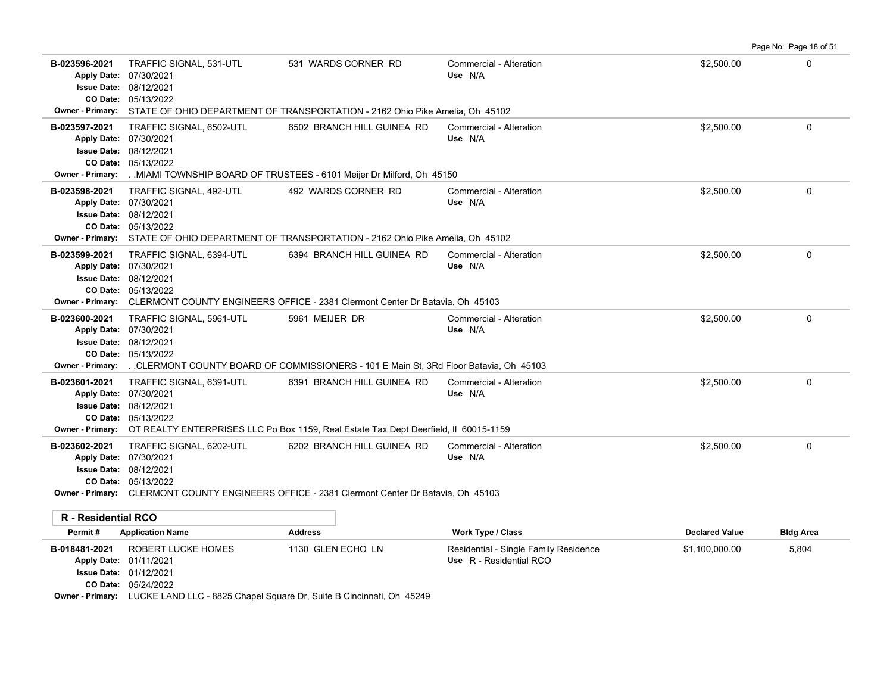| Permit # | Application Name | Address | Work Type / Class | Declared Value | Bldg Area |
|---|---|---|---|---|---|
| B-023596-2021 | TRAFFIC SIGNAL, 531-UTL | 531 WARDS CORNER RD | Commercial - Alteration | $2,500.00 | 0 |
| | Apply Date: 07/30/2021<br>Issue Date: 08/12/2021<br>CO Date: 05/13/2022 | | Use N/A | | |
| | Owner - Primary: STATE OF OHIO DEPARTMENT OF TRANSPORTATION - 2162 Ohio Pike Amelia, Oh 45102 | | | | |
| B-023597-2021 | TRAFFIC SIGNAL, 6502-UTL | 6502 BRANCH HILL GUINEA RD | Commercial - Alteration | $2,500.00 | 0 |
| | Apply Date: 07/30/2021<br>Issue Date: 08/12/2021<br>CO Date: 05/13/2022 | | Use N/A | | |
| | Owner - Primary: . .MIAMI TOWNSHIP BOARD OF TRUSTEES - 6101 Meijer Dr Milford, Oh 45150 | | | | |
| B-023598-2021 | TRAFFIC SIGNAL, 492-UTL | 492 WARDS CORNER RD | Commercial - Alteration | $2,500.00 | 0 |
| | Apply Date: 07/30/2021<br>Issue Date: 08/12/2021<br>CO Date: 05/13/2022 | | Use N/A | | |
| | Owner - Primary: STATE OF OHIO DEPARTMENT OF TRANSPORTATION - 2162 Ohio Pike Amelia, Oh 45102 | | | | |
| B-023599-2021 | TRAFFIC SIGNAL, 6394-UTL | 6394 BRANCH HILL GUINEA RD | Commercial - Alteration | $2,500.00 | 0 |
| | Apply Date: 07/30/2021<br>Issue Date: 08/12/2021<br>CO Date: 05/13/2022 | | Use N/A | | |
| | Owner - Primary: CLERMONT COUNTY ENGINEERS OFFICE - 2381 Clermont Center Dr Batavia, Oh 45103 | | | | |
| B-023600-2021 | TRAFFIC SIGNAL, 5961-UTL | 5961 MEIJER DR | Commercial - Alteration | $2,500.00 | 0 |
| | Apply Date: 07/30/2021<br>Issue Date: 08/12/2021<br>CO Date: 05/13/2022 | | Use N/A | | |
| | Owner - Primary: . .CLERMONT COUNTY BOARD OF COMMISSIONERS - 101 E Main St, 3Rd Floor Batavia, Oh 45103 | | | | |
| B-023601-2021 | TRAFFIC SIGNAL, 6391-UTL | 6391 BRANCH HILL GUINEA RD | Commercial - Alteration | $2,500.00 | 0 |
| | Apply Date: 07/30/2021<br>Issue Date: 08/12/2021<br>CO Date: 05/13/2022 | | Use N/A | | |
| | Owner - Primary: OT REALTY ENTERPRISES LLC Po Box 1159, Real Estate Tax Dept Deerfield, Il 60015-1159 | | | | |
| B-023602-2021 | TRAFFIC SIGNAL, 6202-UTL | 6202 BRANCH HILL GUINEA RD | Commercial - Alteration | $2,500.00 | 0 |
| | Apply Date: 07/30/2021<br>Issue Date: 08/12/2021<br>CO Date: 05/13/2022 | | Use N/A | | |
| | Owner - Primary: CLERMONT COUNTY ENGINEERS OFFICE - 2381 Clermont Center Dr Batavia, Oh 45103 | | | | |

**R - Residential RCO**

| Permit # | Application Name | Address | Work Type / Class | Declared Value | Bldg Area |
|---|---|---|---|---|---|
| B-018481-2021 | ROBERT LUCKE HOMES | 1130 GLEN ECHO LN | Residential - Single Family Residence | $1,100,000.00 | 5,804 |
| | Apply Date: 01/11/2021<br>Issue Date: 01/12/2021<br>CO Date: 05/24/2022 | | Use R - Residential RCO | | |
| | Owner - Primary: LUCKE LAND LLC - 8825 Chapel Square Dr, Suite B Cincinnati, Oh 45249 | | | | |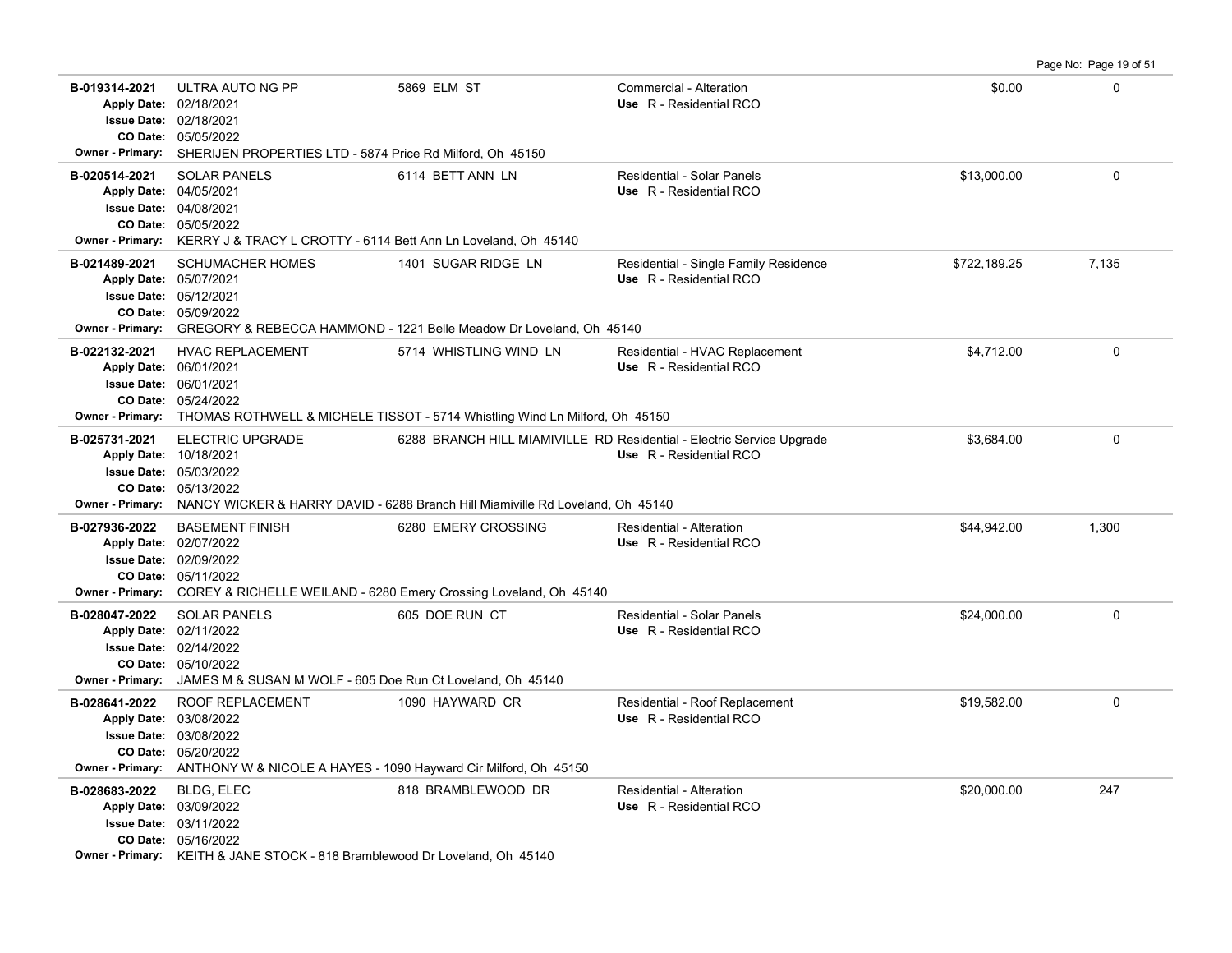| Permit | Description | Address | Type | Valuation | Sq Ft |
|---|---|---|---|---|---|
| B-019314-2021<br>Apply Date: 02/18/2021<br>Issue Date: 02/18/2021<br>CO Date: 05/05/2022<br>Owner - Primary: SHERIJEN PROPERTIES LTD - 5874 Price Rd Milford, Oh 45150 | ULTRA AUTO NG PP | 5869 ELM ST | Commercial - Alteration<br>Use R - Residential RCO | $0.00 | 0 |
| B-020514-2021<br>Apply Date: 04/05/2021<br>Issue Date: 04/08/2021<br>CO Date: 05/05/2022<br>Owner - Primary: KERRY J & TRACY L CROTTY - 6114 Bett Ann Ln Loveland, Oh 45140 | SOLAR PANELS | 6114 BETT ANN LN | Residential - Solar Panels<br>Use R - Residential RCO | $13,000.00 | 0 |
| B-021489-2021<br>Apply Date: 05/07/2021<br>Issue Date: 05/12/2021<br>CO Date: 05/09/2022<br>Owner - Primary: GREGORY & REBECCA HAMMOND - 1221 Belle Meadow Dr Loveland, Oh 45140 | SCHUMACHER HOMES | 1401 SUGAR RIDGE LN | Residential - Single Family Residence<br>Use R - Residential RCO | $722,189.25 | 7,135 |
| B-022132-2021<br>Apply Date: 06/01/2021<br>Issue Date: 06/01/2021<br>CO Date: 05/24/2022<br>Owner - Primary: THOMAS ROTHWELL & MICHELE TISSOT - 5714 Whistling Wind Ln Milford, Oh 45150 | HVAC REPLACEMENT | 5714 WHISTLING WIND LN | Residential - HVAC Replacement<br>Use R - Residential RCO | $4,712.00 | 0 |
| B-025731-2021<br>Apply Date: 10/18/2021<br>Issue Date: 05/03/2022<br>CO Date: 05/13/2022<br>Owner - Primary: NANCY WICKER & HARRY DAVID - 6288 Branch Hill Miamiville Rd Loveland, Oh 45140 | ELECTRIC UPGRADE | 6288 BRANCH HILL MIAMIVILLE RD | Residential - Electric Service Upgrade<br>Use R - Residential RCO | $3,684.00 | 0 |
| B-027936-2022<br>Apply Date: 02/07/2022<br>Issue Date: 02/09/2022<br>CO Date: 05/11/2022<br>Owner - Primary: COREY & RICHELLE WEILAND - 6280 Emery Crossing Loveland, Oh 45140 | BASEMENT FINISH | 6280 EMERY CROSSING | Residential - Alteration<br>Use R - Residential RCO | $44,942.00 | 1,300 |
| B-028047-2022<br>Apply Date: 02/11/2022<br>Issue Date: 02/14/2022<br>CO Date: 05/10/2022<br>Owner - Primary: JAMES M & SUSAN M WOLF - 605 Doe Run Ct Loveland, Oh 45140 | SOLAR PANELS | 605 DOE RUN CT | Residential - Solar Panels<br>Use R - Residential RCO | $24,000.00 | 0 |
| B-028641-2022<br>Apply Date: 03/08/2022<br>Issue Date: 03/08/2022<br>CO Date: 05/20/2022<br>Owner - Primary: ANTHONY W & NICOLE A HAYES - 1090 Hayward Cir Milford, Oh 45150 | ROOF REPLACEMENT | 1090 HAYWARD CR | Residential - Roof Replacement<br>Use R - Residential RCO | $19,582.00 | 0 |
| B-028683-2022<br>Apply Date: 03/09/2022<br>Issue Date: 03/11/2022<br>CO Date: 05/16/2022<br>Owner - Primary: KEITH & JANE STOCK - 818 Bramblewood Dr Loveland, Oh 45140 | BLDG, ELEC | 818 BRAMBLEWOOD DR | Residential - Alteration<br>Use R - Residential RCO | $20,000.00 | 247 |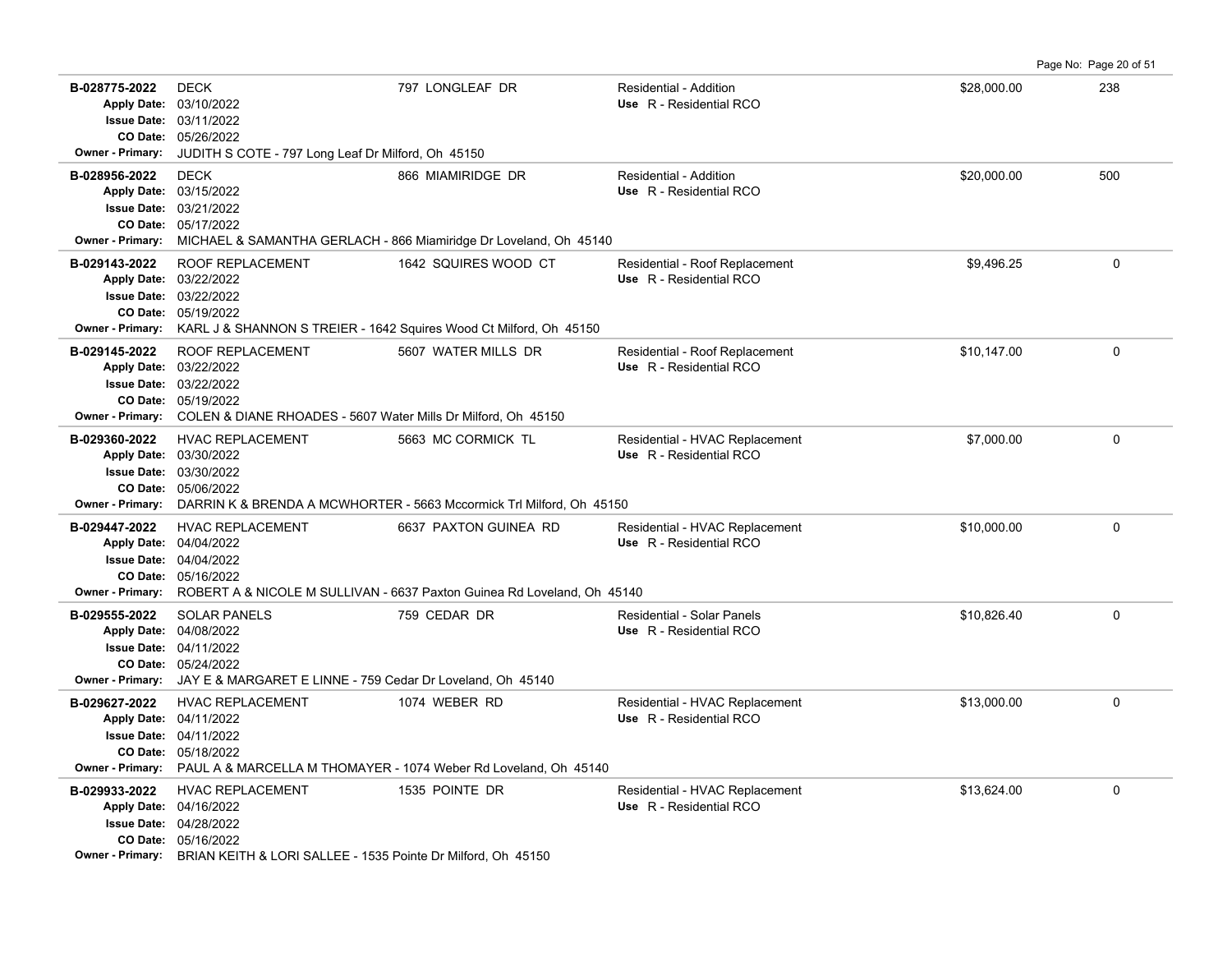| Permit # | Description | Address | Type / Use | Value | Sq Ft |
|---|---|---|---|---|---|
| **B-028775-2022** | DECK | 797 LONGLEAF DR | Residential - Addition | $28,000.00 | 238 |
| **Apply Date:** 03/10/2022 | | | Use R - Residential RCO | | |
| **Issue Date:** 03/11/2022 | | | | | |
| **CO Date:** 05/26/2022 | | | | | |
| **Owner - Primary:** JUDITH S COTE - 797 Long Leaf Dr Milford, Oh 45150 | | | | | |
| **B-028956-2022** | DECK | 866 MIAMIRIDGE DR | Residential - Addition | $20,000.00 | 500 |
| **Apply Date:** 03/15/2022 | | | Use R - Residential RCO | | |
| **Issue Date:** 03/21/2022 | | | | | |
| **CO Date:** 05/17/2022 | | | | | |
| **Owner - Primary:** MICHAEL & SAMANTHA GERLACH - 866 Miamiridge Dr Loveland, Oh 45140 | | | | | |
| **B-029143-2022** | ROOF REPLACEMENT | 1642 SQUIRES WOOD CT | Residential - Roof Replacement | $9,496.25 | 0 |
| **Apply Date:** 03/22/2022 | | | Use R - Residential RCO | | |
| **Issue Date:** 03/22/2022 | | | | | |
| **CO Date:** 05/19/2022 | | | | | |
| **Owner - Primary:** KARL J & SHANNON S TREIER - 1642 Squires Wood Ct Milford, Oh 45150 | | | | | |
| **B-029145-2022** | ROOF REPLACEMENT | 5607 WATER MILLS DR | Residential - Roof Replacement | $10,147.00 | 0 |
| **Apply Date:** 03/22/2022 | | | Use R - Residential RCO | | |
| **Issue Date:** 03/22/2022 | | | | | |
| **CO Date:** 05/19/2022 | | | | | |
| **Owner - Primary:** COLEN & DIANE RHOADES - 5607 Water Mills Dr Milford, Oh 45150 | | | | | |
| **B-029360-2022** | HVAC REPLACEMENT | 5663 MC CORMICK TL | Residential - HVAC Replacement | $7,000.00 | 0 |
| **Apply Date:** 03/30/2022 | | | Use R - Residential RCO | | |
| **Issue Date:** 03/30/2022 | | | | | |
| **CO Date:** 05/06/2022 | | | | | |
| **Owner - Primary:** DARRIN K & BRENDA A MCWHORTER - 5663 Mccormick Trl Milford, Oh 45150 | | | | | |
| **B-029447-2022** | HVAC REPLACEMENT | 6637 PAXTON GUINEA RD | Residential - HVAC Replacement | $10,000.00 | 0 |
| **Apply Date:** 04/04/2022 | | | Use R - Residential RCO | | |
| **Issue Date:** 04/04/2022 | | | | | |
| **CO Date:** 05/16/2022 | | | | | |
| **Owner - Primary:** ROBERT A & NICOLE M SULLIVAN - 6637 Paxton Guinea Rd Loveland, Oh 45140 | | | | | |
| **B-029555-2022** | SOLAR PANELS | 759 CEDAR DR | Residential - Solar Panels | $10,826.40 | 0 |
| **Apply Date:** 04/08/2022 | | | Use R - Residential RCO | | |
| **Issue Date:** 04/11/2022 | | | | | |
| **CO Date:** 05/24/2022 | | | | | |
| **Owner - Primary:** JAY E & MARGARET E LINNE - 759 Cedar Dr Loveland, Oh 45140 | | | | | |
| **B-029627-2022** | HVAC REPLACEMENT | 1074 WEBER RD | Residential - HVAC Replacement | $13,000.00 | 0 |
| **Apply Date:** 04/11/2022 | | | Use R - Residential RCO | | |
| **Issue Date:** 04/11/2022 | | | | | |
| **CO Date:** 05/18/2022 | | | | | |
| **Owner - Primary:** PAUL A & MARCELLA M THOMAYER - 1074 Weber Rd Loveland, Oh 45140 | | | | | |
| **B-029933-2022** | HVAC REPLACEMENT | 1535 POINTE DR | Residential - HVAC Replacement | $13,624.00 | 0 |
| **Apply Date:** 04/16/2022 | | | Use R - Residential RCO | | |
| **Issue Date:** 04/28/2022 | | | | | |
| **CO Date:** 05/16/2022 | | | | | |
| **Owner - Primary:** BRIAN KEITH & LORI SALLEE - 1535 Pointe Dr Milford, Oh 45150 | | | | | |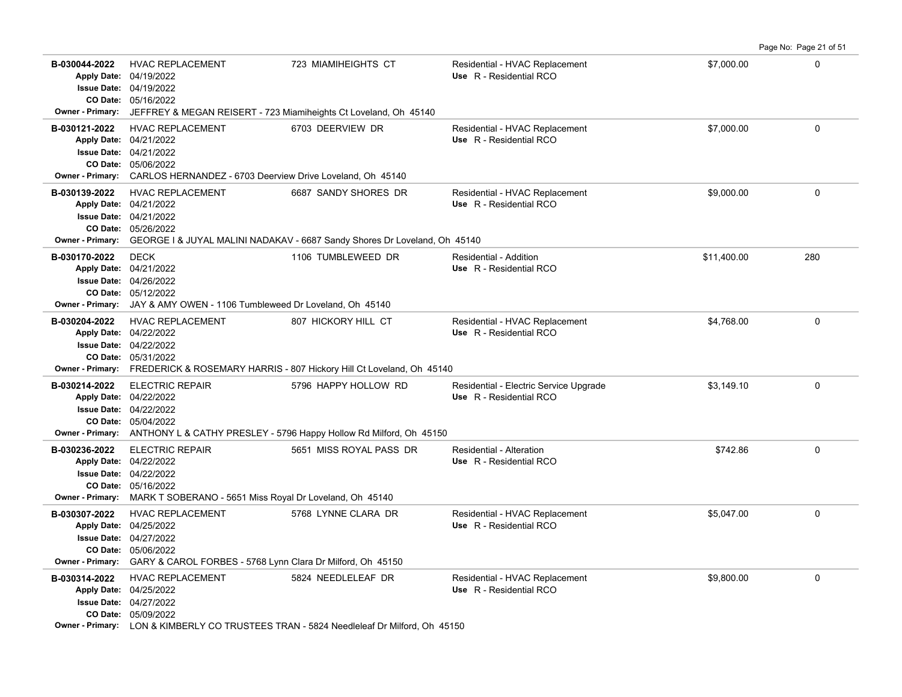| Permit # | Description | Address | Type / Use | Valuation | Sq Ft |
|---|---|---|---|---|---|
| B-030044-2022<br>Apply Date: 04/19/2022<br>Issue Date: 04/19/2022<br>CO Date: 05/16/2022 | HVAC REPLACEMENT | 723 MIAMIHEIGHTS CT | Residential - HVAC Replacement<br>Use R - Residential RCO | $7,000.00 | 0 |
| Owner - Primary: JEFFREY & MEGAN REISERT - 723 Miamiheights Ct Loveland, Oh 45140 | | | | | |
| B-030121-2022<br>Apply Date: 04/21/2022<br>Issue Date: 04/21/2022<br>CO Date: 05/06/2022 | HVAC REPLACEMENT | 6703 DEERVIEW DR | Residential - HVAC Replacement<br>Use R - Residential RCO | $7,000.00 | 0 |
| Owner - Primary: CARLOS HERNANDEZ - 6703 Deerview Drive Loveland, Oh 45140 | | | | | |
| B-030139-2022<br>Apply Date: 04/21/2022<br>Issue Date: 04/21/2022<br>CO Date: 05/26/2022 | HVAC REPLACEMENT | 6687 SANDY SHORES DR | Residential - HVAC Replacement<br>Use R - Residential RCO | $9,000.00 | 0 |
| Owner - Primary: GEORGE I & JUYAL MALINI NADAKAV - 6687 Sandy Shores Dr Loveland, Oh 45140 | | | | | |
| B-030170-2022<br>Apply Date: 04/21/2022<br>Issue Date: 04/26/2022<br>CO Date: 05/12/2022 | DECK | 1106 TUMBLEWEED DR | Residential - Addition<br>Use R - Residential RCO | $11,400.00 | 280 |
| Owner - Primary: JAY & AMY OWEN - 1106 Tumbleweed Dr Loveland, Oh 45140 | | | | | |
| B-030204-2022<br>Apply Date: 04/22/2022<br>Issue Date: 04/22/2022<br>CO Date: 05/31/2022 | HVAC REPLACEMENT | 807 HICKORY HILL CT | Residential - HVAC Replacement<br>Use R - Residential RCO | $4,768.00 | 0 |
| Owner - Primary: FREDERICK & ROSEMARY HARRIS - 807 Hickory Hill Ct Loveland, Oh 45140 | | | | | |
| B-030214-2022<br>Apply Date: 04/22/2022<br>Issue Date: 04/22/2022<br>CO Date: 05/04/2022 | ELECTRIC REPAIR | 5796 HAPPY HOLLOW RD | Residential - Electric Service Upgrade<br>Use R - Residential RCO | $3,149.10 | 0 |
| Owner - Primary: ANTHONY L & CATHY PRESLEY - 5796 Happy Hollow Rd Milford, Oh 45150 | | | | | |
| B-030236-2022<br>Apply Date: 04/22/2022<br>Issue Date: 04/22/2022<br>CO Date: 05/16/2022 | ELECTRIC REPAIR | 5651 MISS ROYAL PASS DR | Residential - Alteration<br>Use R - Residential RCO | $742.86 | 0 |
| Owner - Primary: MARK T SOBERANO - 5651 Miss Royal Dr Loveland, Oh 45140 | | | | | |
| B-030307-2022<br>Apply Date: 04/25/2022<br>Issue Date: 04/27/2022<br>CO Date: 05/06/2022 | HVAC REPLACEMENT | 5768 LYNNE CLARA DR | Residential - HVAC Replacement<br>Use R - Residential RCO | $5,047.00 | 0 |
| Owner - Primary: GARY & CAROL FORBES - 5768 Lynn Clara Dr Milford, Oh 45150 | | | | | |
| B-030314-2022<br>Apply Date: 04/25/2022<br>Issue Date: 04/27/2022<br>CO Date: 05/09/2022 | HVAC REPLACEMENT | 5824 NEEDLELEAF DR | Residential - HVAC Replacement<br>Use R - Residential RCO | $9,800.00 | 0 |
| Owner - Primary: LON & KIMBERLY CO TRUSTEES TRAN - 5824 Needleleaf Dr Milford, Oh 45150 | | | | | |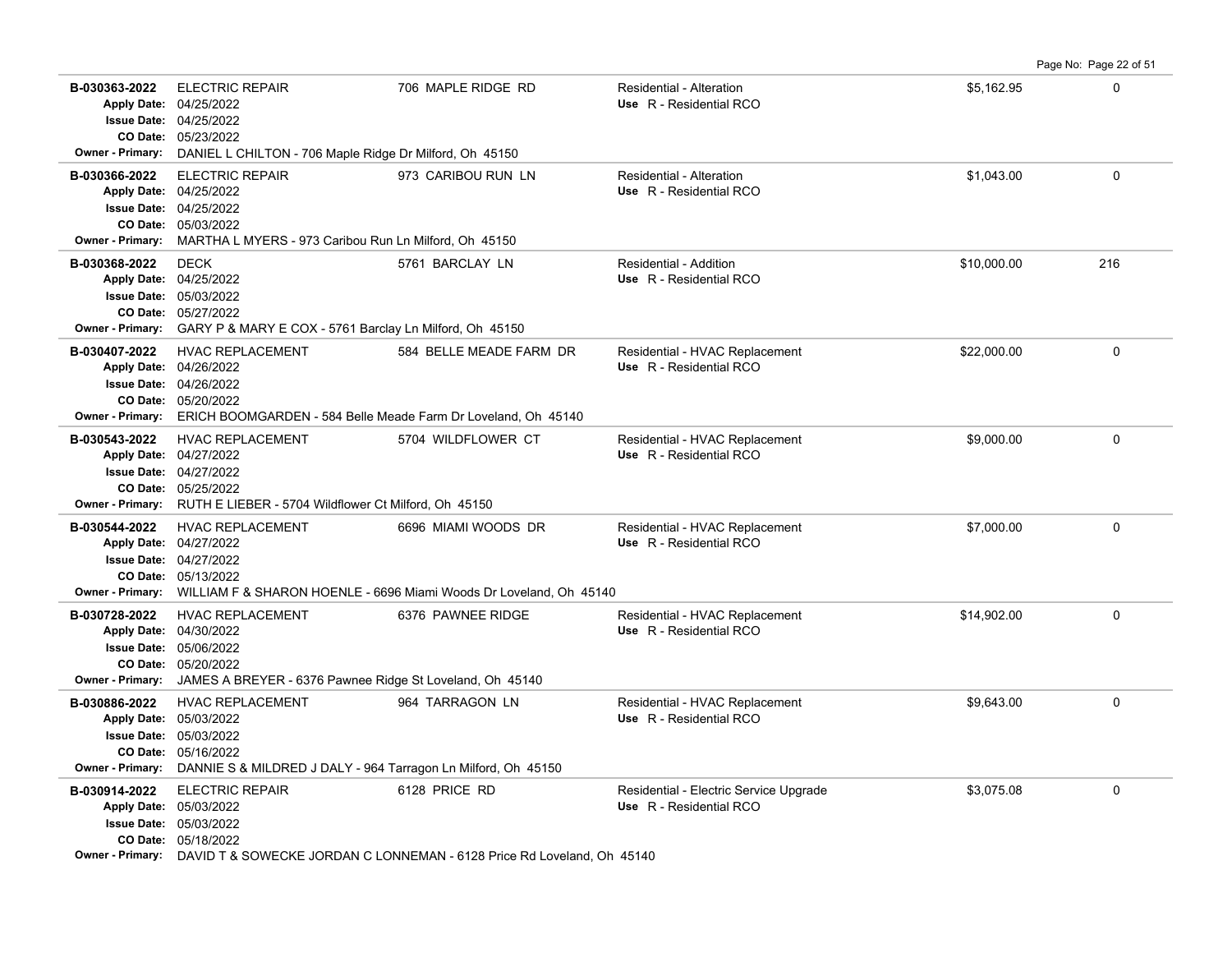| Permit | Description | Address | Type / Use | Valuation | Sq Ft |
|---|---|---|---|---|---|
| B-030363-2022 | ELECTRIC REPAIR<br>Apply Date: 04/25/2022<br>Issue Date: 04/25/2022<br>CO Date: 05/23/2022<br>Owner - Primary: DANIEL L CHILTON - 706 Maple Ridge Dr Milford, Oh 45150 | 706 MAPLE RIDGE RD | Residential - Alteration<br>Use R - Residential RCO | $5,162.95 | 0 |
| B-030366-2022 | ELECTRIC REPAIR<br>Apply Date: 04/25/2022<br>Issue Date: 04/25/2022<br>CO Date: 05/03/2022<br>Owner - Primary: MARTHA L MYERS - 973 Caribou Run Ln Milford, Oh 45150 | 973 CARIBOU RUN LN | Residential - Alteration<br>Use R - Residential RCO | $1,043.00 | 0 |
| B-030368-2022 | DECK<br>Apply Date: 04/25/2022<br>Issue Date: 05/03/2022<br>CO Date: 05/27/2022<br>Owner - Primary: GARY P & MARY E COX - 5761 Barclay Ln Milford, Oh 45150 | 5761 BARCLAY LN | Residential - Addition<br>Use R - Residential RCO | $10,000.00 | 216 |
| B-030407-2022 | HVAC REPLACEMENT<br>Apply Date: 04/26/2022<br>Issue Date: 04/26/2022<br>CO Date: 05/20/2022<br>Owner - Primary: ERICH BOOMGARDEN - 584 Belle Meade Farm Dr Loveland, Oh 45140 | 584 BELLE MEADE FARM DR | Residential - HVAC Replacement<br>Use R - Residential RCO | $22,000.00 | 0 |
| B-030543-2022 | HVAC REPLACEMENT<br>Apply Date: 04/27/2022<br>Issue Date: 04/27/2022<br>CO Date: 05/25/2022<br>Owner - Primary: RUTH E LIEBER - 5704 Wildflower Ct Milford, Oh 45150 | 5704 WILDFLOWER CT | Residential - HVAC Replacement<br>Use R - Residential RCO | $9,000.00 | 0 |
| B-030544-2022 | HVAC REPLACEMENT<br>Apply Date: 04/27/2022<br>Issue Date: 04/27/2022<br>CO Date: 05/13/2022<br>Owner - Primary: WILLIAM F & SHARON HOENLE - 6696 Miami Woods Dr Loveland, Oh 45140 | 6696 MIAMI WOODS DR | Residential - HVAC Replacement<br>Use R - Residential RCO | $7,000.00 | 0 |
| B-030728-2022 | HVAC REPLACEMENT<br>Apply Date: 04/30/2022<br>Issue Date: 05/06/2022<br>CO Date: 05/20/2022<br>Owner - Primary: JAMES A BREYER - 6376 Pawnee Ridge St Loveland, Oh 45140 | 6376 PAWNEE RIDGE | Residential - HVAC Replacement<br>Use R - Residential RCO | $14,902.00 | 0 |
| B-030886-2022 | HVAC REPLACEMENT<br>Apply Date: 05/03/2022<br>Issue Date: 05/03/2022<br>CO Date: 05/16/2022<br>Owner - Primary: DANNIE S & MILDRED J DALY - 964 Tarragon Ln Milford, Oh 45150 | 964 TARRAGON LN | Residential - HVAC Replacement<br>Use R - Residential RCO | $9,643.00 | 0 |
| B-030914-2022 | ELECTRIC REPAIR<br>Apply Date: 05/03/2022<br>Issue Date: 05/03/2022<br>CO Date: 05/18/2022<br>Owner - Primary: DAVID T & SOWECKE JORDAN C LONNEMAN - 6128 Price Rd Loveland, Oh 45140 | 6128 PRICE RD | Residential - Electric Service Upgrade<br>Use R - Residential RCO | $3,075.08 | 0 |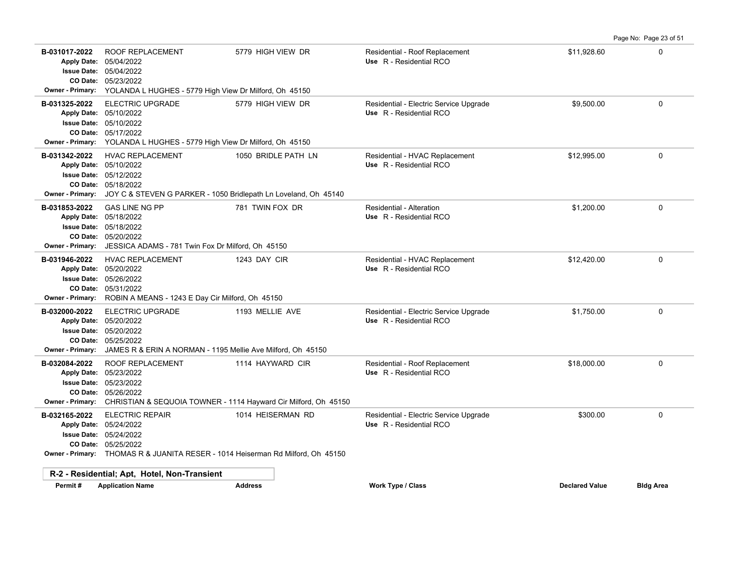| Permit # | Application Name | Address | Work Type / Class | Declared Value | Bldg Area |
|---|---|---|---|---|---|
| B-031017-2022 | ROOF REPLACEMENT | 5779 HIGH VIEW DR | Residential - Roof Replacement<br>Use R - Residential RCO | $11,928.60 | 0 |
| | Apply Date: 05/04/2022<br>Issue Date: 05/04/2022<br>CO Date: 05/23/2022<br>Owner - Primary: YOLANDA L HUGHES - 5779 High View Dr Milford, Oh 45150 | | | | |
| B-031325-2022 | ELECTRIC UPGRADE | 5779 HIGH VIEW DR | Residential - Electric Service Upgrade<br>Use R - Residential RCO | $9,500.00 | 0 |
| | Apply Date: 05/10/2022<br>Issue Date: 05/10/2022<br>CO Date: 05/17/2022<br>Owner - Primary: YOLANDA L HUGHES - 5779 High View Dr Milford, Oh 45150 | | | | |
| B-031342-2022 | HVAC REPLACEMENT | 1050 BRIDLE PATH LN | Residential - HVAC Replacement<br>Use R - Residential RCO | $12,995.00 | 0 |
| | Apply Date: 05/10/2022<br>Issue Date: 05/12/2022<br>CO Date: 05/18/2022<br>Owner - Primary: JOY C & STEVEN G PARKER - 1050 Bridlepath Ln Loveland, Oh 45140 | | | | |
| B-031853-2022 | GAS LINE NG PP | 781 TWIN FOX DR | Residential - Alteration<br>Use R - Residential RCO | $1,200.00 | 0 |
| | Apply Date: 05/18/2022<br>Issue Date: 05/18/2022<br>CO Date: 05/20/2022<br>Owner - Primary: JESSICA ADAMS - 781 Twin Fox Dr Milford, Oh 45150 | | | | |
| B-031946-2022 | HVAC REPLACEMENT | 1243 DAY CIR | Residential - HVAC Replacement<br>Use R - Residential RCO | $12,420.00 | 0 |
| | Apply Date: 05/20/2022<br>Issue Date: 05/26/2022<br>CO Date: 05/31/2022<br>Owner - Primary: ROBIN A MEANS - 1243 E Day Cir Milford, Oh 45150 | | | | |
| B-032000-2022 | ELECTRIC UPGRADE | 1193 MELLIE AVE | Residential - Electric Service Upgrade<br>Use R - Residential RCO | $1,750.00 | 0 |
| | Apply Date: 05/20/2022<br>Issue Date: 05/20/2022<br>CO Date: 05/25/2022<br>Owner - Primary: JAMES R & ERIN A NORMAN - 1195 Mellie Ave Milford, Oh 45150 | | | | |
| B-032084-2022 | ROOF REPLACEMENT | 1114 HAYWARD CIR | Residential - Roof Replacement<br>Use R - Residential RCO | $18,000.00 | 0 |
| | Apply Date: 05/23/2022<br>Issue Date: 05/23/2022<br>CO Date: 05/26/2022<br>Owner - Primary: CHRISTIAN & SEQUOIA TOWNER - 1114 Hayward Cir Milford, Oh 45150 | | | | |
| B-032165-2022 | ELECTRIC REPAIR | 1014 HEISERMAN RD | Residential - Electric Service Upgrade<br>Use R - Residential RCO | $300.00 | 0 |
| | Apply Date: 05/24/2022<br>Issue Date: 05/24/2022<br>CO Date: 05/25/2022<br>Owner - Primary: THOMAS R & JUANITA RESER - 1014 Heiserman Rd Milford, Oh 45150 | | | | |

**R-2 - Residential; Apt, Hotel, Non-Transient**

| Permit # | Application Name | Address | Work Type / Class | Declared Value | Bldg Area |
|---|---|---|---|---|---|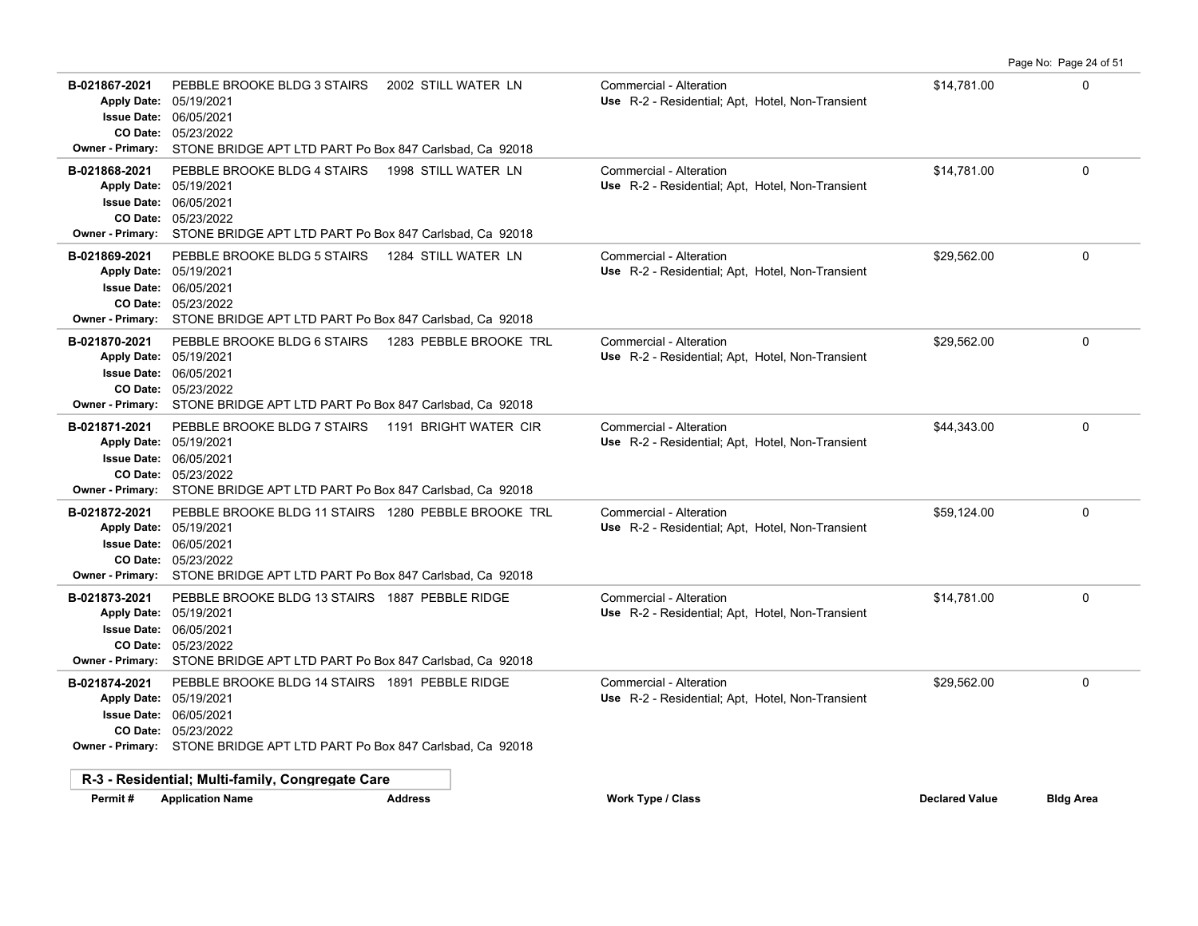| Permit # | Application Name | Address | Work Type / Class | Declared Value | Bldg Area |
|---|---|---|---|---|---|
| B-021867-2021 | PEBBLE BROOKE BLDG 3 STAIRS | 2002 STILL WATER LN | Commercial - Alteration | $14,781.00 | 0 |
| Apply Date: 05/19/2021<br>Issue Date: 06/05/2021<br>CO Date: 05/23/2022<br>Owner - Primary: STONE BRIDGE APT LTD PART Po Box 847 Carlsbad, Ca 92018 | | | Use R-2 - Residential; Apt, Hotel, Non-Transient | | |
| B-021868-2021 | PEBBLE BROOKE BLDG 4 STAIRS | 1998 STILL WATER LN | Commercial - Alteration | $14,781.00 | 0 |
| Apply Date: 05/19/2021<br>Issue Date: 06/05/2021<br>CO Date: 05/23/2022<br>Owner - Primary: STONE BRIDGE APT LTD PART Po Box 847 Carlsbad, Ca 92018 | | | Use R-2 - Residential; Apt, Hotel, Non-Transient | | |
| B-021869-2021 | PEBBLE BROOKE BLDG 5 STAIRS | 1284 STILL WATER LN | Commercial - Alteration | $29,562.00 | 0 |
| Apply Date: 05/19/2021<br>Issue Date: 06/05/2021<br>CO Date: 05/23/2022<br>Owner - Primary: STONE BRIDGE APT LTD PART Po Box 847 Carlsbad, Ca 92018 | | | Use R-2 - Residential; Apt, Hotel, Non-Transient | | |
| B-021870-2021 | PEBBLE BROOKE BLDG 6 STAIRS | 1283 PEBBLE BROOKE TRL | Commercial - Alteration | $29,562.00 | 0 |
| Apply Date: 05/19/2021<br>Issue Date: 06/05/2021<br>CO Date: 05/23/2022<br>Owner - Primary: STONE BRIDGE APT LTD PART Po Box 847 Carlsbad, Ca 92018 | | | Use R-2 - Residential; Apt, Hotel, Non-Transient | | |
| B-021871-2021 | PEBBLE BROOKE BLDG 7 STAIRS | 1191 BRIGHT WATER CIR | Commercial - Alteration | $44,343.00 | 0 |
| Apply Date: 05/19/2021<br>Issue Date: 06/05/2021<br>CO Date: 05/23/2022<br>Owner - Primary: STONE BRIDGE APT LTD PART Po Box 847 Carlsbad, Ca 92018 | | | Use R-2 - Residential; Apt, Hotel, Non-Transient | | |
| B-021872-2021 | PEBBLE BROOKE BLDG 11 STAIRS | 1280 PEBBLE BROOKE TRL | Commercial - Alteration | $59,124.00 | 0 |
| Apply Date: 05/19/2021<br>Issue Date: 06/05/2021<br>CO Date: 05/23/2022<br>Owner - Primary: STONE BRIDGE APT LTD PART Po Box 847 Carlsbad, Ca 92018 | | | Use R-2 - Residential; Apt, Hotel, Non-Transient | | |
| B-021873-2021 | PEBBLE BROOKE BLDG 13 STAIRS | 1887 PEBBLE RIDGE | Commercial - Alteration | $14,781.00 | 0 |
| Apply Date: 05/19/2021<br>Issue Date: 06/05/2021<br>CO Date: 05/23/2022<br>Owner - Primary: STONE BRIDGE APT LTD PART Po Box 847 Carlsbad, Ca 92018 | | | Use R-2 - Residential; Apt, Hotel, Non-Transient | | |
| B-021874-2021 | PEBBLE BROOKE BLDG 14 STAIRS | 1891 PEBBLE RIDGE | Commercial - Alteration | $29,562.00 | 0 |
| Apply Date: 05/19/2021<br>Issue Date: 06/05/2021<br>CO Date: 05/23/2022<br>Owner - Primary: STONE BRIDGE APT LTD PART Po Box 847 Carlsbad, Ca 92018 | | | Use R-2 - Residential; Apt, Hotel, Non-Transient | | |

**R-3 - Residential; Multi-family, Congregate Care**

| Permit # | Application Name | Address | Work Type / Class | Declared Value | Bldg Area |
|---|---|---|---|---|---|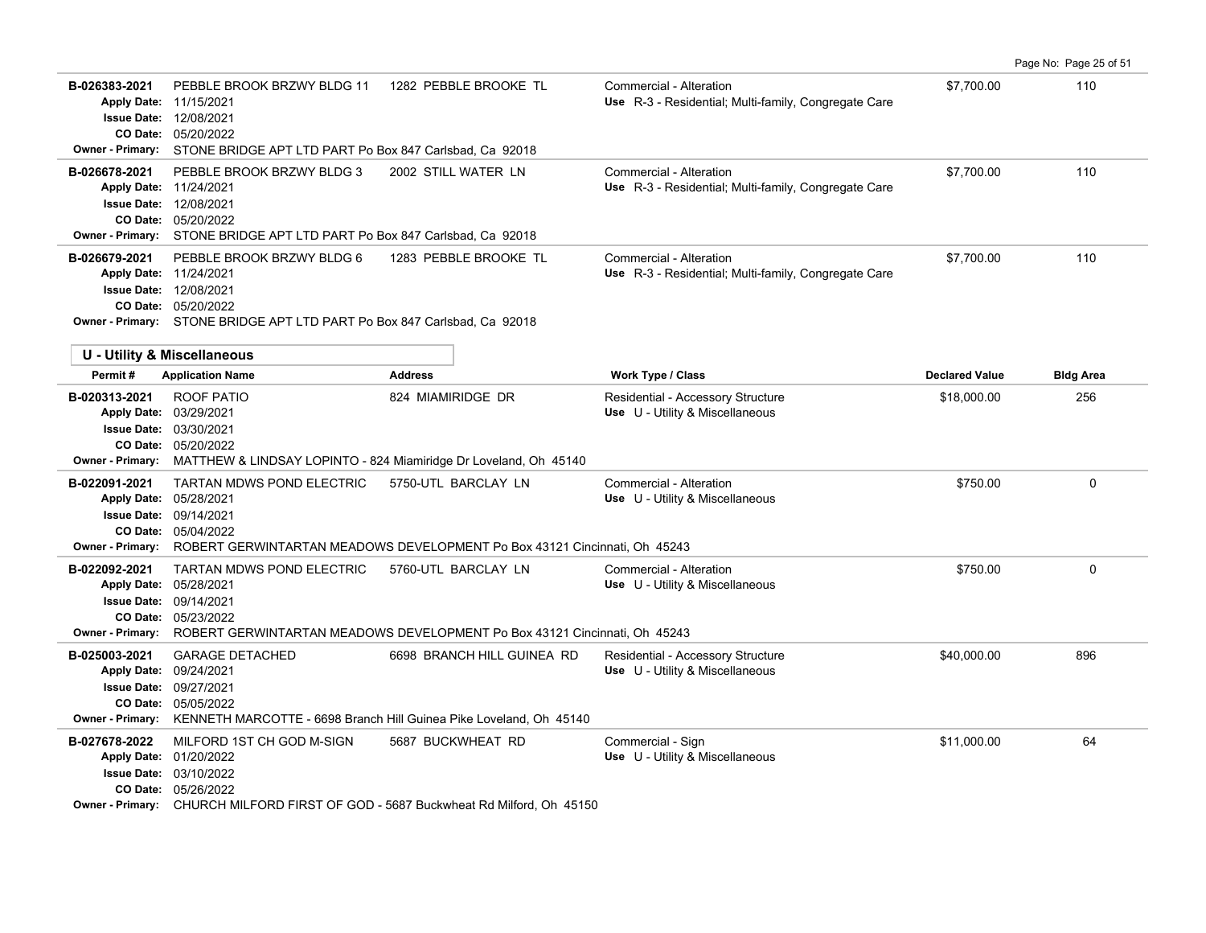| Permit # | Application Name | Address | Work Type / Class | Declared Value | Bldg Area |
|---|---|---|---|---|---|
| B-026383-2021 | PEBBLE BROOK BRZWY BLDG 11 | 1282 PEBBLE BROOKE TL | Commercial - Alteration | $7,700.00 | 110 |
| Apply Date: 11/15/2021 | | | Use R-3 - Residential; Multi-family, Congregate Care | | |
| Issue Date: 12/08/2021 | | | | | |
| CO Date: 05/20/2022 | | | | | |
| Owner - Primary: | STONE BRIDGE APT LTD PART Po Box 847 Carlsbad, Ca 92018 | | | | |
| B-026678-2021 | PEBBLE BROOK BRZWY BLDG 3 | 2002 STILL WATER LN | Commercial - Alteration | $7,700.00 | 110 |
| Apply Date: 11/24/2021 | | | Use R-3 - Residential; Multi-family, Congregate Care | | |
| Issue Date: 12/08/2021 | | | | | |
| CO Date: 05/20/2022 | | | | | |
| Owner - Primary: | STONE BRIDGE APT LTD PART Po Box 847 Carlsbad, Ca 92018 | | | | |
| B-026679-2021 | PEBBLE BROOK BRZWY BLDG 6 | 1283 PEBBLE BROOKE TL | Commercial - Alteration | $7,700.00 | 110 |
| Apply Date: 11/24/2021 | | | Use R-3 - Residential; Multi-family, Congregate Care | | |
| Issue Date: 12/08/2021 | | | | | |
| CO Date: 05/20/2022 | | | | | |
| Owner - Primary: | STONE BRIDGE APT LTD PART Po Box 847 Carlsbad, Ca 92018 | | | | |

## U - Utility & Miscellaneous

| Permit # | Application Name | Address | Work Type / Class | Declared Value | Bldg Area |
|---|---|---|---|---|---|
| B-020313-2021 | ROOF PATIO | 824 MIAMIRIDGE DR | Residential - Accessory Structure | $18,000.00 | 256 |
| Apply Date: 03/29/2021 | | | Use U - Utility & Miscellaneous | | |
| Issue Date: 03/30/2021 | | | | | |
| CO Date: 05/20/2022 | | | | | |
| Owner - Primary: | MATTHEW & LINDSAY LOPINTO - 824 Miamiridge Dr Loveland, Oh 45140 | | | | |
| B-022091-2021 | TARTAN MDWS POND ELECTRIC | 5750-UTL BARCLAY LN | Commercial - Alteration | $750.00 | 0 |
| Apply Date: 05/28/2021 | | | Use U - Utility & Miscellaneous | | |
| Issue Date: 09/14/2021 | | | | | |
| CO Date: 05/04/2022 | | | | | |
| Owner - Primary: | ROBERT GERWINTARTAN MEADOWS DEVELOPMENT Po Box 43121 Cincinnati, Oh 45243 | | | | |
| B-022092-2021 | TARTAN MDWS POND ELECTRIC | 5760-UTL BARCLAY LN | Commercial - Alteration | $750.00 | 0 |
| Apply Date: 05/28/2021 | | | Use U - Utility & Miscellaneous | | |
| Issue Date: 09/14/2021 | | | | | |
| CO Date: 05/23/2022 | | | | | |
| Owner - Primary: | ROBERT GERWINTARTAN MEADOWS DEVELOPMENT Po Box 43121 Cincinnati, Oh 45243 | | | | |
| B-025003-2021 | GARAGE DETACHED | 6698 BRANCH HILL GUINEA RD | Residential - Accessory Structure | $40,000.00 | 896 |
| Apply Date: 09/24/2021 | | | Use U - Utility & Miscellaneous | | |
| Issue Date: 09/27/2021 | | | | | |
| CO Date: 05/05/2022 | | | | | |
| Owner - Primary: | KENNETH MARCOTTE - 6698 Branch Hill Guinea Pike Loveland, Oh 45140 | | | | |
| B-027678-2022 | MILFORD 1ST CH GOD M-SIGN | 5687 BUCKWHEAT RD | Commercial - Sign | $11,000.00 | 64 |
| Apply Date: 01/20/2022 | | | Use U - Utility & Miscellaneous | | |
| Issue Date: 03/10/2022 | | | | | |
| CO Date: 05/26/2022 | | | | | |
| Owner - Primary: | CHURCH MILFORD FIRST OF GOD - 5687 Buckwheat Rd Milford, Oh 45150 | | | | |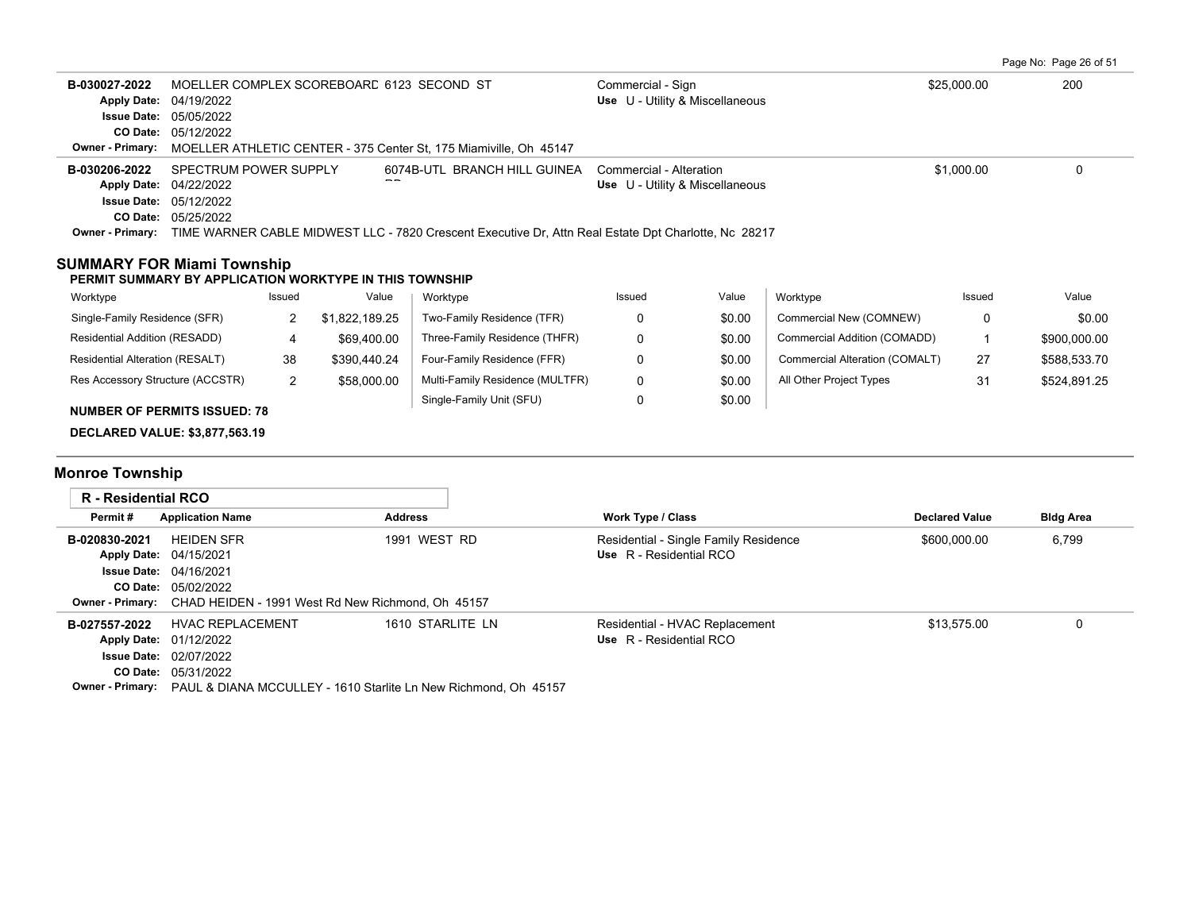| Permit # | Application Name | Address | Work Type / Class | Declared Value | Bldg Area |
|---|---|---|---|---|---|
| B-030027-2022 | MOELLER COMPLEX SCOREBOARD | 6123 SECOND ST | Commercial - Sign | $25,000.00 | 200 |
| | Apply Date: 04/19/2022 | | Use U - Utility & Miscellaneous | | |
| | Issue Date: 05/05/2022 | | | | |
| | CO Date: 05/12/2022 | | | | |
| | Owner - Primary: MOELLER ATHLETIC CENTER - 375 Center St, 175 Miamiville, Oh 45147 | | | | |
| B-030206-2022 | SPECTRUM POWER SUPPLY | 6074B-UTL BRANCH HILL GUINEA RD | Commercial - Alteration | $1,000.00 | 0 |
| | Apply Date: 04/22/2022 | | Use U - Utility & Miscellaneous | | |
| | Issue Date: 05/12/2022 | | | | |
| | CO Date: 05/25/2022 | | | | |
| | Owner - Primary: TIME WARNER CABLE MIDWEST LLC - 7820 Crescent Executive Dr, Attn Real Estate Dpt Charlotte, Nc 28217 | | | | |

## SUMMARY FOR Miami Township

**PERMIT SUMMARY BY APPLICATION WORKTYPE IN THIS TOWNSHIP**

| Worktype | Issued | Value | Worktype | Issued | Value | Worktype | Issued | Value |
|---|---|---|---|---|---|---|---|---|
| Single-Family Residence (SFR) | 2 | $1,822,189.25 | Two-Family Residence (TFR) | 0 | $0.00 | Commercial New (COMNEW) | 0 | $0.00 |
| Residential Addition (RESADD) | 4 | $69,400.00 | Three-Family Residence (THFR) | 0 | $0.00 | Commercial Addition (COMADD) | 1 | $900,000.00 |
| Residential Alteration (RESALT) | 38 | $390,440.24 | Four-Family Residence (FFR) | 0 | $0.00 | Commercial Alteration (COMALT) | 27 | $588,533.70 |
| Res Accessory Structure (ACCSTR) | 2 | $58,000.00 | Multi-Family Residence (MULTFR) | 0 | $0.00 | All Other Project Types | 31 | $524,891.25 |
| | | | Single-Family Unit (SFU) | 0 | $0.00 | | | |

**NUMBER OF PERMITS ISSUED: 78**

**DECLARED VALUE: $3,877,563.19**

## Monroe Township

**R - Residential RCO**

| Permit # | Application Name | Address | Work Type / Class | Declared Value | Bldg Area |
|---|---|---|---|---|---|
| B-020830-2021 | HEIDEN SFR | 1991 WEST RD | Residential - Single Family Residence | $600,000.00 | 6,799 |
| | Apply Date: 04/15/2021 | | Use R - Residential RCO | | |
| | Issue Date: 04/16/2021 | | | | |
| | CO Date: 05/02/2022 | | | | |
| | Owner - Primary: CHAD HEIDEN - 1991 West Rd New Richmond, Oh 45157 | | | | |
| B-027557-2022 | HVAC REPLACEMENT | 1610 STARLITE LN | Residential - HVAC Replacement | $13,575.00 | 0 |
| | Apply Date: 01/12/2022 | | Use R - Residential RCO | | |
| | Issue Date: 02/07/2022 | | | | |
| | CO Date: 05/31/2022 | | | | |
| | Owner - Primary: PAUL & DIANA MCCULLEY - 1610 Starlite Ln New Richmond, Oh 45157 | | | | |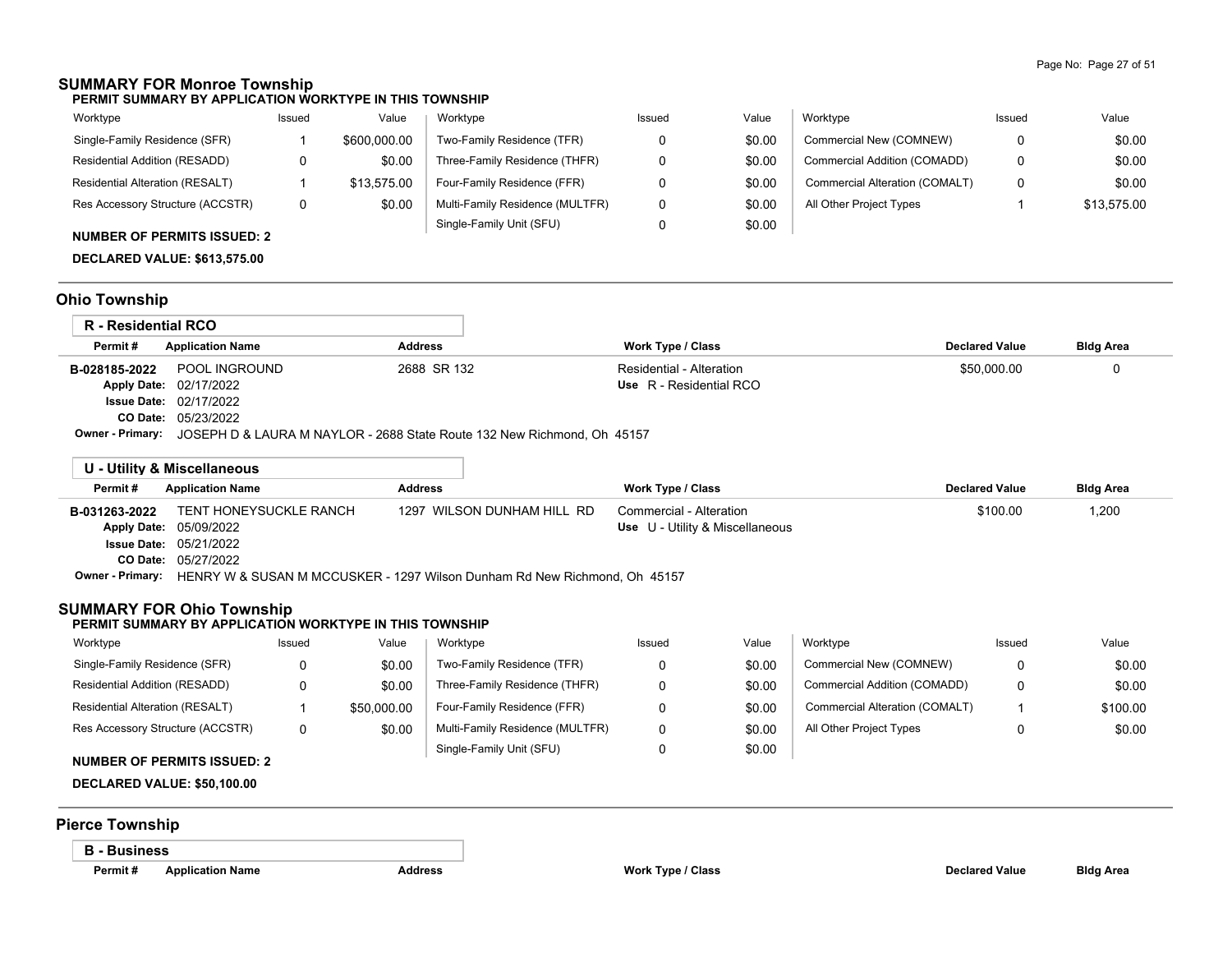## SUMMARY FOR Monroe Township

**PERMIT SUMMARY BY APPLICATION WORKTYPE IN THIS TOWNSHIP**

| Worktype | Issued | Value | Worktype | Issued | Value | Worktype | Issued | Value |
|---|---|---|---|---|---|---|---|---|
| Single-Family Residence (SFR) | 1 | $600,000.00 | Two-Family Residence (TFR) | 0 | $0.00 | Commercial New (COMNEW) | 0 | $0.00 |
| Residential Addition (RESADD) | 0 | $0.00 | Three-Family Residence (THFR) | 0 | $0.00 | Commercial Addition (COMADD) | 0 | $0.00 |
| Residential Alteration (RESALT) | 1 | $13,575.00 | Four-Family Residence (FFR) | 0 | $0.00 | Commercial Alteration (COMALT) | 0 | $0.00 |
| Res Accessory Structure (ACCSTR) | 0 | $0.00 | Multi-Family Residence (MULTFR) | 0 | $0.00 | All Other Project Types | 1 | $13,575.00 |
| | | | Single-Family Unit (SFU) | 0 | $0.00 | | | |

**NUMBER OF PERMITS ISSUED: 2**

**DECLARED VALUE: $613,575.00**

## Ohio Township

### R - Residential RCO

| Permit # | Application Name | Address | Work Type / Class | Declared Value | Bldg Area |
|---|---|---|---|---|---|
| **B-028185-2022** | POOL INGROUND | 2688 SR 132 | Residential - Alteration | $50,000.00 | 0 |
| **Apply Date:** | 02/17/2022 | | **Use** R - Residential RCO | | |
| **Issue Date:** | 02/17/2022 | | | | |
| **CO Date:** | 05/23/2022 | | | | |
| **Owner - Primary:** | JOSEPH D & LAURA M NAYLOR - 2688 State Route 132 New Richmond, Oh 45157 | | | | |

### U - Utility & Miscellaneous

| Permit # | Application Name | Address | Work Type / Class | Declared Value | Bldg Area |
|---|---|---|---|---|---|
| **B-031263-2022** | TENT HONEYSUCKLE RANCH | 1297 WILSON DUNHAM HILL RD | Commercial - Alteration | $100.00 | 1,200 |
| **Apply Date:** | 05/09/2022 | | **Use** U - Utility & Miscellaneous | | |
| **Issue Date:** | 05/21/2022 | | | | |
| **CO Date:** | 05/27/2022 | | | | |
| **Owner - Primary:** | HENRY W & SUSAN M MCCUSKER - 1297 Wilson Dunham Rd New Richmond, Oh 45157 | | | | |

## SUMMARY FOR Ohio Township

**PERMIT SUMMARY BY APPLICATION WORKTYPE IN THIS TOWNSHIP**

| Worktype | Issued | Value | Worktype | Issued | Value | Worktype | Issued | Value |
|---|---|---|---|---|---|---|---|---|
| Single-Family Residence (SFR) | 0 | $0.00 | Two-Family Residence (TFR) | 0 | $0.00 | Commercial New (COMNEW) | 0 | $0.00 |
| Residential Addition (RESADD) | 0 | $0.00 | Three-Family Residence (THFR) | 0 | $0.00 | Commercial Addition (COMADD) | 0 | $0.00 |
| Residential Alteration (RESALT) | 1 | $50,000.00 | Four-Family Residence (FFR) | 0 | $0.00 | Commercial Alteration (COMALT) | 1 | $100.00 |
| Res Accessory Structure (ACCSTR) | 0 | $0.00 | Multi-Family Residence (MULTFR) | 0 | $0.00 | All Other Project Types | 0 | $0.00 |
| | | | Single-Family Unit (SFU) | 0 | $0.00 | | | |

**NUMBER OF PERMITS ISSUED: 2**

**DECLARED VALUE: $50,100.00**

## Pierce Township

### B - Business

| Permit # | Application Name | Address | Work Type / Class | Declared Value | Bldg Area |
|---|---|---|---|---|---|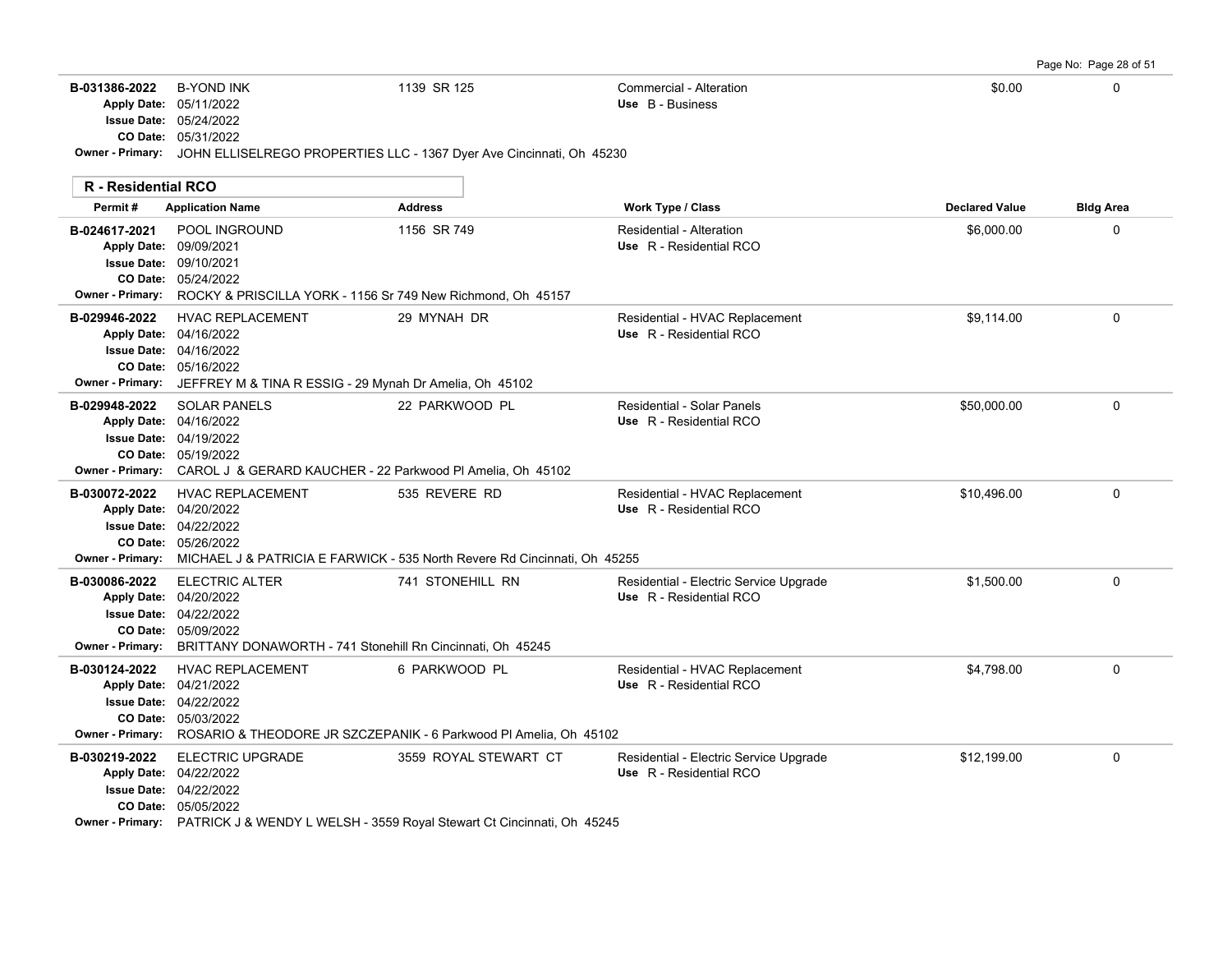| Permit # | Application Name | Address | Work Type / Class | Declared Value | Bldg Area |
|---|---|---|---|---|---|
| B-031386-2022 | B-YOND INK | 1139 SR 125 | Commercial - Alteration | $0.00 | 0 |
| Apply Date: 05/11/2022 | | | Use B - Business | | |
| Issue Date: 05/24/2022 | | | | | |
| CO Date: 05/31/2022 | | | | | |
| Owner - Primary: JOHN ELLISELREGO PROPERTIES LLC - 1367 Dyer Ave Cincinnati, Oh 45230 | | | | | |

**R - Residential RCO**

| Permit # | Application Name | Address | Work Type / Class | Declared Value | Bldg Area |
|---|---|---|---|---|---|
| B-024617-2021 | POOL INGROUND | 1156 SR 749 | Residential - Alteration | $6,000.00 | 0 |
| Apply Date: 09/09/2021 | | | Use R - Residential RCO | | |
| Issue Date: 09/10/2021 | | | | | |
| CO Date: 05/24/2022 | | | | | |
| Owner - Primary: ROCKY & PRISCILLA YORK - 1156 Sr 749 New Richmond, Oh 45157 | | | | | |
| B-029946-2022 | HVAC REPLACEMENT | 29 MYNAH DR | Residential - HVAC Replacement | $9,114.00 | 0 |
| Apply Date: 04/16/2022 | | | Use R - Residential RCO | | |
| Issue Date: 04/16/2022 | | | | | |
| CO Date: 05/16/2022 | | | | | |
| Owner - Primary: JEFFREY M & TINA R ESSIG - 29 Mynah Dr Amelia, Oh 45102 | | | | | |
| B-029948-2022 | SOLAR PANELS | 22 PARKWOOD PL | Residential - Solar Panels | $50,000.00 | 0 |
| Apply Date: 04/16/2022 | | | Use R - Residential RCO | | |
| Issue Date: 04/19/2022 | | | | | |
| CO Date: 05/19/2022 | | | | | |
| Owner - Primary: CAROL J & GERARD KAUCHER - 22 Parkwood Pl Amelia, Oh 45102 | | | | | |
| B-030072-2022 | HVAC REPLACEMENT | 535 REVERE RD | Residential - HVAC Replacement | $10,496.00 | 0 |
| Apply Date: 04/20/2022 | | | Use R - Residential RCO | | |
| Issue Date: 04/22/2022 | | | | | |
| CO Date: 05/26/2022 | | | | | |
| Owner - Primary: MICHAEL J & PATRICIA E FARWICK - 535 North Revere Rd Cincinnati, Oh 45255 | | | | | |
| B-030086-2022 | ELECTRIC ALTER | 741 STONEHILL RN | Residential - Electric Service Upgrade | $1,500.00 | 0 |
| Apply Date: 04/20/2022 | | | Use R - Residential RCO | | |
| Issue Date: 04/22/2022 | | | | | |
| CO Date: 05/09/2022 | | | | | |
| Owner - Primary: BRITTANY DONAWORTH - 741 Stonehill Rn Cincinnati, Oh 45245 | | | | | |
| B-030124-2022 | HVAC REPLACEMENT | 6 PARKWOOD PL | Residential - HVAC Replacement | $4,798.00 | 0 |
| Apply Date: 04/21/2022 | | | Use R - Residential RCO | | |
| Issue Date: 04/22/2022 | | | | | |
| CO Date: 05/03/2022 | | | | | |
| Owner - Primary: ROSARIO & THEODORE JR SZCZEPANIK - 6 Parkwood Pl Amelia, Oh 45102 | | | | | |
| B-030219-2022 | ELECTRIC UPGRADE | 3559 ROYAL STEWART CT | Residential - Electric Service Upgrade | $12,199.00 | 0 |
| Apply Date: 04/22/2022 | | | Use R - Residential RCO | | |
| Issue Date: 04/22/2022 | | | | | |
| CO Date: 05/05/2022 | | | | | |
| Owner - Primary: PATRICK J & WENDY L WELSH - 3559 Royal Stewart Ct Cincinnati, Oh 45245 | | | | | |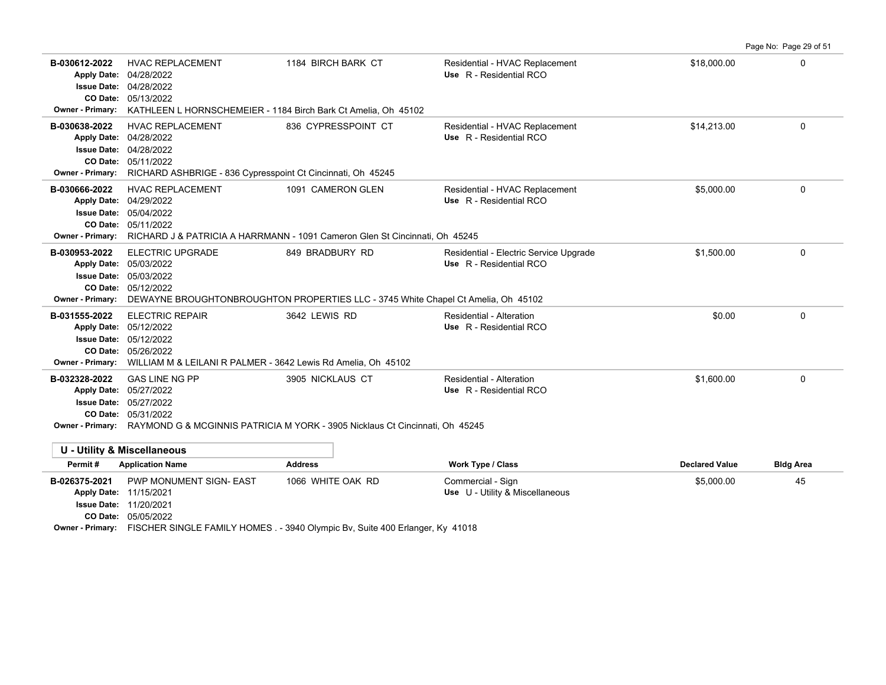| Permit # | Application Name | Address | Work Type / Class | Declared Value | Bldg Area |
|---|---|---|---|---|---|
| B-030612-2022 | HVAC REPLACEMENT | 1184 BIRCH BARK CT | Residential - HVAC Replacement | $18,000.00 | 0 |
| Apply Date: | 04/28/2022 | | Use R - Residential RCO | | |
| Issue Date: | 04/28/2022 | | | | |
| CO Date: | 05/13/2022 | | | | |
| Owner - Primary: | KATHLEEN L HORNSCHEMEIER - 1184 Birch Bark Ct Amelia, Oh 45102 | | | | |
| B-030638-2022 | HVAC REPLACEMENT | 836 CYPRESSPOINT CT | Residential - HVAC Replacement | $14,213.00 | 0 |
| Apply Date: | 04/28/2022 | | Use R - Residential RCO | | |
| Issue Date: | 04/28/2022 | | | | |
| CO Date: | 05/11/2022 | | | | |
| Owner - Primary: | RICHARD ASHBRIGE - 836 Cypresspoint Ct Cincinnati, Oh 45245 | | | | |
| B-030666-2022 | HVAC REPLACEMENT | 1091 CAMERON GLEN | Residential - HVAC Replacement | $5,000.00 | 0 |
| Apply Date: | 04/29/2022 | | Use R - Residential RCO | | |
| Issue Date: | 05/04/2022 | | | | |
| CO Date: | 05/11/2022 | | | | |
| Owner - Primary: | RICHARD J & PATRICIA A HARRMANN - 1091 Cameron Glen St Cincinnati, Oh 45245 | | | | |
| B-030953-2022 | ELECTRIC UPGRADE | 849 BRADBURY RD | Residential - Electric Service Upgrade | $1,500.00 | 0 |
| Apply Date: | 05/03/2022 | | Use R - Residential RCO | | |
| Issue Date: | 05/03/2022 | | | | |
| CO Date: | 05/12/2022 | | | | |
| Owner - Primary: | DEWAYNE BROUGHTONBROUGHTON PROPERTIES LLC - 3745 White Chapel Ct Amelia, Oh 45102 | | | | |
| B-031555-2022 | ELECTRIC REPAIR | 3642 LEWIS RD | Residential - Alteration | $0.00 | 0 |
| Apply Date: | 05/12/2022 | | Use R - Residential RCO | | |
| Issue Date: | 05/12/2022 | | | | |
| CO Date: | 05/26/2022 | | | | |
| Owner - Primary: | WILLIAM M & LEILANI R PALMER - 3642 Lewis Rd Amelia, Oh 45102 | | | | |
| B-032328-2022 | GAS LINE NG PP | 3905 NICKLAUS CT | Residential - Alteration | $1,600.00 | 0 |
| Apply Date: | 05/27/2022 | | Use R - Residential RCO | | |
| Issue Date: | 05/27/2022 | | | | |
| CO Date: | 05/31/2022 | | | | |
| Owner - Primary: | RAYMOND G & MCGINNIS PATRICIA M YORK - 3905 Nicklaus Ct Cincinnati, Oh 45245 | | | | |

## U - Utility & Miscellaneous

| Permit # | Application Name | Address | Work Type / Class | Declared Value | Bldg Area |
|---|---|---|---|---|---|
| B-026375-2021 | PWP MONUMENT SIGN- EAST | 1066 WHITE OAK RD | Commercial - Sign | $5,000.00 | 45 |
| Apply Date: | 11/15/2021 | | Use U - Utility & Miscellaneous | | |
| Issue Date: | 11/20/2021 | | | | |
| CO Date: | 05/05/2022 | | | | |
| Owner - Primary: | FISCHER SINGLE FAMILY HOMES . - 3940 Olympic Bv, Suite 400 Erlanger, Ky 41018 | | | | |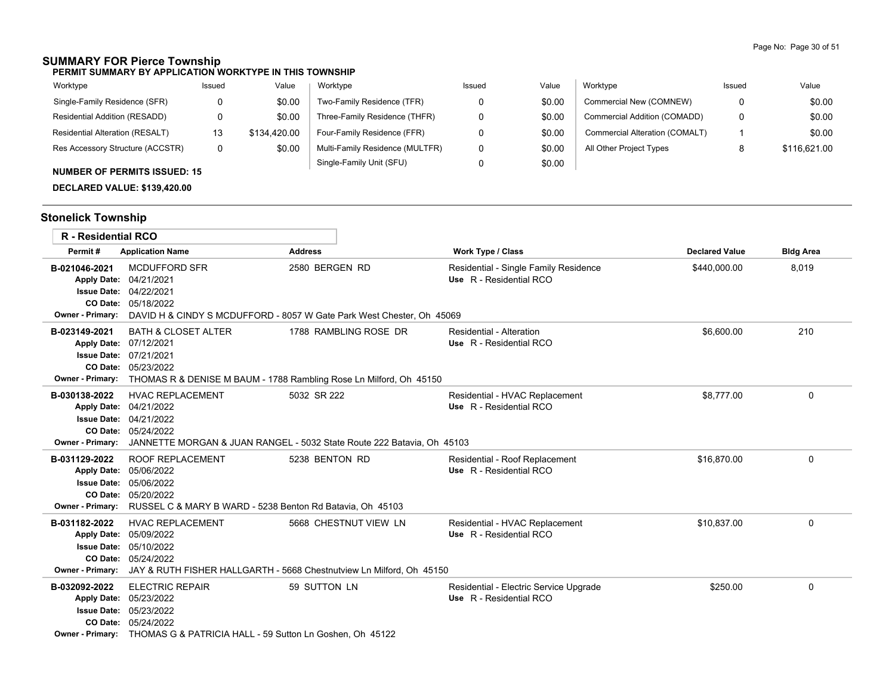## SUMMARY FOR Pierce Township

**PERMIT SUMMARY BY APPLICATION WORKTYPE IN THIS TOWNSHIP**

| Worktype | Issued | Value | Worktype | Issued | Value | Worktype | Issued | Value |
|---|---|---|---|---|---|---|---|---|
| Single-Family Residence (SFR) | 0 | $0.00 | Two-Family Residence (TFR) | 0 | $0.00 | Commercial New (COMNEW) | 0 | $0.00 |
| Residential Addition (RESADD) | 0 | $0.00 | Three-Family Residence (THFR) | 0 | $0.00 | Commercial Addition (COMADD) | 0 | $0.00 |
| Residential Alteration (RESALT) | 13 | $134,420.00 | Four-Family Residence (FFR) | 0 | $0.00 | Commercial Alteration (COMALT) | 1 | $0.00 |
| Res Accessory Structure (ACCSTR) | 0 | $0.00 | Multi-Family Residence (MULTFR) | 0 | $0.00 | All Other Project Types | 8 | $116,621.00 |
| | | | Single-Family Unit (SFU) | 0 | $0.00 | | | |

**NUMBER OF PERMITS ISSUED: 15**

**DECLARED VALUE: $139,420.00**

## Stonelick Township

### R - Residential RCO

| Permit # | Application Name | Address | Work Type / Class | Declared Value | Bldg Area |
|---|---|---|---|---|---|
| B-021046-2021<br>Apply Date: 04/21/2021<br>Issue Date: 04/22/2021<br>CO Date: 05/18/2022 | MCDUFFORD SFR | 2580 BERGEN RD | Residential - Single Family Residence<br>Use R - Residential RCO | $440,000.00 | 8,019 |
| Owner - Primary: | DAVID H & CINDY S MCDUFFORD - 8057 W Gate Park West Chester, Oh 45069 | | | | |
| B-023149-2021<br>Apply Date: 07/12/2021<br>Issue Date: 07/21/2021<br>CO Date: 05/23/2022 | BATH & CLOSET ALTER | 1788 RAMBLING ROSE DR | Residential - Alteration<br>Use R - Residential RCO | $6,600.00 | 210 |
| Owner - Primary: | THOMAS R & DENISE M BAUM - 1788 Rambling Rose Ln Milford, Oh 45150 | | | | |
| B-030138-2022<br>Apply Date: 04/21/2022<br>Issue Date: 04/21/2022<br>CO Date: 05/24/2022 | HVAC REPLACEMENT | 5032 SR 222 | Residential - HVAC Replacement<br>Use R - Residential RCO | $8,777.00 | 0 |
| Owner - Primary: | JANNETTE MORGAN & JUAN RANGEL - 5032 State Route 222 Batavia, Oh 45103 | | | | |
| B-031129-2022<br>Apply Date: 05/06/2022<br>Issue Date: 05/06/2022<br>CO Date: 05/20/2022 | ROOF REPLACEMENT | 5238 BENTON RD | Residential - Roof Replacement<br>Use R - Residential RCO | $16,870.00 | 0 |
| Owner - Primary: | RUSSEL C & MARY B WARD - 5238 Benton Rd Batavia, Oh 45103 | | | | |
| B-031182-2022<br>Apply Date: 05/09/2022<br>Issue Date: 05/10/2022<br>CO Date: 05/24/2022 | HVAC REPLACEMENT | 5668 CHESTNUT VIEW LN | Residential - HVAC Replacement<br>Use R - Residential RCO | $10,837.00 | 0 |
| Owner - Primary: | JAY & RUTH FISHER HALLGARTH - 5668 Chestnutview Ln Milford, Oh 45150 | | | | |
| B-032092-2022<br>Apply Date: 05/23/2022<br>Issue Date: 05/23/2022<br>CO Date: 05/24/2022 | ELECTRIC REPAIR | 59 SUTTON LN | Residential - Electric Service Upgrade<br>Use R - Residential RCO | $250.00 | 0 |
| Owner - Primary: | THOMAS G & PATRICIA HALL - 59 Sutton Ln Goshen, Oh 45122 | | | | |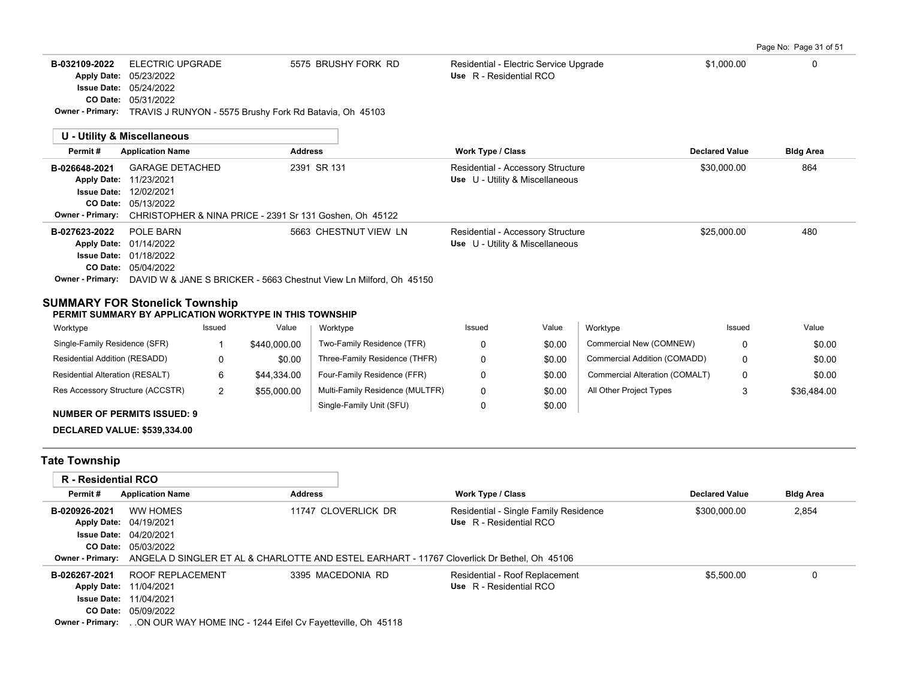| Permit # | Application Name | Address | Work Type / Class | Declared Value | Bldg Area |
|---|---|---|---|---|---|
| B-032109-2022 | ELECTRIC UPGRADE | 5575 BRUSHY FORK RD | Residential - Electric Service Upgrade | $1,000.00 | 0 |
| Apply Date: 05/23/2022 | | | Use R - Residential RCO | | |
| Issue Date: 05/24/2022 | | | | | |
| CO Date: 05/31/2022 | | | | | |
| Owner - Primary: TRAVIS J RUNYON - 5575 Brushy Fork Rd Batavia, Oh 45103 | | | | | |

**U - Utility & Miscellaneous**

| Permit # | Application Name | Address | Work Type / Class | Declared Value | Bldg Area |
|---|---|---|---|---|---|
| B-026648-2021 | GARAGE DETACHED | 2391 SR 131 | Residential - Accessory Structure | $30,000.00 | 864 |
| Apply Date: 11/23/2021 | | | Use U - Utility & Miscellaneous | | |
| Issue Date: 12/02/2021 | | | | | |
| CO Date: 05/13/2022 | | | | | |
| Owner - Primary: CHRISTOPHER & NINA PRICE - 2391 Sr 131 Goshen, Oh 45122 | | | | | |
| B-027623-2022 | POLE BARN | 5663 CHESTNUT VIEW LN | Residential - Accessory Structure | $25,000.00 | 480 |
| Apply Date: 01/14/2022 | | | Use U - Utility & Miscellaneous | | |
| Issue Date: 01/18/2022 | | | | | |
| CO Date: 05/04/2022 | | | | | |
| Owner - Primary: DAVID W & JANE S BRICKER - 5663 Chestnut View Ln Milford, Oh 45150 | | | | | |

## SUMMARY FOR Stonelick Township

**PERMIT SUMMARY BY APPLICATION WORKTYPE IN THIS TOWNSHIP**

| Worktype | Issued | Value | Worktype | Issued | Value | Worktype | Issued | Value |
|---|---|---|---|---|---|---|---|---|
| Single-Family Residence (SFR) | 1 | $440,000.00 | Two-Family Residence (TFR) | 0 | $0.00 | Commercial New (COMNEW) | 0 | $0.00 |
| Residential Addition (RESADD) | 0 | $0.00 | Three-Family Residence (THFR) | 0 | $0.00 | Commercial Addition (COMADD) | 0 | $0.00 |
| Residential Alteration (RESALT) | 6 | $44,334.00 | Four-Family Residence (FFR) | 0 | $0.00 | Commercial Alteration (COMALT) | 0 | $0.00 |
| Res Accessory Structure (ACCSTR) | 2 | $55,000.00 | Multi-Family Residence (MULTFR) | 0 | $0.00 | All Other Project Types | 3 | $36,484.00 |
| | | | Single-Family Unit (SFU) | 0 | $0.00 | | | |

**NUMBER OF PERMITS ISSUED: 9**

**DECLARED VALUE: $539,334.00**

## Tate Township

**R - Residential RCO**

| Permit # | Application Name | Address | Work Type / Class | Declared Value | Bldg Area |
|---|---|---|---|---|---|
| B-020926-2021 | WW HOMES | 11747 CLOVERLICK DR | Residential - Single Family Residence | $300,000.00 | 2,854 |
| Apply Date: 04/19/2021 | | | Use R - Residential RCO | | |
| Issue Date: 04/20/2021 | | | | | |
| CO Date: 05/03/2022 | | | | | |
| Owner - Primary: ANGELA D SINGLER ET AL & CHARLOTTE AND ESTEL EARHART - 11767 Cloverlick Dr Bethel, Oh 45106 | | | | | |
| B-026267-2021 | ROOF REPLACEMENT | 3395 MACEDONIA RD | Residential - Roof Replacement | $5,500.00 | 0 |
| Apply Date: 11/04/2021 | | | Use R - Residential RCO | | |
| Issue Date: 11/04/2021 | | | | | |
| CO Date: 05/09/2022 | | | | | |
| Owner - Primary: . .ON OUR WAY HOME INC - 1244 Eifel Cv Fayetteville, Oh 45118 | | | | | |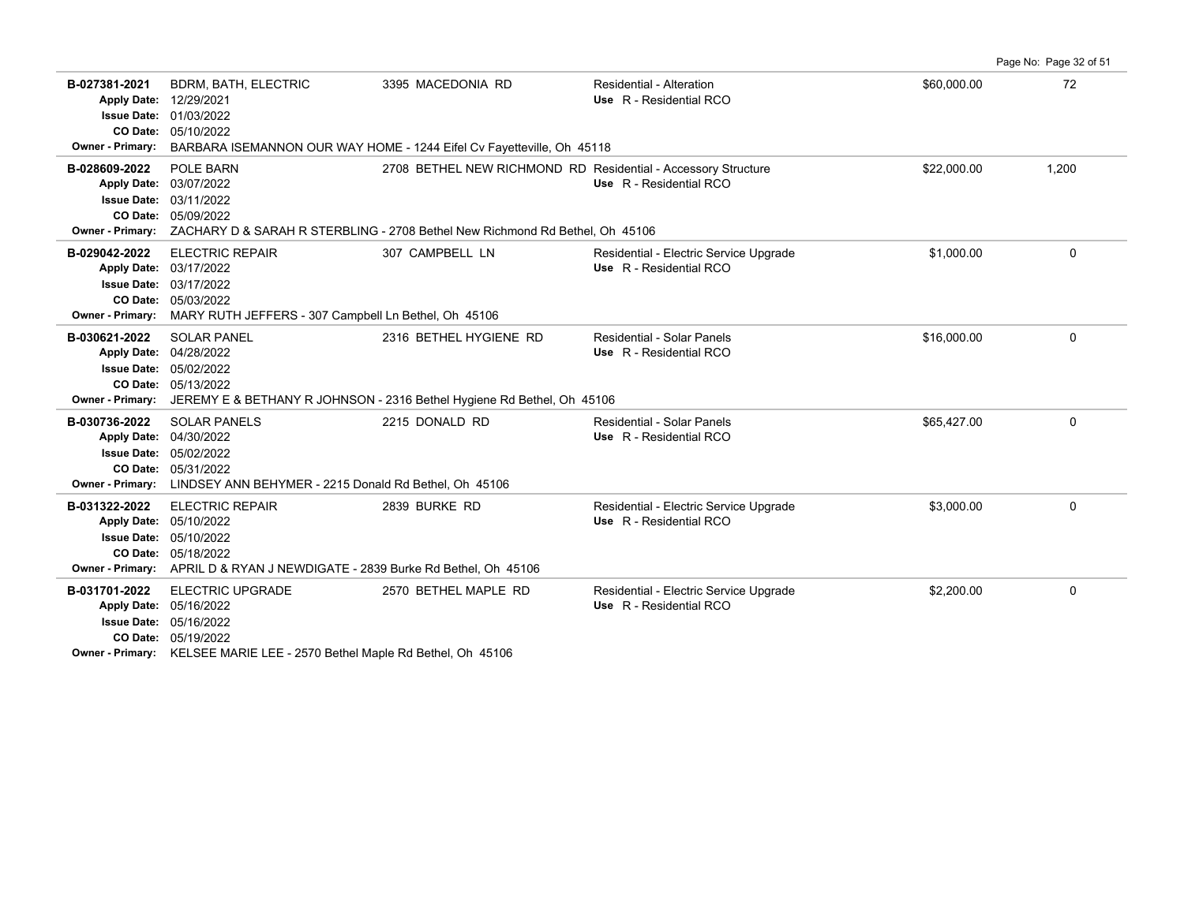| Permit # | Description | Address | Type / Use | Valuation | Sq Ft |
|---|---|---|---|---|---|
| B-027381-2021<br>Apply Date: 12/29/2021<br>Issue Date: 01/03/2022<br>CO Date: 05/10/2022 | BDRM, BATH, ELECTRIC | 3395 MACEDONIA RD | Residential - Alteration<br>Use R - Residential RCO | $60,000.00 | 72 |
| Owner - Primary: | BARBARA ISEMANNON OUR WAY HOME - 1244 Eifel Cv Fayetteville, Oh 45118 | | | | |
| B-028609-2022<br>Apply Date: 03/07/2022<br>Issue Date: 03/11/2022<br>CO Date: 05/09/2022 | POLE BARN | 2708 BETHEL NEW RICHMOND RD | Residential - Accessory Structure<br>Use R - Residential RCO | $22,000.00 | 1,200 |
| Owner - Primary: | ZACHARY D & SARAH R STERBLING - 2708 Bethel New Richmond Rd Bethel, Oh 45106 | | | | |
| B-029042-2022<br>Apply Date: 03/17/2022<br>Issue Date: 03/17/2022<br>CO Date: 05/03/2022 | ELECTRIC REPAIR | 307 CAMPBELL LN | Residential - Electric Service Upgrade<br>Use R - Residential RCO | $1,000.00 | 0 |
| Owner - Primary: | MARY RUTH JEFFERS - 307 Campbell Ln Bethel, Oh 45106 | | | | |
| B-030621-2022<br>Apply Date: 04/28/2022<br>Issue Date: 05/02/2022<br>CO Date: 05/13/2022 | SOLAR PANEL | 2316 BETHEL HYGIENE RD | Residential - Solar Panels<br>Use R - Residential RCO | $16,000.00 | 0 |
| Owner - Primary: | JEREMY E & BETHANY R JOHNSON - 2316 Bethel Hygiene Rd Bethel, Oh 45106 | | | | |
| B-030736-2022<br>Apply Date: 04/30/2022<br>Issue Date: 05/02/2022<br>CO Date: 05/31/2022 | SOLAR PANELS | 2215 DONALD RD | Residential - Solar Panels<br>Use R - Residential RCO | $65,427.00 | 0 |
| Owner - Primary: | LINDSEY ANN BEHYMER - 2215 Donald Rd Bethel, Oh 45106 | | | | |
| B-031322-2022<br>Apply Date: 05/10/2022<br>Issue Date: 05/10/2022<br>CO Date: 05/18/2022 | ELECTRIC REPAIR | 2839 BURKE RD | Residential - Electric Service Upgrade<br>Use R - Residential RCO | $3,000.00 | 0 |
| Owner - Primary: | APRIL D & RYAN J NEWDIGATE - 2839 Burke Rd Bethel, Oh 45106 | | | | |
| B-031701-2022<br>Apply Date: 05/16/2022<br>Issue Date: 05/16/2022<br>CO Date: 05/19/2022 | ELECTRIC UPGRADE | 2570 BETHEL MAPLE RD | Residential - Electric Service Upgrade<br>Use R - Residential RCO | $2,200.00 | 0 |
| Owner - Primary: | KELSEE MARIE LEE - 2570 Bethel Maple Rd Bethel, Oh 45106 | | | | |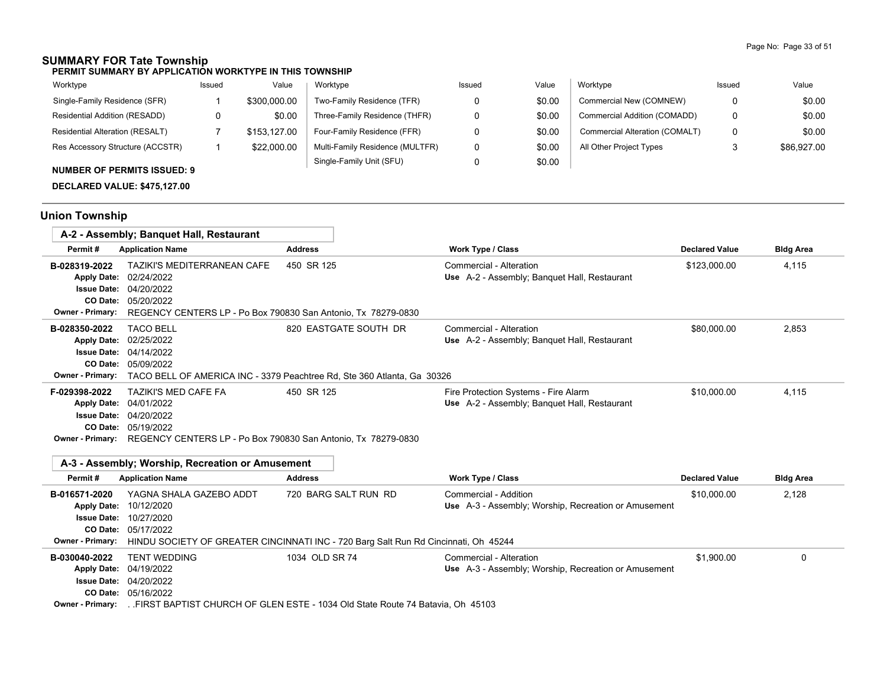## SUMMARY FOR Tate Township

**PERMIT SUMMARY BY APPLICATION WORKTYPE IN THIS TOWNSHIP**

| Worktype | Issued | Value | Worktype | Issued | Value | Worktype | Issued | Value |
|---|---|---|---|---|---|---|---|---|
| Single-Family Residence (SFR) | 1 | $300,000.00 | Two-Family Residence (TFR) | 0 | $0.00 | Commercial New (COMNEW) | 0 | $0.00 |
| Residential Addition (RESADD) | 0 | $0.00 | Three-Family Residence (THFR) | 0 | $0.00 | Commercial Addition (COMADD) | 0 | $0.00 |
| Residential Alteration (RESALT) | 7 | $153,127.00 | Four-Family Residence (FFR) | 0 | $0.00 | Commercial Alteration (COMALT) | 0 | $0.00 |
| Res Accessory Structure (ACCSTR) | 1 | $22,000.00 | Multi-Family Residence (MULTFR) | 0 | $0.00 | All Other Project Types | 3 | $86,927.00 |
| | | | Single-Family Unit (SFU) | 0 | $0.00 | | | |

**NUMBER OF PERMITS ISSUED: 9**

**DECLARED VALUE: $475,127.00**

## Union Township

### A-2 - Assembly; Banquet Hall, Restaurant

| Permit # | Application Name | Address | Work Type / Class | Declared Value | Bldg Area |
|---|---|---|---|---|---|
| B-028319-2022 | TAZIKI'S MEDITERRANEAN CAFE | 450 SR 125 | Commercial - Alteration<br>Use A-2 - Assembly; Banquet Hall, Restaurant | $123,000.00 | 4,115 |
| Apply Date: 02/24/2022<br>Issue Date: 04/20/2022<br>CO Date: 05/20/2022 | | | | | |
| Owner - Primary: | REGENCY CENTERS LP - Po Box 790830 San Antonio, Tx 78279-0830 | | | | |
| B-028350-2022 | TACO BELL | 820 EASTGATE SOUTH DR | Commercial - Alteration<br>Use A-2 - Assembly; Banquet Hall, Restaurant | $80,000.00 | 2,853 |
| Apply Date: 02/25/2022<br>Issue Date: 04/14/2022<br>CO Date: 05/09/2022 | | | | | |
| Owner - Primary: | TACO BELL OF AMERICA INC - 3379 Peachtree Rd, Ste 360 Atlanta, Ga 30326 | | | | |
| F-029398-2022 | TAZIKI'S MED CAFE FA | 450 SR 125 | Fire Protection Systems - Fire Alarm<br>Use A-2 - Assembly; Banquet Hall, Restaurant | $10,000.00 | 4,115 |
| Apply Date: 04/01/2022<br>Issue Date: 04/20/2022<br>CO Date: 05/19/2022 | | | | | |
| Owner - Primary: | REGENCY CENTERS LP - Po Box 790830 San Antonio, Tx 78279-0830 | | | | |

### A-3 - Assembly; Worship, Recreation or Amusement

| Permit # | Application Name | Address | Work Type / Class | Declared Value | Bldg Area |
|---|---|---|---|---|---|
| B-016571-2020 | YAGNA SHALA GAZEBO ADDT | 720 BARG SALT RUN RD | Commercial - Addition<br>Use A-3 - Assembly; Worship, Recreation or Amusement | $10,000.00 | 2,128 |
| Apply Date: 10/12/2020<br>Issue Date: 10/27/2020<br>CO Date: 05/17/2022 | | | | | |
| Owner - Primary: | HINDU SOCIETY OF GREATER CINCINNATI INC - 720 Barg Salt Run Rd Cincinnati, Oh 45244 | | | | |
| B-030040-2022 | TENT WEDDING | 1034 OLD SR 74 | Commercial - Alteration<br>Use A-3 - Assembly; Worship, Recreation or Amusement | $1,900.00 | 0 |
| Apply Date: 04/19/2022<br>Issue Date: 04/20/2022<br>CO Date: 05/16/2022 | | | | | |
| Owner - Primary: | . .FIRST BAPTIST CHURCH OF GLEN ESTE - 1034 Old State Route 74 Batavia, Oh 45103 | | | | |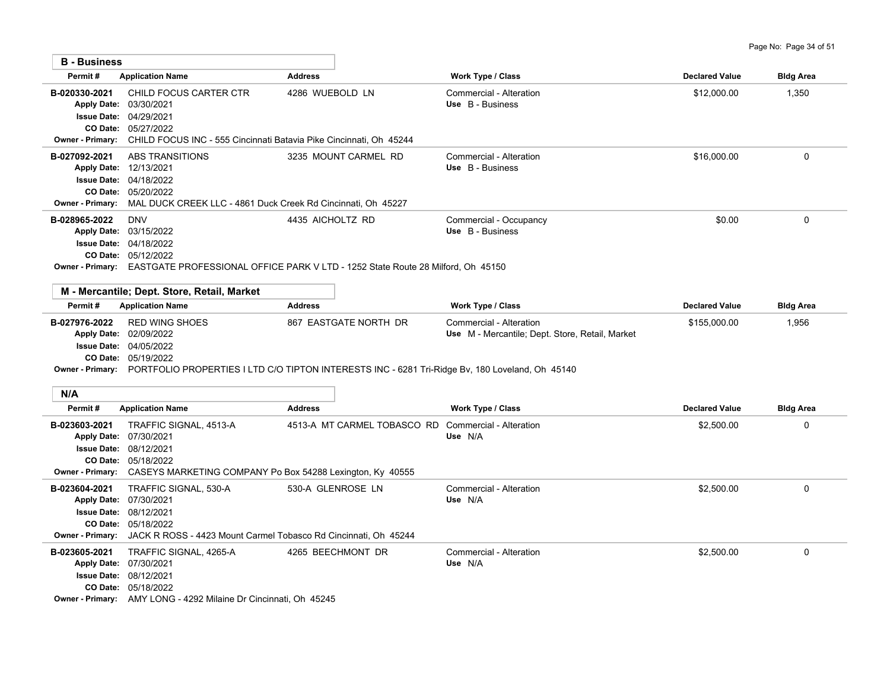## B - Business

| Permit # | Application Name | Address | Work Type / Class | Declared Value | Bldg Area |
|---|---|---|---|---|---|
| B-020330-2021 | CHILD FOCUS CARTER CTR | 4286 WUEBOLD LN | Commercial - Alteration<br>Use B - Business | $12,000.00 | 1,350 |
| Apply Date: 03/30/2021<br>Issue Date: 04/29/2021<br>CO Date: 05/27/2022 | | | | | |
| Owner - Primary: CHILD FOCUS INC - 555 Cincinnati Batavia Pike Cincinnati, Oh 45244 | | | | | |
| B-027092-2021 | ABS TRANSITIONS | 3235 MOUNT CARMEL RD | Commercial - Alteration<br>Use B - Business | $16,000.00 | 0 |
| Apply Date: 12/13/2021<br>Issue Date: 04/18/2022<br>CO Date: 05/20/2022 | | | | | |
| Owner - Primary: MAL DUCK CREEK LLC - 4861 Duck Creek Rd Cincinnati, Oh 45227 | | | | | |
| B-028965-2022 | DNV | 4435 AICHOLTZ RD | Commercial - Occupancy<br>Use B - Business | $0.00 | 0 |
| Apply Date: 03/15/2022<br>Issue Date: 04/18/2022<br>CO Date: 05/12/2022 | | | | | |
| Owner - Primary: EASTGATE PROFESSIONAL OFFICE PARK V LTD - 1252 State Route 28 Milford, Oh 45150 | | | | | |

## M - Mercantile; Dept. Store, Retail, Market

| Permit # | Application Name | Address | Work Type / Class | Declared Value | Bldg Area |
|---|---|---|---|---|---|
| B-027976-2022 | RED WING SHOES | 867 EASTGATE NORTH DR | Commercial - Alteration<br>Use M - Mercantile; Dept. Store, Retail, Market | $155,000.00 | 1,956 |
| Apply Date: 02/09/2022<br>Issue Date: 04/05/2022<br>CO Date: 05/19/2022 | | | | | |
| Owner - Primary: PORTFOLIO PROPERTIES I LTD C/O TIPTON INTERESTS INC - 6281 Tri-Ridge Bv, 180 Loveland, Oh 45140 | | | | | |

## N/A

| Permit # | Application Name | Address | Work Type / Class | Declared Value | Bldg Area |
|---|---|---|---|---|---|
| B-023603-2021 | TRAFFIC SIGNAL, 4513-A | 4513-A MT CARMEL TOBASCO RD | Commercial - Alteration<br>Use N/A | $2,500.00 | 0 |
| Apply Date: 07/30/2021<br>Issue Date: 08/12/2021<br>CO Date: 05/18/2022 | | | | | |
| Owner - Primary: CASEYS MARKETING COMPANY Po Box 54288 Lexington, Ky 40555 | | | | | |
| B-023604-2021 | TRAFFIC SIGNAL, 530-A | 530-A GLENROSE LN | Commercial - Alteration<br>Use N/A | $2,500.00 | 0 |
| Apply Date: 07/30/2021<br>Issue Date: 08/12/2021<br>CO Date: 05/18/2022 | | | | | |
| Owner - Primary: JACK R ROSS - 4423 Mount Carmel Tobasco Rd Cincinnati, Oh 45244 | | | | | |
| B-023605-2021 | TRAFFIC SIGNAL, 4265-A | 4265 BEECHMONT DR | Commercial - Alteration<br>Use N/A | $2,500.00 | 0 |
| Apply Date: 07/30/2021<br>Issue Date: 08/12/2021<br>CO Date: 05/18/2022 | | | | | |
| Owner - Primary: AMY LONG - 4292 Milaine Dr Cincinnati, Oh 45245 | | | | | |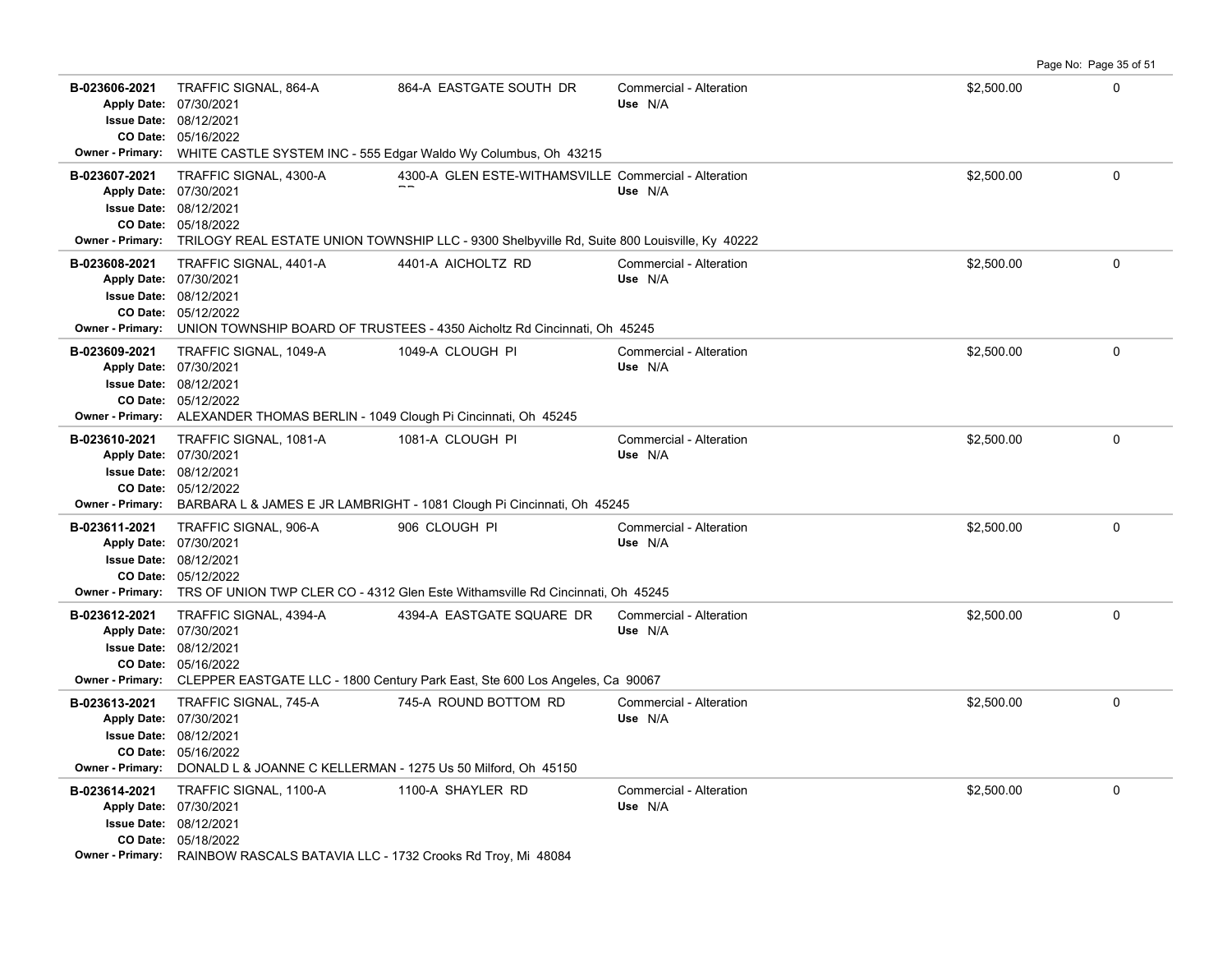| Permit # | Description | Address | Type | Valuation | |
|---|---|---|---|---|---|
| **B-023606-2021**<br>**Apply Date:** 07/30/2021<br>**Issue Date:** 08/12/2021<br>**CO Date:** 05/16/2022 | TRAFFIC SIGNAL, 864-A | 864-A EASTGATE SOUTH DR | Commercial - Alteration<br>**Use** N/A | $2,500.00 | 0 |
| **Owner - Primary:** WHITE CASTLE SYSTEM INC - 555 Edgar Waldo Wy Columbus, Oh 43215 | | | | | |
| **B-023607-2021**<br>**Apply Date:** 07/30/2021<br>**Issue Date:** 08/12/2021<br>**CO Date:** 05/18/2022 | TRAFFIC SIGNAL, 4300-A | 4300-A GLEN ESTE-WITHAMSVILLE RD | Commercial - Alteration<br>**Use** N/A | $2,500.00 | 0 |
| **Owner - Primary:** TRILOGY REAL ESTATE UNION TOWNSHIP LLC - 9300 Shelbyville Rd, Suite 800 Louisville, Ky 40222 | | | | | |
| **B-023608-2021**<br>**Apply Date:** 07/30/2021<br>**Issue Date:** 08/12/2021<br>**CO Date:** 05/12/2022 | TRAFFIC SIGNAL, 4401-A | 4401-A AICHOLTZ RD | Commercial - Alteration<br>**Use** N/A | $2,500.00 | 0 |
| **Owner - Primary:** UNION TOWNSHIP BOARD OF TRUSTEES - 4350 Aicholtz Rd Cincinnati, Oh 45245 | | | | | |
| **B-023609-2021**<br>**Apply Date:** 07/30/2021<br>**Issue Date:** 08/12/2021<br>**CO Date:** 05/12/2022 | TRAFFIC SIGNAL, 1049-A | 1049-A CLOUGH PI | Commercial - Alteration<br>**Use** N/A | $2,500.00 | 0 |
| **Owner - Primary:** ALEXANDER THOMAS BERLIN - 1049 Clough Pi Cincinnati, Oh 45245 | | | | | |
| **B-023610-2021**<br>**Apply Date:** 07/30/2021<br>**Issue Date:** 08/12/2021<br>**CO Date:** 05/12/2022 | TRAFFIC SIGNAL, 1081-A | 1081-A CLOUGH PI | Commercial - Alteration<br>**Use** N/A | $2,500.00 | 0 |
| **Owner - Primary:** BARBARA L & JAMES E JR LAMBRIGHT - 1081 Clough Pi Cincinnati, Oh 45245 | | | | | |
| **B-023611-2021**<br>**Apply Date:** 07/30/2021<br>**Issue Date:** 08/12/2021<br>**CO Date:** 05/12/2022 | TRAFFIC SIGNAL, 906-A | 906 CLOUGH PI | Commercial - Alteration<br>**Use** N/A | $2,500.00 | 0 |
| **Owner - Primary:** TRS OF UNION TWP CLER CO - 4312 Glen Este Withamsville Rd Cincinnati, Oh 45245 | | | | | |
| **B-023612-2021**<br>**Apply Date:** 07/30/2021<br>**Issue Date:** 08/12/2021<br>**CO Date:** 05/16/2022 | TRAFFIC SIGNAL, 4394-A | 4394-A EASTGATE SQUARE DR | Commercial - Alteration<br>**Use** N/A | $2,500.00 | 0 |
| **Owner - Primary:** CLEPPER EASTGATE LLC - 1800 Century Park East, Ste 600 Los Angeles, Ca 90067 | | | | | |
| **B-023613-2021**<br>**Apply Date:** 07/30/2021<br>**Issue Date:** 08/12/2021<br>**CO Date:** 05/16/2022 | TRAFFIC SIGNAL, 745-A | 745-A ROUND BOTTOM RD | Commercial - Alteration<br>**Use** N/A | $2,500.00 | 0 |
| **Owner - Primary:** DONALD L & JOANNE C KELLERMAN - 1275 Us 50 Milford, Oh 45150 | | | | | |
| **B-023614-2021**<br>**Apply Date:** 07/30/2021<br>**Issue Date:** 08/12/2021<br>**CO Date:** 05/18/2022 | TRAFFIC SIGNAL, 1100-A | 1100-A SHAYLER RD | Commercial - Alteration<br>**Use** N/A | $2,500.00 | 0 |
| **Owner - Primary:** RAINBOW RASCALS BATAVIA LLC - 1732 Crooks Rd Troy, Mi 48084 | | | | | |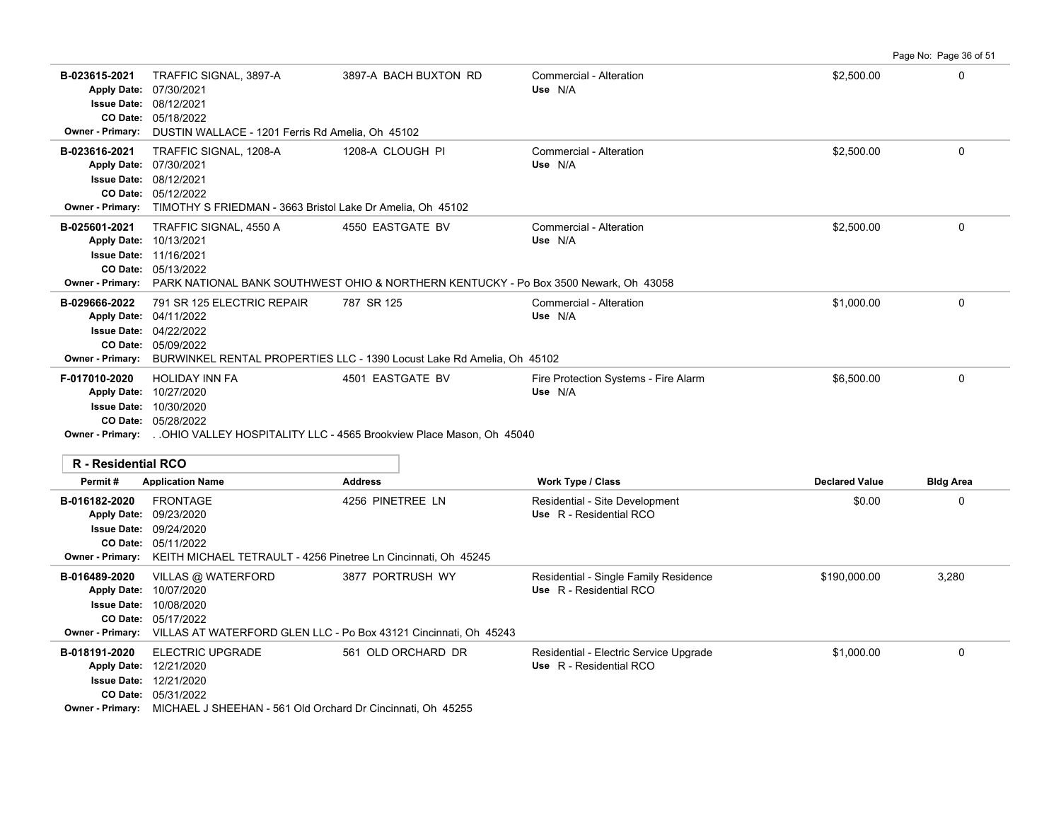| Permit # | Application Name | Address | Work Type / Class | Declared Value | Bldg Area |
|---|---|---|---|---|---|
| B-023615-2021 | TRAFFIC SIGNAL, 3897-A | 3897-A BACH BUXTON RD | Commercial - Alteration | $2,500.00 | 0 |
| Apply Date: 07/30/2021 | | | Use N/A | | |
| Issue Date: 08/12/2021 | | | | | |
| CO Date: 05/18/2022 | | | | | |
| Owner - Primary: DUSTIN WALLACE - 1201 Ferris Rd Amelia, Oh 45102 | | | | | |
| B-023616-2021 | TRAFFIC SIGNAL, 1208-A | 1208-A CLOUGH PI | Commercial - Alteration | $2,500.00 | 0 |
| Apply Date: 07/30/2021 | | | Use N/A | | |
| Issue Date: 08/12/2021 | | | | | |
| CO Date: 05/12/2022 | | | | | |
| Owner - Primary: TIMOTHY S FRIEDMAN - 3663 Bristol Lake Dr Amelia, Oh 45102 | | | | | |
| B-025601-2021 | TRAFFIC SIGNAL, 4550 A | 4550 EASTGATE BV | Commercial - Alteration | $2,500.00 | 0 |
| Apply Date: 10/13/2021 | | | Use N/A | | |
| Issue Date: 11/16/2021 | | | | | |
| CO Date: 05/13/2022 | | | | | |
| Owner - Primary: PARK NATIONAL BANK SOUTHWEST OHIO & NORTHERN KENTUCKY - Po Box 3500 Newark, Oh 43058 | | | | | |
| B-029666-2022 | 791 SR 125 ELECTRIC REPAIR | 787 SR 125 | Commercial - Alteration | $1,000.00 | 0 |
| Apply Date: 04/11/2022 | | | Use N/A | | |
| Issue Date: 04/22/2022 | | | | | |
| CO Date: 05/09/2022 | | | | | |
| Owner - Primary: BURWINKEL RENTAL PROPERTIES LLC - 1390 Locust Lake Rd Amelia, Oh 45102 | | | | | |
| F-017010-2020 | HOLIDAY INN FA | 4501 EASTGATE BV | Fire Protection Systems - Fire Alarm | $6,500.00 | 0 |
| Apply Date: 10/27/2020 | | | Use N/A | | |
| Issue Date: 10/30/2020 | | | | | |
| CO Date: 05/28/2022 | | | | | |
| Owner - Primary: . .OHIO VALLEY HOSPITALITY LLC - 4565 Brookview Place Mason, Oh 45040 | | | | | |

## R - Residential RCO

| Permit # | Application Name | Address | Work Type / Class | Declared Value | Bldg Area |
|---|---|---|---|---|---|
| B-016182-2020 | FRONTAGE | 4256 PINETREE LN | Residential - Site Development | $0.00 | 0 |
| Apply Date: 09/23/2020 | | | Use R - Residential RCO | | |
| Issue Date: 09/24/2020 | | | | | |
| CO Date: 05/11/2022 | | | | | |
| Owner - Primary: KEITH MICHAEL TETRAULT - 4256 Pinetree Ln Cincinnati, Oh 45245 | | | | | |
| B-016489-2020 | VILLAS @ WATERFORD | 3877 PORTRUSH WY | Residential - Single Family Residence | $190,000.00 | 3,280 |
| Apply Date: 10/07/2020 | | | Use R - Residential RCO | | |
| Issue Date: 10/08/2020 | | | | | |
| CO Date: 05/17/2022 | | | | | |
| Owner - Primary: VILLAS AT WATERFORD GLEN LLC - Po Box 43121 Cincinnati, Oh 45243 | | | | | |
| B-018191-2020 | ELECTRIC UPGRADE | 561 OLD ORCHARD DR | Residential - Electric Service Upgrade | $1,000.00 | 0 |
| Apply Date: 12/21/2020 | | | Use R - Residential RCO | | |
| Issue Date: 12/21/2020 | | | | | |
| CO Date: 05/31/2022 | | | | | |
| Owner - Primary: MICHAEL J SHEEHAN - 561 Old Orchard Dr Cincinnati, Oh 45255 | | | | | |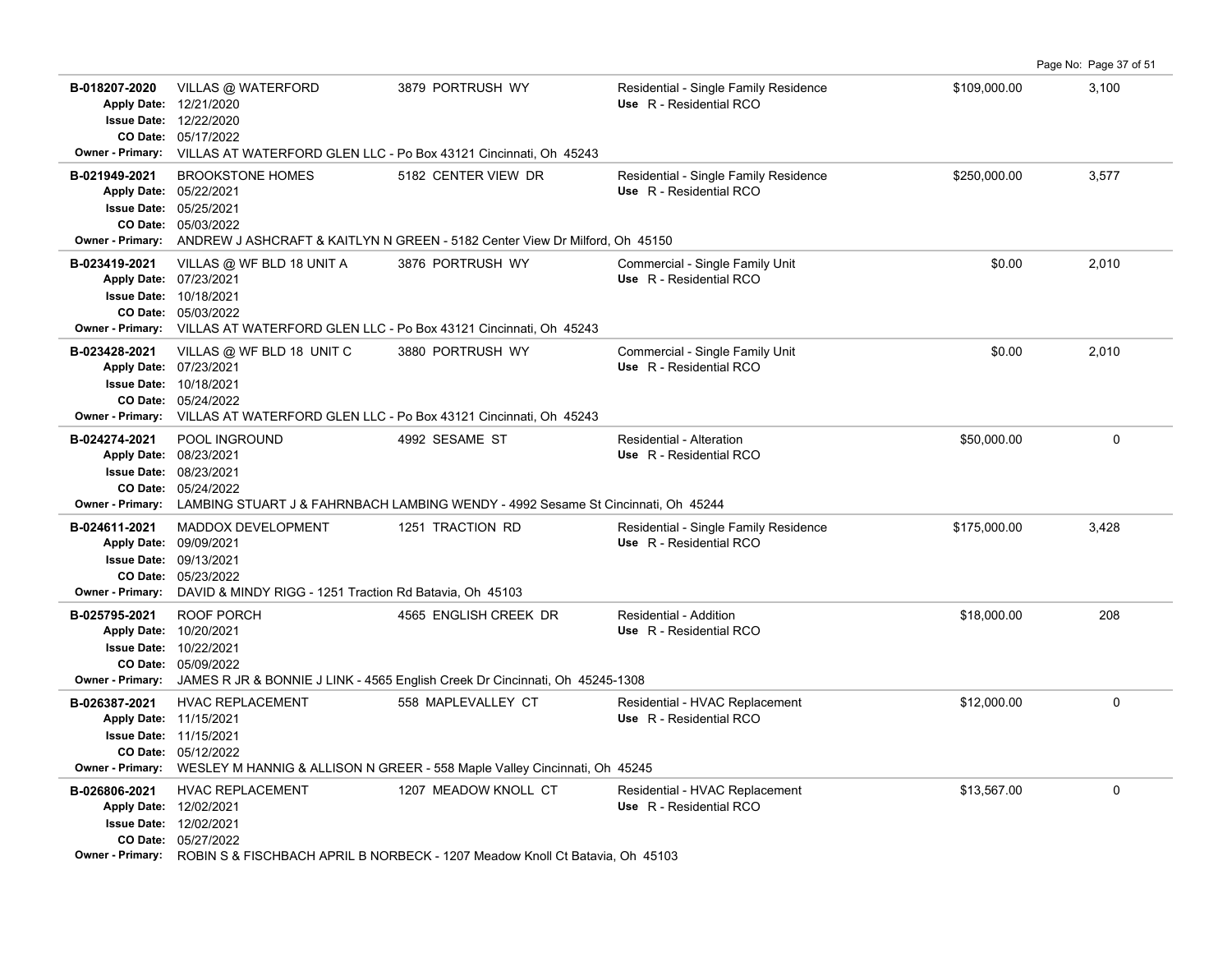| Permit | Description / Dates | Address | Type / Use | Valuation | Sq Ft |
|---|---|---|---|---|---|
| B-018207-2020 | VILLAS @ WATERFORD<br>Apply Date: 12/21/2020<br>Issue Date: 12/22/2020<br>CO Date: 05/17/2022 | 3879 PORTRUSH WY | Residential - Single Family Residence<br>Use R - Residential RCO | $109,000.00 | 3,100 |
| Owner - Primary: | VILLAS AT WATERFORD GLEN LLC - Po Box 43121 Cincinnati, Oh 45243 | | | | |
| B-021949-2021 | BROOKSTONE HOMES<br>Apply Date: 05/22/2021<br>Issue Date: 05/25/2021<br>CO Date: 05/03/2022 | 5182 CENTER VIEW DR | Residential - Single Family Residence<br>Use R - Residential RCO | $250,000.00 | 3,577 |
| Owner - Primary: | ANDREW J ASHCRAFT & KAITLYN N GREEN - 5182 Center View Dr Milford, Oh 45150 | | | | |
| B-023419-2021 | VILLAS @ WF BLD 18 UNIT A<br>Apply Date: 07/23/2021<br>Issue Date: 10/18/2021<br>CO Date: 05/03/2022 | 3876 PORTRUSH WY | Commercial - Single Family Unit<br>Use R - Residential RCO | $0.00 | 2,010 |
| Owner - Primary: | VILLAS AT WATERFORD GLEN LLC - Po Box 43121 Cincinnati, Oh 45243 | | | | |
| B-023428-2021 | VILLAS @ WF BLD 18 UNIT C<br>Apply Date: 07/23/2021<br>Issue Date: 10/18/2021<br>CO Date: 05/24/2022 | 3880 PORTRUSH WY | Commercial - Single Family Unit<br>Use R - Residential RCO | $0.00 | 2,010 |
| Owner - Primary: | VILLAS AT WATERFORD GLEN LLC - Po Box 43121 Cincinnati, Oh 45243 | | | | |
| B-024274-2021 | POOL INGROUND<br>Apply Date: 08/23/2021<br>Issue Date: 08/23/2021<br>CO Date: 05/24/2022 | 4992 SESAME ST | Residential - Alteration<br>Use R - Residential RCO | $50,000.00 | 0 |
| Owner - Primary: | LAMBING STUART J & FAHRNBACH LAMBING WENDY - 4992 Sesame St Cincinnati, Oh 45244 | | | | |
| B-024611-2021 | MADDOX DEVELOPMENT<br>Apply Date: 09/09/2021<br>Issue Date: 09/13/2021<br>CO Date: 05/23/2022 | 1251 TRACTION RD | Residential - Single Family Residence<br>Use R - Residential RCO | $175,000.00 | 3,428 |
| Owner - Primary: | DAVID & MINDY RIGG - 1251 Traction Rd Batavia, Oh 45103 | | | | |
| B-025795-2021 | ROOF PORCH<br>Apply Date: 10/20/2021<br>Issue Date: 10/22/2021<br>CO Date: 05/09/2022 | 4565 ENGLISH CREEK DR | Residential - Addition<br>Use R - Residential RCO | $18,000.00 | 208 |
| Owner - Primary: | JAMES R JR & BONNIE J LINK - 4565 English Creek Dr Cincinnati, Oh 45245-1308 | | | | |
| B-026387-2021 | HVAC REPLACEMENT<br>Apply Date: 11/15/2021<br>Issue Date: 11/15/2021<br>CO Date: 05/12/2022 | 558 MAPLEVALLEY CT | Residential - HVAC Replacement<br>Use R - Residential RCO | $12,000.00 | 0 |
| Owner - Primary: | WESLEY M HANNIG & ALLISON N GREER - 558 Maple Valley Cincinnati, Oh 45245 | | | | |
| B-026806-2021 | HVAC REPLACEMENT<br>Apply Date: 12/02/2021<br>Issue Date: 12/02/2021<br>CO Date: 05/27/2022 | 1207 MEADOW KNOLL CT | Residential - HVAC Replacement<br>Use R - Residential RCO | $13,567.00 | 0 |
| Owner - Primary: | ROBIN S & FISCHBACH APRIL B NORBECK - 1207 Meadow Knoll Ct Batavia, Oh 45103 | | | | |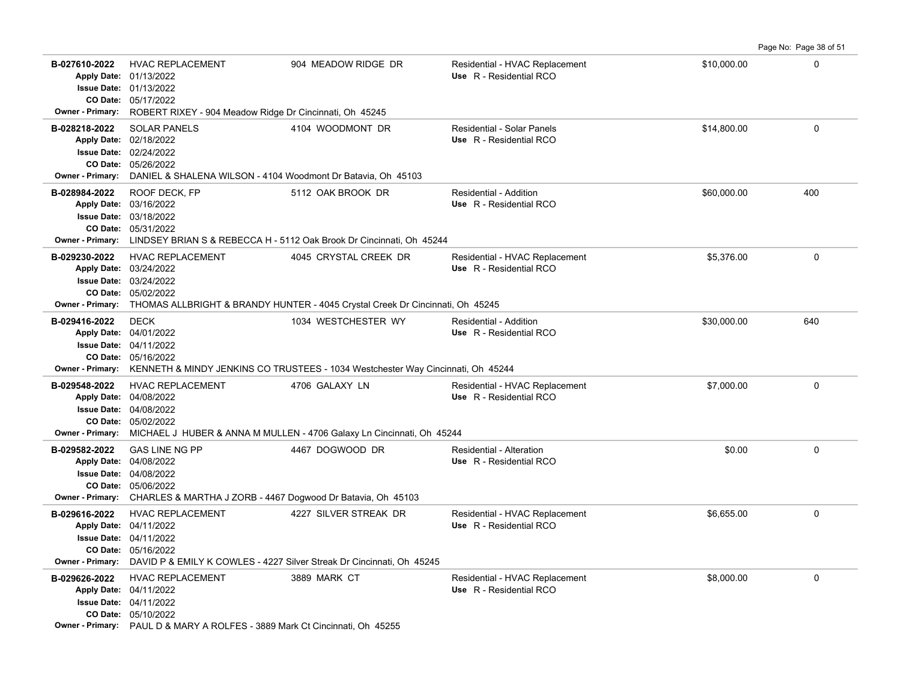| Permit # | Description | Address | Type / Use | Valuation | Sq Ft |
|---|---|---|---|---|---|
| **B-027610-2022** | HVAC REPLACEMENT | 904 MEADOW RIDGE DR | Residential - HVAC Replacement | $10,000.00 | 0 |
| Apply Date: 01/13/2022 | | | Use R - Residential RCO | | |
| Issue Date: 01/13/2022 | | | | | |
| CO Date: 05/17/2022 | | | | | |
| Owner - Primary: ROBERT RIXEY - 904 Meadow Ridge Dr Cincinnati, Oh 45245 | | | | | |
| **B-028218-2022** | SOLAR PANELS | 4104 WOODMONT DR | Residential - Solar Panels | $14,800.00 | 0 |
| Apply Date: 02/18/2022 | | | Use R - Residential RCO | | |
| Issue Date: 02/24/2022 | | | | | |
| CO Date: 05/26/2022 | | | | | |
| Owner - Primary: DANIEL & SHALENA WILSON - 4104 Woodmont Dr Batavia, Oh 45103 | | | | | |
| **B-028984-2022** | ROOF DECK, FP | 5112 OAK BROOK DR | Residential - Addition | $60,000.00 | 400 |
| Apply Date: 03/16/2022 | | | Use R - Residential RCO | | |
| Issue Date: 03/18/2022 | | | | | |
| CO Date: 05/31/2022 | | | | | |
| Owner - Primary: LINDSEY BRIAN S & REBECCA H - 5112 Oak Brook Dr Cincinnati, Oh 45244 | | | | | |
| **B-029230-2022** | HVAC REPLACEMENT | 4045 CRYSTAL CREEK DR | Residential - HVAC Replacement | $5,376.00 | 0 |
| Apply Date: 03/24/2022 | | | Use R - Residential RCO | | |
| Issue Date: 03/24/2022 | | | | | |
| CO Date: 05/02/2022 | | | | | |
| Owner - Primary: THOMAS ALLBRIGHT & BRANDY HUNTER - 4045 Crystal Creek Dr Cincinnati, Oh 45245 | | | | | |
| **B-029416-2022** | DECK | 1034 WESTCHESTER WY | Residential - Addition | $30,000.00 | 640 |
| Apply Date: 04/01/2022 | | | Use R - Residential RCO | | |
| Issue Date: 04/11/2022 | | | | | |
| CO Date: 05/16/2022 | | | | | |
| Owner - Primary: KENNETH & MINDY JENKINS CO TRUSTEES - 1034 Westchester Way Cincinnati, Oh 45244 | | | | | |
| **B-029548-2022** | HVAC REPLACEMENT | 4706 GALAXY LN | Residential - HVAC Replacement | $7,000.00 | 0 |
| Apply Date: 04/08/2022 | | | Use R - Residential RCO | | |
| Issue Date: 04/08/2022 | | | | | |
| CO Date: 05/02/2022 | | | | | |
| Owner - Primary: MICHAEL J HUBER & ANNA M MULLEN - 4706 Galaxy Ln Cincinnati, Oh 45244 | | | | | |
| **B-029582-2022** | GAS LINE NG PP | 4467 DOGWOOD DR | Residential - Alteration | $0.00 | 0 |
| Apply Date: 04/08/2022 | | | Use R - Residential RCO | | |
| Issue Date: 04/08/2022 | | | | | |
| CO Date: 05/06/2022 | | | | | |
| Owner - Primary: CHARLES & MARTHA J ZORB - 4467 Dogwood Dr Batavia, Oh 45103 | | | | | |
| **B-029616-2022** | HVAC REPLACEMENT | 4227 SILVER STREAK DR | Residential - HVAC Replacement | $6,655.00 | 0 |
| Apply Date: 04/11/2022 | | | Use R - Residential RCO | | |
| Issue Date: 04/11/2022 | | | | | |
| CO Date: 05/16/2022 | | | | | |
| Owner - Primary: DAVID P & EMILY K COWLES - 4227 Silver Streak Dr Cincinnati, Oh 45245 | | | | | |
| **B-029626-2022** | HVAC REPLACEMENT | 3889 MARK CT | Residential - HVAC Replacement | $8,000.00 | 0 |
| Apply Date: 04/11/2022 | | | Use R - Residential RCO | | |
| Issue Date: 04/11/2022 | | | | | |
| CO Date: 05/10/2022 | | | | | |
| Owner - Primary: PAUL D & MARY A ROLFES - 3889 Mark Ct Cincinnati, Oh 45255 | | | | | |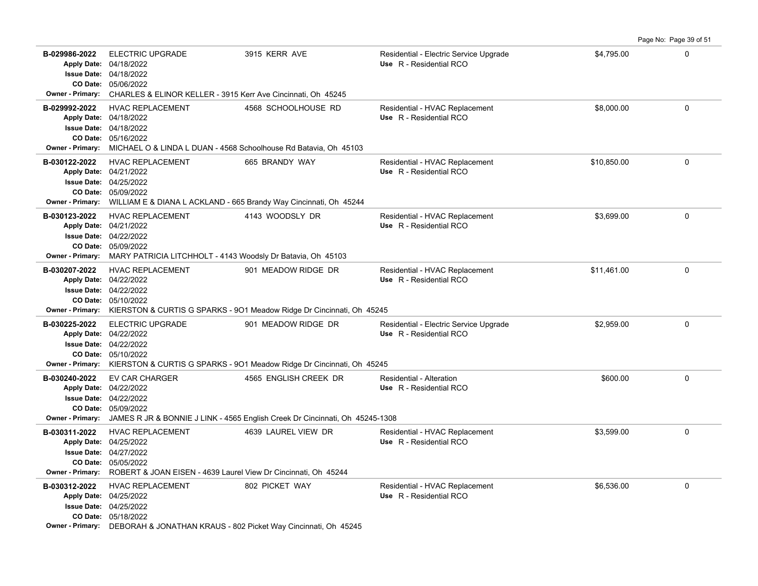| Permit # | Description | Address | Type / Use | Value | |
|---|---|---|---|---|---|
| **B-029986-2022** | ELECTRIC UPGRADE | 3915 KERR AVE | Residential - Electric Service Upgrade<br>Use R - Residential RCO | $4,795.00 | 0 |
| **Apply Date:** 04/18/2022<br>**Issue Date:** 04/18/2022<br>**CO Date:** 05/06/2022 | | | | | |
| **Owner - Primary:** CHARLES & ELINOR KELLER - 3915 Kerr Ave Cincinnati, Oh 45245 | | | | | |
| **B-029992-2022** | HVAC REPLACEMENT | 4568 SCHOOLHOUSE RD | Residential - HVAC Replacement<br>Use R - Residential RCO | $8,000.00 | 0 |
| **Apply Date:** 04/18/2022<br>**Issue Date:** 04/18/2022<br>**CO Date:** 05/16/2022 | | | | | |
| **Owner - Primary:** MICHAEL O & LINDA L DUAN - 4568 Schoolhouse Rd Batavia, Oh 45103 | | | | | |
| **B-030122-2022** | HVAC REPLACEMENT | 665 BRANDY WAY | Residential - HVAC Replacement<br>Use R - Residential RCO | $10,850.00 | 0 |
| **Apply Date:** 04/21/2022<br>**Issue Date:** 04/25/2022<br>**CO Date:** 05/09/2022 | | | | | |
| **Owner - Primary:** WILLIAM E & DIANA L ACKLAND - 665 Brandy Way Cincinnati, Oh 45244 | | | | | |
| **B-030123-2022** | HVAC REPLACEMENT | 4143 WOODSLY DR | Residential - HVAC Replacement<br>Use R - Residential RCO | $3,699.00 | 0 |
| **Apply Date:** 04/21/2022<br>**Issue Date:** 04/22/2022<br>**CO Date:** 05/09/2022 | | | | | |
| **Owner - Primary:** MARY PATRICIA LITCHHOLT - 4143 Woodsly Dr Batavia, Oh 45103 | | | | | |
| **B-030207-2022** | HVAC REPLACEMENT | 901 MEADOW RIDGE DR | Residential - HVAC Replacement<br>Use R - Residential RCO | $11,461.00 | 0 |
| **Apply Date:** 04/22/2022<br>**Issue Date:** 04/22/2022<br>**CO Date:** 05/10/2022 | | | | | |
| **Owner - Primary:** KIERSTON & CURTIS G SPARKS - 9O1 Meadow Ridge Dr Cincinnati, Oh 45245 | | | | | |
| **B-030225-2022** | ELECTRIC UPGRADE | 901 MEADOW RIDGE DR | Residential - Electric Service Upgrade<br>Use R - Residential RCO | $2,959.00 | 0 |
| **Apply Date:** 04/22/2022<br>**Issue Date:** 04/22/2022<br>**CO Date:** 05/10/2022 | | | | | |
| **Owner - Primary:** KIERSTON & CURTIS G SPARKS - 9O1 Meadow Ridge Dr Cincinnati, Oh 45245 | | | | | |
| **B-030240-2022** | EV CAR CHARGER | 4565 ENGLISH CREEK DR | Residential - Alteration<br>Use R - Residential RCO | $600.00 | 0 |
| **Apply Date:** 04/22/2022<br>**Issue Date:** 04/22/2022<br>**CO Date:** 05/09/2022 | | | | | |
| **Owner - Primary:** JAMES R JR & BONNIE J LINK - 4565 English Creek Dr Cincinnati, Oh 45245-1308 | | | | | |
| **B-030311-2022** | HVAC REPLACEMENT | 4639 LAUREL VIEW DR | Residential - HVAC Replacement<br>Use R - Residential RCO | $3,599.00 | 0 |
| **Apply Date:** 04/25/2022<br>**Issue Date:** 04/27/2022<br>**CO Date:** 05/05/2022 | | | | | |
| **Owner - Primary:** ROBERT & JOAN EISEN - 4639 Laurel View Dr Cincinnati, Oh 45244 | | | | | |
| **B-030312-2022** | HVAC REPLACEMENT | 802 PICKET WAY | Residential - HVAC Replacement<br>Use R - Residential RCO | $6,536.00 | 0 |
| **Apply Date:** 04/25/2022<br>**Issue Date:** 04/25/2022<br>**CO Date:** 05/18/2022 | | | | | |
| **Owner - Primary:** DEBORAH & JONATHAN KRAUS - 802 Picket Way Cincinnati, Oh 45245 | | | | | |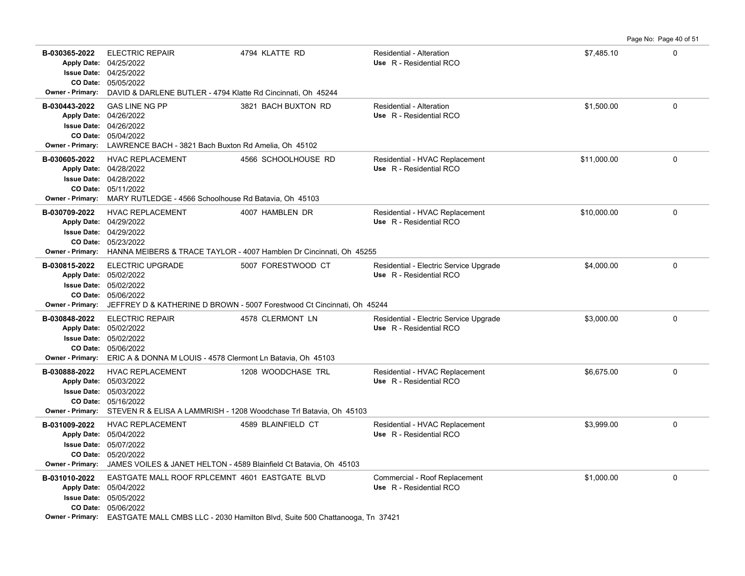| Permit # | Description | Address | Type / Use | Valuation | |
|---|---|---|---|---|---|
| B-030365-2022<br>Apply Date: 04/25/2022<br>Issue Date: 04/25/2022<br>CO Date: 05/05/2022<br>Owner - Primary: DAVID & DARLENE BUTLER - 4794 Klatte Rd Cincinnati, Oh 45244 | ELECTRIC REPAIR | 4794 KLATTE RD | Residential - Alteration<br>Use R - Residential RCO | $7,485.10 | 0 |
| B-030443-2022<br>Apply Date: 04/26/2022<br>Issue Date: 04/26/2022<br>CO Date: 05/04/2022<br>Owner - Primary: LAWRENCE BACH - 3821 Bach Buxton Rd Amelia, Oh 45102 | GAS LINE NG PP | 3821 BACH BUXTON RD | Residential - Alteration<br>Use R - Residential RCO | $1,500.00 | 0 |
| B-030605-2022<br>Apply Date: 04/28/2022<br>Issue Date: 04/28/2022<br>CO Date: 05/11/2022<br>Owner - Primary: MARY RUTLEDGE - 4566 Schoolhouse Rd Batavia, Oh 45103 | HVAC REPLACEMENT | 4566 SCHOOLHOUSE RD | Residential - HVAC Replacement<br>Use R - Residential RCO | $11,000.00 | 0 |
| B-030709-2022<br>Apply Date: 04/29/2022<br>Issue Date: 04/29/2022<br>CO Date: 05/23/2022<br>Owner - Primary: HANNA MEIBERS & TRACE TAYLOR - 4007 Hamblen Dr Cincinnati, Oh 45255 | HVAC REPLACEMENT | 4007 HAMBLEN DR | Residential - HVAC Replacement<br>Use R - Residential RCO | $10,000.00 | 0 |
| B-030815-2022<br>Apply Date: 05/02/2022<br>Issue Date: 05/02/2022<br>CO Date: 05/06/2022<br>Owner - Primary: JEFFREY D & KATHERINE D BROWN - 5007 Forestwood Ct Cincinnati, Oh 45244 | ELECTRIC UPGRADE | 5007 FORESTWOOD CT | Residential - Electric Service Upgrade<br>Use R - Residential RCO | $4,000.00 | 0 |
| B-030848-2022<br>Apply Date: 05/02/2022<br>Issue Date: 05/02/2022<br>CO Date: 05/06/2022<br>Owner - Primary: ERIC A & DONNA M LOUIS - 4578 Clermont Ln Batavia, Oh 45103 | ELECTRIC REPAIR | 4578 CLERMONT LN | Residential - Electric Service Upgrade<br>Use R - Residential RCO | $3,000.00 | 0 |
| B-030888-2022<br>Apply Date: 05/03/2022<br>Issue Date: 05/03/2022<br>CO Date: 05/16/2022<br>Owner - Primary: STEVEN R & ELISA A LAMMRISH - 1208 Woodchase Trl Batavia, Oh 45103 | HVAC REPLACEMENT | 1208 WOODCHASE TRL | Residential - HVAC Replacement<br>Use R - Residential RCO | $6,675.00 | 0 |
| B-031009-2022<br>Apply Date: 05/04/2022<br>Issue Date: 05/07/2022<br>CO Date: 05/20/2022<br>Owner - Primary: JAMES VOILES & JANET HELTON - 4589 Blainfield Ct Batavia, Oh 45103 | HVAC REPLACEMENT | 4589 BLAINFIELD CT | Residential - HVAC Replacement<br>Use R - Residential RCO | $3,999.00 | 0 |
| B-031010-2022<br>Apply Date: 05/04/2022<br>Issue Date: 05/05/2022<br>CO Date: 05/06/2022<br>Owner - Primary: EASTGATE MALL CMBS LLC - 2030 Hamilton Blvd, Suite 500 Chattanooga, Tn 37421 | EASTGATE MALL ROOF RPLCEMNT | 4601 EASTGATE BLVD | Commercial - Roof Replacement<br>Use R - Residential RCO | $1,000.00 | 0 |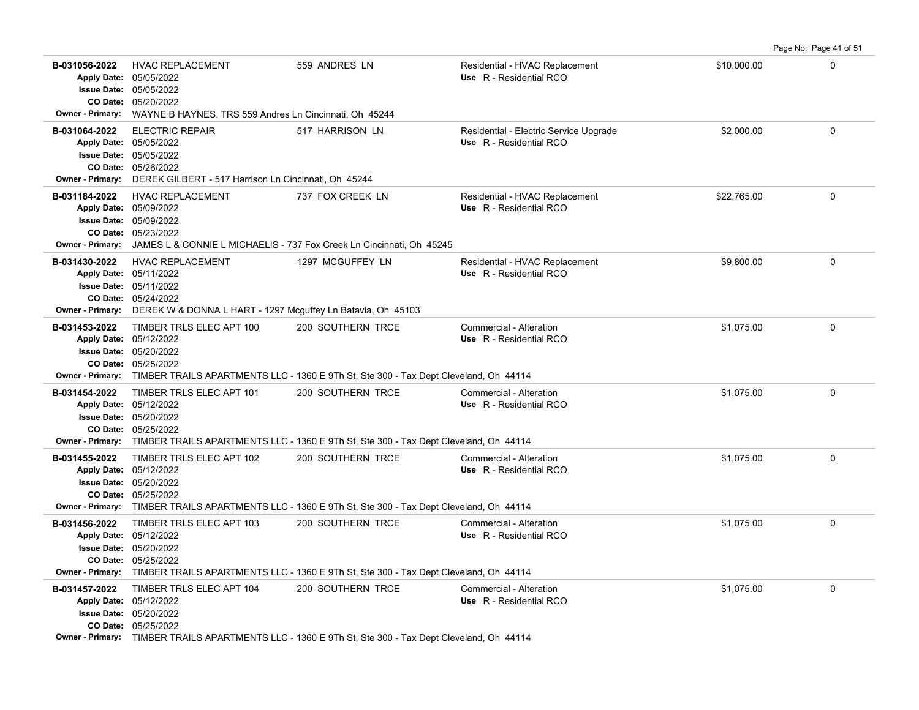| Permit # | Description | Address | Type / Use | Valuation | Units |
|---|---|---|---|---|---|
| B-031056-2022<br>Apply Date: 05/05/2022<br>Issue Date: 05/05/2022<br>CO Date: 05/20/2022<br>Owner - Primary: WAYNE B HAYNES, TRS 559 Andres Ln Cincinnati, Oh 45244 | HVAC REPLACEMENT | 559 ANDRES LN | Residential - HVAC Replacement<br>Use R - Residential RCO | $10,000.00 | 0 |
| B-031064-2022<br>Apply Date: 05/05/2022<br>Issue Date: 05/05/2022<br>CO Date: 05/26/2022<br>Owner - Primary: DEREK GILBERT - 517 Harrison Ln Cincinnati, Oh 45244 | ELECTRIC REPAIR | 517 HARRISON LN | Residential - Electric Service Upgrade<br>Use R - Residential RCO | $2,000.00 | 0 |
| B-031184-2022<br>Apply Date: 05/09/2022<br>Issue Date: 05/09/2022<br>CO Date: 05/23/2022<br>Owner - Primary: JAMES L & CONNIE L MICHAELIS - 737 Fox Creek Ln Cincinnati, Oh 45245 | HVAC REPLACEMENT | 737 FOX CREEK LN | Residential - HVAC Replacement<br>Use R - Residential RCO | $22,765.00 | 0 |
| B-031430-2022<br>Apply Date: 05/11/2022<br>Issue Date: 05/11/2022<br>CO Date: 05/24/2022<br>Owner - Primary: DEREK W & DONNA L HART - 1297 Mcguffey Ln Batavia, Oh 45103 | HVAC REPLACEMENT | 1297 MCGUFFEY LN | Residential - HVAC Replacement<br>Use R - Residential RCO | $9,800.00 | 0 |
| B-031453-2022<br>Apply Date: 05/12/2022<br>Issue Date: 05/20/2022<br>CO Date: 05/25/2022<br>Owner - Primary: TIMBER TRAILS APARTMENTS LLC - 1360 E 9Th St, Ste 300 - Tax Dept Cleveland, Oh 44114 | TIMBER TRLS ELEC APT 100 | 200 SOUTHERN TRCE | Commercial - Alteration<br>Use R - Residential RCO | $1,075.00 | 0 |
| B-031454-2022<br>Apply Date: 05/12/2022<br>Issue Date: 05/20/2022<br>CO Date: 05/25/2022<br>Owner - Primary: TIMBER TRAILS APARTMENTS LLC - 1360 E 9Th St, Ste 300 - Tax Dept Cleveland, Oh 44114 | TIMBER TRLS ELEC APT 101 | 200 SOUTHERN TRCE | Commercial - Alteration<br>Use R - Residential RCO | $1,075.00 | 0 |
| B-031455-2022<br>Apply Date: 05/12/2022<br>Issue Date: 05/20/2022<br>CO Date: 05/25/2022<br>Owner - Primary: TIMBER TRAILS APARTMENTS LLC - 1360 E 9Th St, Ste 300 - Tax Dept Cleveland, Oh 44114 | TIMBER TRLS ELEC APT 102 | 200 SOUTHERN TRCE | Commercial - Alteration<br>Use R - Residential RCO | $1,075.00 | 0 |
| B-031456-2022<br>Apply Date: 05/12/2022<br>Issue Date: 05/20/2022<br>CO Date: 05/25/2022<br>Owner - Primary: TIMBER TRAILS APARTMENTS LLC - 1360 E 9Th St, Ste 300 - Tax Dept Cleveland, Oh 44114 | TIMBER TRLS ELEC APT 103 | 200 SOUTHERN TRCE | Commercial - Alteration<br>Use R - Residential RCO | $1,075.00 | 0 |
| B-031457-2022<br>Apply Date: 05/12/2022<br>Issue Date: 05/20/2022<br>CO Date: 05/25/2022<br>Owner - Primary: TIMBER TRAILS APARTMENTS LLC - 1360 E 9Th St, Ste 300 - Tax Dept Cleveland, Oh 44114 | TIMBER TRLS ELEC APT 104 | 200 SOUTHERN TRCE | Commercial - Alteration<br>Use R - Residential RCO | $1,075.00 | 0 |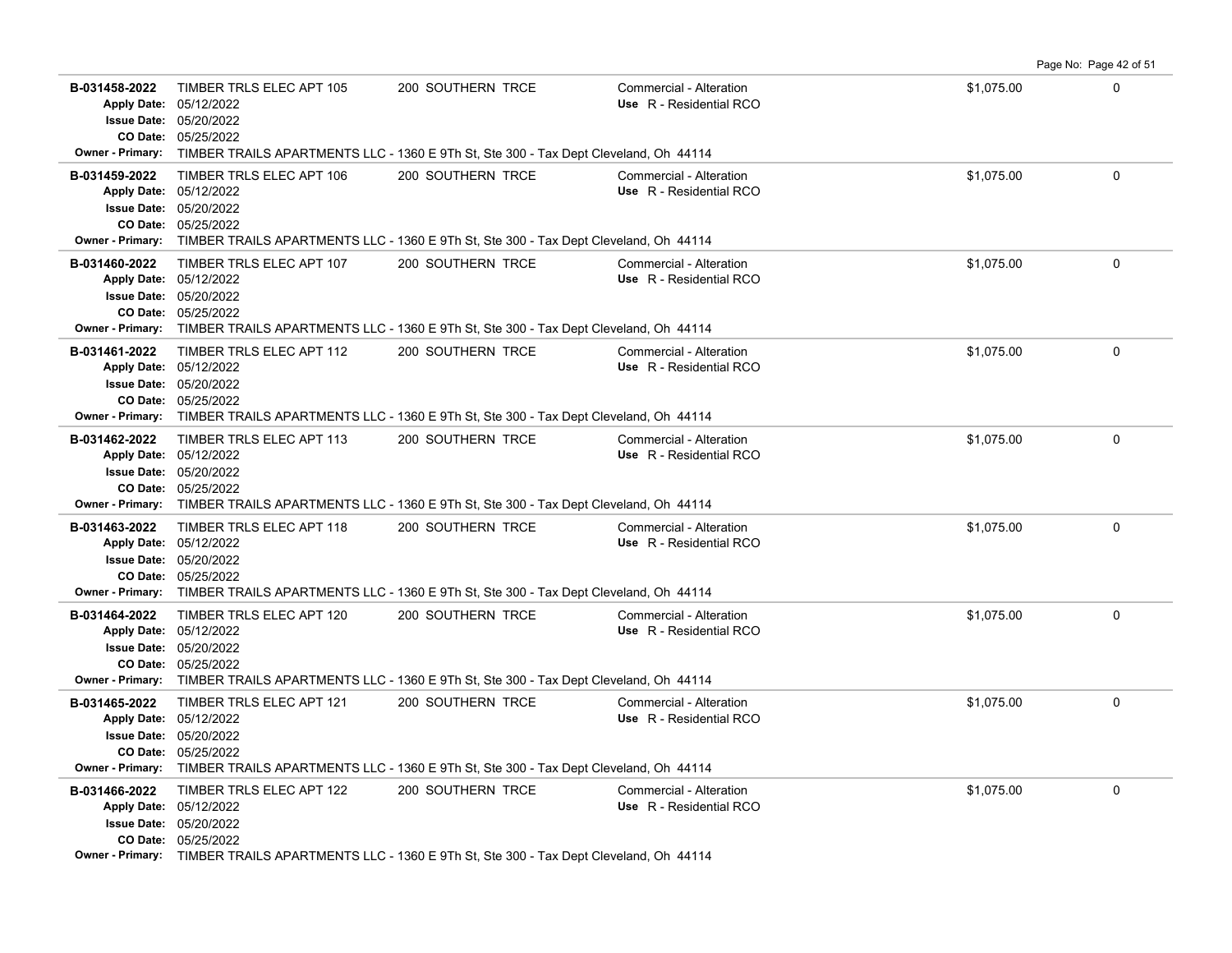| Permit | Description | Address | Type | Value | |
|---|---|---|---|---|---|
| B-031458-2022 | TIMBER TRLS ELEC APT 105 | 200 SOUTHERN TRCE | Commercial - Alteration | $1,075.00 | 0 |
| Apply Date: 05/12/2022 | | | Use R - Residential RCO | | |
| Issue Date: 05/20/2022 | | | | | |
| CO Date: 05/25/2022 | | | | | |
| Owner - Primary: | TIMBER TRAILS APARTMENTS LLC - 1360 E 9Th St, Ste 300 - Tax Dept Cleveland, Oh 44114 | | | | |
| B-031459-2022 | TIMBER TRLS ELEC APT 106 | 200 SOUTHERN TRCE | Commercial - Alteration | $1,075.00 | 0 |
| Apply Date: 05/12/2022 | | | Use R - Residential RCO | | |
| Issue Date: 05/20/2022 | | | | | |
| CO Date: 05/25/2022 | | | | | |
| Owner - Primary: | TIMBER TRAILS APARTMENTS LLC - 1360 E 9Th St, Ste 300 - Tax Dept Cleveland, Oh 44114 | | | | |
| B-031460-2022 | TIMBER TRLS ELEC APT 107 | 200 SOUTHERN TRCE | Commercial - Alteration | $1,075.00 | 0 |
| Apply Date: 05/12/2022 | | | Use R - Residential RCO | | |
| Issue Date: 05/20/2022 | | | | | |
| CO Date: 05/25/2022 | | | | | |
| Owner - Primary: | TIMBER TRAILS APARTMENTS LLC - 1360 E 9Th St, Ste 300 - Tax Dept Cleveland, Oh 44114 | | | | |
| B-031461-2022 | TIMBER TRLS ELEC APT 112 | 200 SOUTHERN TRCE | Commercial - Alteration | $1,075.00 | 0 |
| Apply Date: 05/12/2022 | | | Use R - Residential RCO | | |
| Issue Date: 05/20/2022 | | | | | |
| CO Date: 05/25/2022 | | | | | |
| Owner - Primary: | TIMBER TRAILS APARTMENTS LLC - 1360 E 9Th St, Ste 300 - Tax Dept Cleveland, Oh 44114 | | | | |
| B-031462-2022 | TIMBER TRLS ELEC APT 113 | 200 SOUTHERN TRCE | Commercial - Alteration | $1,075.00 | 0 |
| Apply Date: 05/12/2022 | | | Use R - Residential RCO | | |
| Issue Date: 05/20/2022 | | | | | |
| CO Date: 05/25/2022 | | | | | |
| Owner - Primary: | TIMBER TRAILS APARTMENTS LLC - 1360 E 9Th St, Ste 300 - Tax Dept Cleveland, Oh 44114 | | | | |
| B-031463-2022 | TIMBER TRLS ELEC APT 118 | 200 SOUTHERN TRCE | Commercial - Alteration | $1,075.00 | 0 |
| Apply Date: 05/12/2022 | | | Use R - Residential RCO | | |
| Issue Date: 05/20/2022 | | | | | |
| CO Date: 05/25/2022 | | | | | |
| Owner - Primary: | TIMBER TRAILS APARTMENTS LLC - 1360 E 9Th St, Ste 300 - Tax Dept Cleveland, Oh 44114 | | | | |
| B-031464-2022 | TIMBER TRLS ELEC APT 120 | 200 SOUTHERN TRCE | Commercial - Alteration | $1,075.00 | 0 |
| Apply Date: 05/12/2022 | | | Use R - Residential RCO | | |
| Issue Date: 05/20/2022 | | | | | |
| CO Date: 05/25/2022 | | | | | |
| Owner - Primary: | TIMBER TRAILS APARTMENTS LLC - 1360 E 9Th St, Ste 300 - Tax Dept Cleveland, Oh 44114 | | | | |
| B-031465-2022 | TIMBER TRLS ELEC APT 121 | 200 SOUTHERN TRCE | Commercial - Alteration | $1,075.00 | 0 |
| Apply Date: 05/12/2022 | | | Use R - Residential RCO | | |
| Issue Date: 05/20/2022 | | | | | |
| CO Date: 05/25/2022 | | | | | |
| Owner - Primary: | TIMBER TRAILS APARTMENTS LLC - 1360 E 9Th St, Ste 300 - Tax Dept Cleveland, Oh 44114 | | | | |
| B-031466-2022 | TIMBER TRLS ELEC APT 122 | 200 SOUTHERN TRCE | Commercial - Alteration | $1,075.00 | 0 |
| Apply Date: 05/12/2022 | | | Use R - Residential RCO | | |
| Issue Date: 05/20/2022 | | | | | |
| CO Date: 05/25/2022 | | | | | |
| Owner - Primary: | TIMBER TRAILS APARTMENTS LLC - 1360 E 9Th St, Ste 300 - Tax Dept Cleveland, Oh 44114 | | | | |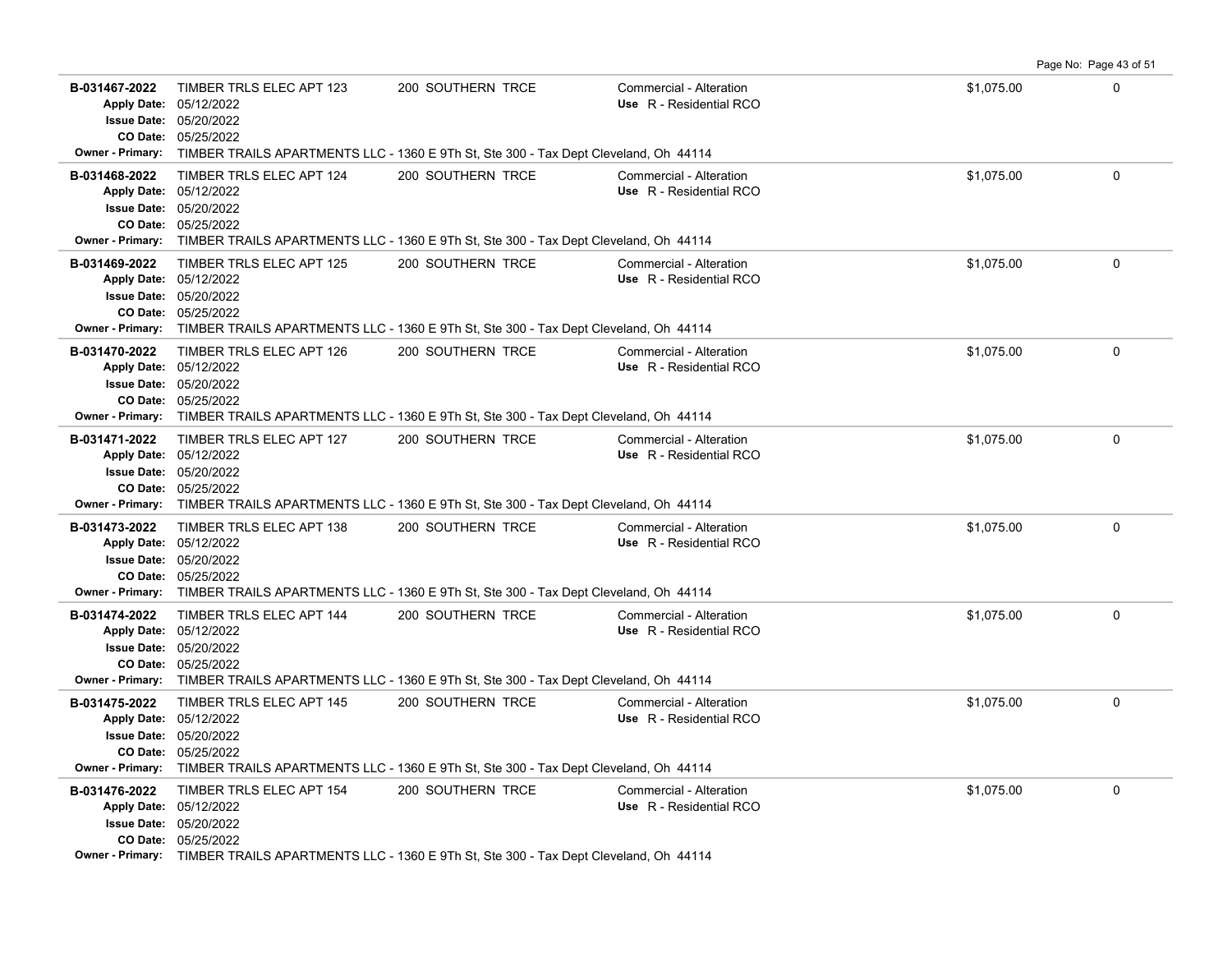| Permit # | Description | Address | Type | Valuation | |
|---|---|---|---|---|---|
| B-031467-2022<br>Apply Date: 05/12/2022<br>Issue Date: 05/20/2022<br>CO Date: 05/25/2022 | TIMBER TRLS ELEC APT 123 | 200 SOUTHERN TRCE | Commercial - Alteration<br>Use R - Residential RCO | $1,075.00 | 0 |
| Owner - Primary: | TIMBER TRAILS APARTMENTS LLC - 1360 E 9Th St, Ste 300 - Tax Dept Cleveland, Oh 44114 | | | | |
| B-031468-2022<br>Apply Date: 05/12/2022<br>Issue Date: 05/20/2022<br>CO Date: 05/25/2022 | TIMBER TRLS ELEC APT 124 | 200 SOUTHERN TRCE | Commercial - Alteration<br>Use R - Residential RCO | $1,075.00 | 0 |
| Owner - Primary: | TIMBER TRAILS APARTMENTS LLC - 1360 E 9Th St, Ste 300 - Tax Dept Cleveland, Oh 44114 | | | | |
| B-031469-2022<br>Apply Date: 05/12/2022<br>Issue Date: 05/20/2022<br>CO Date: 05/25/2022 | TIMBER TRLS ELEC APT 125 | 200 SOUTHERN TRCE | Commercial - Alteration<br>Use R - Residential RCO | $1,075.00 | 0 |
| Owner - Primary: | TIMBER TRAILS APARTMENTS LLC - 1360 E 9Th St, Ste 300 - Tax Dept Cleveland, Oh 44114 | | | | |
| B-031470-2022<br>Apply Date: 05/12/2022<br>Issue Date: 05/20/2022<br>CO Date: 05/25/2022 | TIMBER TRLS ELEC APT 126 | 200 SOUTHERN TRCE | Commercial - Alteration<br>Use R - Residential RCO | $1,075.00 | 0 |
| Owner - Primary: | TIMBER TRAILS APARTMENTS LLC - 1360 E 9Th St, Ste 300 - Tax Dept Cleveland, Oh 44114 | | | | |
| B-031471-2022<br>Apply Date: 05/12/2022<br>Issue Date: 05/20/2022<br>CO Date: 05/25/2022 | TIMBER TRLS ELEC APT 127 | 200 SOUTHERN TRCE | Commercial - Alteration<br>Use R - Residential RCO | $1,075.00 | 0 |
| Owner - Primary: | TIMBER TRAILS APARTMENTS LLC - 1360 E 9Th St, Ste 300 - Tax Dept Cleveland, Oh 44114 | | | | |
| B-031473-2022<br>Apply Date: 05/12/2022<br>Issue Date: 05/20/2022<br>CO Date: 05/25/2022 | TIMBER TRLS ELEC APT 138 | 200 SOUTHERN TRCE | Commercial - Alteration<br>Use R - Residential RCO | $1,075.00 | 0 |
| Owner - Primary: | TIMBER TRAILS APARTMENTS LLC - 1360 E 9Th St, Ste 300 - Tax Dept Cleveland, Oh 44114 | | | | |
| B-031474-2022<br>Apply Date: 05/12/2022<br>Issue Date: 05/20/2022<br>CO Date: 05/25/2022 | TIMBER TRLS ELEC APT 144 | 200 SOUTHERN TRCE | Commercial - Alteration<br>Use R - Residential RCO | $1,075.00 | 0 |
| Owner - Primary: | TIMBER TRAILS APARTMENTS LLC - 1360 E 9Th St, Ste 300 - Tax Dept Cleveland, Oh 44114 | | | | |
| B-031475-2022<br>Apply Date: 05/12/2022<br>Issue Date: 05/20/2022<br>CO Date: 05/25/2022 | TIMBER TRLS ELEC APT 145 | 200 SOUTHERN TRCE | Commercial - Alteration<br>Use R - Residential RCO | $1,075.00 | 0 |
| Owner - Primary: | TIMBER TRAILS APARTMENTS LLC - 1360 E 9Th St, Ste 300 - Tax Dept Cleveland, Oh 44114 | | | | |
| B-031476-2022<br>Apply Date: 05/12/2022<br>Issue Date: 05/20/2022<br>CO Date: 05/25/2022 | TIMBER TRLS ELEC APT 154 | 200 SOUTHERN TRCE | Commercial - Alteration<br>Use R - Residential RCO | $1,075.00 | 0 |
| Owner - Primary: | TIMBER TRAILS APARTMENTS LLC - 1360 E 9Th St, Ste 300 - Tax Dept Cleveland, Oh 44114 | | | | |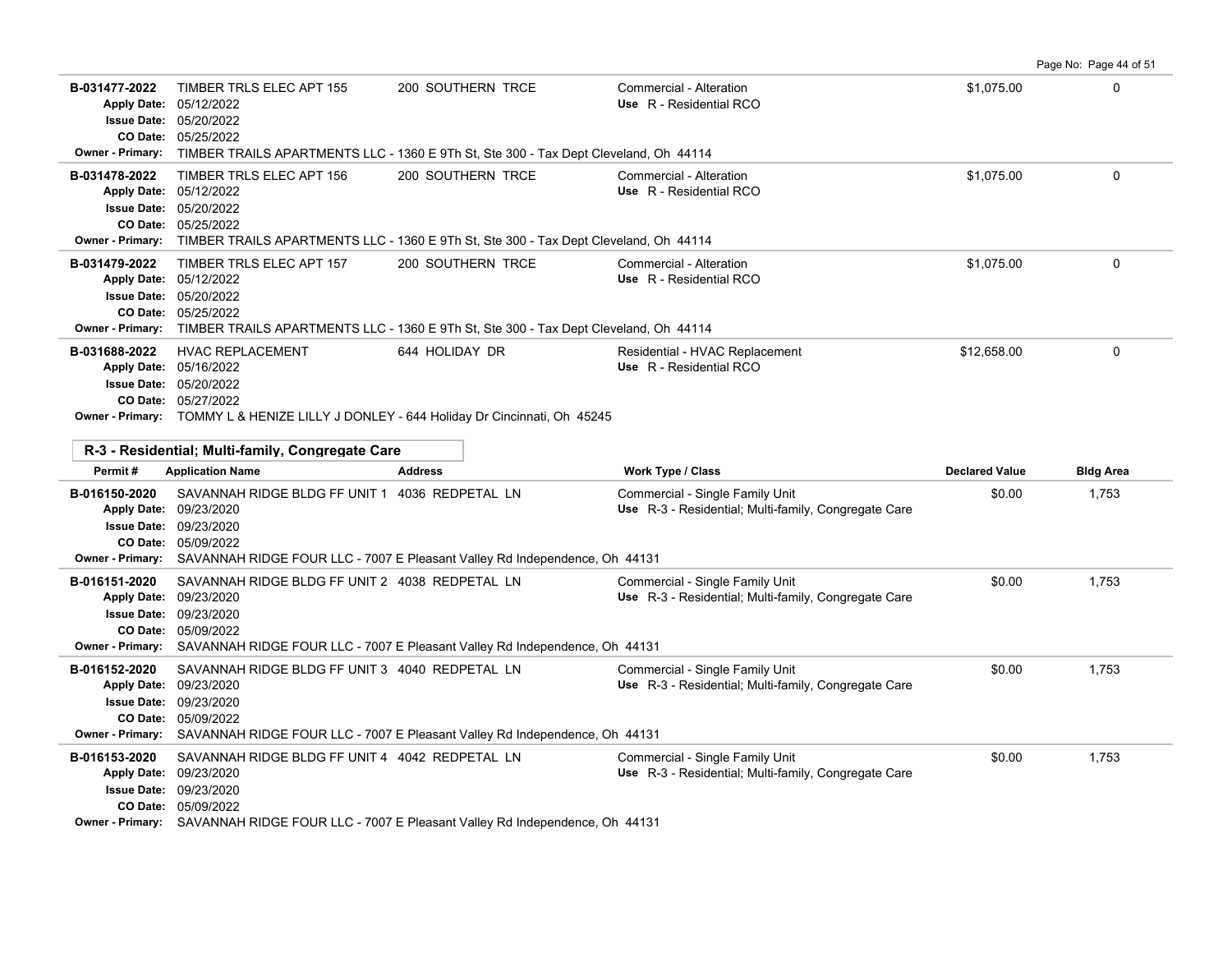| Permit # | Application Name | Address | Work Type / Class | Declared Value | Bldg Area |
|---|---|---|---|---|---|
| B-031477-2022 | TIMBER TRLS ELEC APT 155 | 200 SOUTHERN TRCE | Commercial - Alteration | $1,075.00 | 0 |
| Apply Date: 05/12/2022 | | | Use R - Residential RCO | | |
| Issue Date: 05/20/2022 | | | | | |
| CO Date: 05/25/2022 | | | | | |
| Owner - Primary: TIMBER TRAILS APARTMENTS LLC - 1360 E 9Th St, Ste 300 - Tax Dept Cleveland, Oh 44114 | | | | | |
| B-031478-2022 | TIMBER TRLS ELEC APT 156 | 200 SOUTHERN TRCE | Commercial - Alteration | $1,075.00 | 0 |
| Apply Date: 05/12/2022 | | | Use R - Residential RCO | | |
| Issue Date: 05/20/2022 | | | | | |
| CO Date: 05/25/2022 | | | | | |
| Owner - Primary: TIMBER TRAILS APARTMENTS LLC - 1360 E 9Th St, Ste 300 - Tax Dept Cleveland, Oh 44114 | | | | | |
| B-031479-2022 | TIMBER TRLS ELEC APT 157 | 200 SOUTHERN TRCE | Commercial - Alteration | $1,075.00 | 0 |
| Apply Date: 05/12/2022 | | | Use R - Residential RCO | | |
| Issue Date: 05/20/2022 | | | | | |
| CO Date: 05/25/2022 | | | | | |
| Owner - Primary: TIMBER TRAILS APARTMENTS LLC - 1360 E 9Th St, Ste 300 - Tax Dept Cleveland, Oh 44114 | | | | | |
| B-031688-2022 | HVAC REPLACEMENT | 644 HOLIDAY DR | Residential - HVAC Replacement | $12,658.00 | 0 |
| Apply Date: 05/16/2022 | | | Use R - Residential RCO | | |
| Issue Date: 05/20/2022 | | | | | |
| CO Date: 05/27/2022 | | | | | |
| Owner - Primary: TOMMY L & HENIZE LILLY J DONLEY - 644 Holiday Dr Cincinnati, Oh 45245 | | | | | |

## R-3 - Residential; Multi-family, Congregate Care

| Permit # | Application Name | Address | Work Type / Class | Declared Value | Bldg Area |
|---|---|---|---|---|---|
| B-016150-2020 | SAVANNAH RIDGE BLDG FF UNIT 1 | 4036 REDPETAL LN | Commercial - Single Family Unit | $0.00 | 1,753 |
| Apply Date: 09/23/2020 | | | Use R-3 - Residential; Multi-family, Congregate Care | | |
| Issue Date: 09/23/2020 | | | | | |
| CO Date: 05/09/2022 | | | | | |
| Owner - Primary: SAVANNAH RIDGE FOUR LLC - 7007 E Pleasant Valley Rd Independence, Oh 44131 | | | | | |
| B-016151-2020 | SAVANNAH RIDGE BLDG FF UNIT 2 | 4038 REDPETAL LN | Commercial - Single Family Unit | $0.00 | 1,753 |
| Apply Date: 09/23/2020 | | | Use R-3 - Residential; Multi-family, Congregate Care | | |
| Issue Date: 09/23/2020 | | | | | |
| CO Date: 05/09/2022 | | | | | |
| Owner - Primary: SAVANNAH RIDGE FOUR LLC - 7007 E Pleasant Valley Rd Independence, Oh 44131 | | | | | |
| B-016152-2020 | SAVANNAH RIDGE BLDG FF UNIT 3 | 4040 REDPETAL LN | Commercial - Single Family Unit | $0.00 | 1,753 |
| Apply Date: 09/23/2020 | | | Use R-3 - Residential; Multi-family, Congregate Care | | |
| Issue Date: 09/23/2020 | | | | | |
| CO Date: 05/09/2022 | | | | | |
| Owner - Primary: SAVANNAH RIDGE FOUR LLC - 7007 E Pleasant Valley Rd Independence, Oh 44131 | | | | | |
| B-016153-2020 | SAVANNAH RIDGE BLDG FF UNIT 4 | 4042 REDPETAL LN | Commercial - Single Family Unit | $0.00 | 1,753 |
| Apply Date: 09/23/2020 | | | Use R-3 - Residential; Multi-family, Congregate Care | | |
| Issue Date: 09/23/2020 | | | | | |
| CO Date: 05/09/2022 | | | | | |
| Owner - Primary: SAVANNAH RIDGE FOUR LLC - 7007 E Pleasant Valley Rd Independence, Oh 44131 | | | | | |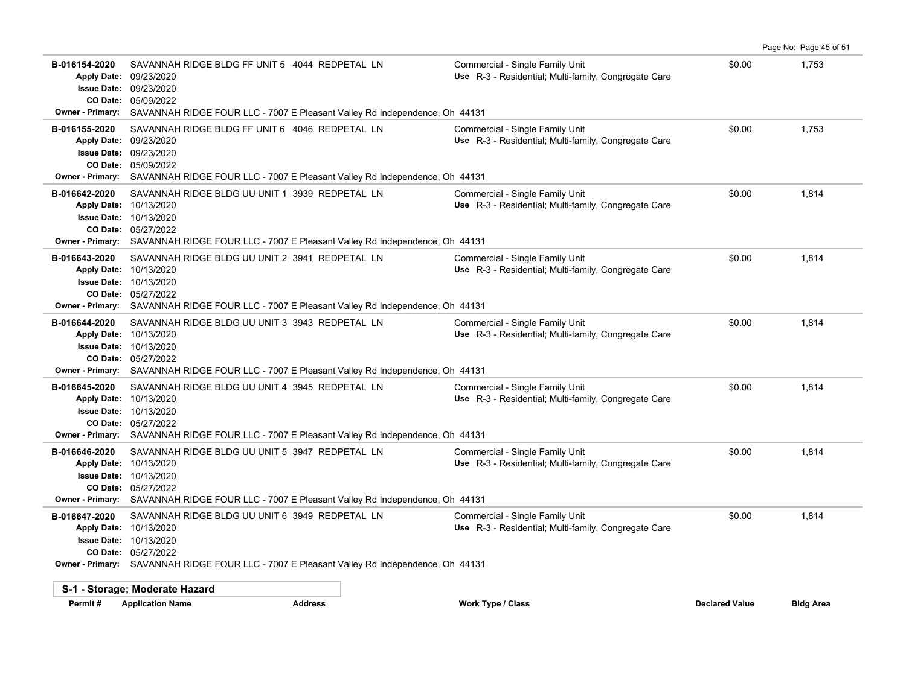| Permit # | Application Name / Address | Work Type / Class | Declared Value | Bldg Area |
|---|---|---|---|---|
| B-016154-2020 | SAVANNAH RIDGE BLDG FF UNIT 5 4044 REDPETAL LN | Commercial - Single Family Unit | $0.00 | 1,753 |
| | **Apply Date:** 09/23/2020 | **Use** R-3 - Residential; Multi-family, Congregate Care | | |
| | **Issue Date:** 09/23/2020 | | | |
| | **CO Date:** 05/09/2022 | | | |
| | **Owner - Primary:** SAVANNAH RIDGE FOUR LLC - 7007 E Pleasant Valley Rd Independence, Oh 44131 | | | |
| B-016155-2020 | SAVANNAH RIDGE BLDG FF UNIT 6 4046 REDPETAL LN | Commercial - Single Family Unit | $0.00 | 1,753 |
| | **Apply Date:** 09/23/2020 | **Use** R-3 - Residential; Multi-family, Congregate Care | | |
| | **Issue Date:** 09/23/2020 | | | |
| | **CO Date:** 05/09/2022 | | | |
| | **Owner - Primary:** SAVANNAH RIDGE FOUR LLC - 7007 E Pleasant Valley Rd Independence, Oh 44131 | | | |
| B-016642-2020 | SAVANNAH RIDGE BLDG UU UNIT 1 3939 REDPETAL LN | Commercial - Single Family Unit | $0.00 | 1,814 |
| | **Apply Date:** 10/13/2020 | **Use** R-3 - Residential; Multi-family, Congregate Care | | |
| | **Issue Date:** 10/13/2020 | | | |
| | **CO Date:** 05/27/2022 | | | |
| | **Owner - Primary:** SAVANNAH RIDGE FOUR LLC - 7007 E Pleasant Valley Rd Independence, Oh 44131 | | | |
| B-016643-2020 | SAVANNAH RIDGE BLDG UU UNIT 2 3941 REDPETAL LN | Commercial - Single Family Unit | $0.00 | 1,814 |
| | **Apply Date:** 10/13/2020 | **Use** R-3 - Residential; Multi-family, Congregate Care | | |
| | **Issue Date:** 10/13/2020 | | | |
| | **CO Date:** 05/27/2022 | | | |
| | **Owner - Primary:** SAVANNAH RIDGE FOUR LLC - 7007 E Pleasant Valley Rd Independence, Oh 44131 | | | |
| B-016644-2020 | SAVANNAH RIDGE BLDG UU UNIT 3 3943 REDPETAL LN | Commercial - Single Family Unit | $0.00 | 1,814 |
| | **Apply Date:** 10/13/2020 | **Use** R-3 - Residential; Multi-family, Congregate Care | | |
| | **Issue Date:** 10/13/2020 | | | |
| | **CO Date:** 05/27/2022 | | | |
| | **Owner - Primary:** SAVANNAH RIDGE FOUR LLC - 7007 E Pleasant Valley Rd Independence, Oh 44131 | | | |
| B-016645-2020 | SAVANNAH RIDGE BLDG UU UNIT 4 3945 REDPETAL LN | Commercial - Single Family Unit | $0.00 | 1,814 |
| | **Apply Date:** 10/13/2020 | **Use** R-3 - Residential; Multi-family, Congregate Care | | |
| | **Issue Date:** 10/13/2020 | | | |
| | **CO Date:** 05/27/2022 | | | |
| | **Owner - Primary:** SAVANNAH RIDGE FOUR LLC - 7007 E Pleasant Valley Rd Independence, Oh 44131 | | | |
| B-016646-2020 | SAVANNAH RIDGE BLDG UU UNIT 5 3947 REDPETAL LN | Commercial - Single Family Unit | $0.00 | 1,814 |
| | **Apply Date:** 10/13/2020 | **Use** R-3 - Residential; Multi-family, Congregate Care | | |
| | **Issue Date:** 10/13/2020 | | | |
| | **CO Date:** 05/27/2022 | | | |
| | **Owner - Primary:** SAVANNAH RIDGE FOUR LLC - 7007 E Pleasant Valley Rd Independence, Oh 44131 | | | |
| B-016647-2020 | SAVANNAH RIDGE BLDG UU UNIT 6 3949 REDPETAL LN | Commercial - Single Family Unit | $0.00 | 1,814 |
| | **Apply Date:** 10/13/2020 | **Use** R-3 - Residential; Multi-family, Congregate Care | | |
| | **Issue Date:** 10/13/2020 | | | |
| | **CO Date:** 05/27/2022 | | | |
| | **Owner - Primary:** SAVANNAH RIDGE FOUR LLC - 7007 E Pleasant Valley Rd Independence, Oh 44131 | | | |

## S-1 - Storage; Moderate Hazard

| Permit # | Application Name | Address | Work Type / Class | Declared Value | Bldg Area |
|---|---|---|---|---|---|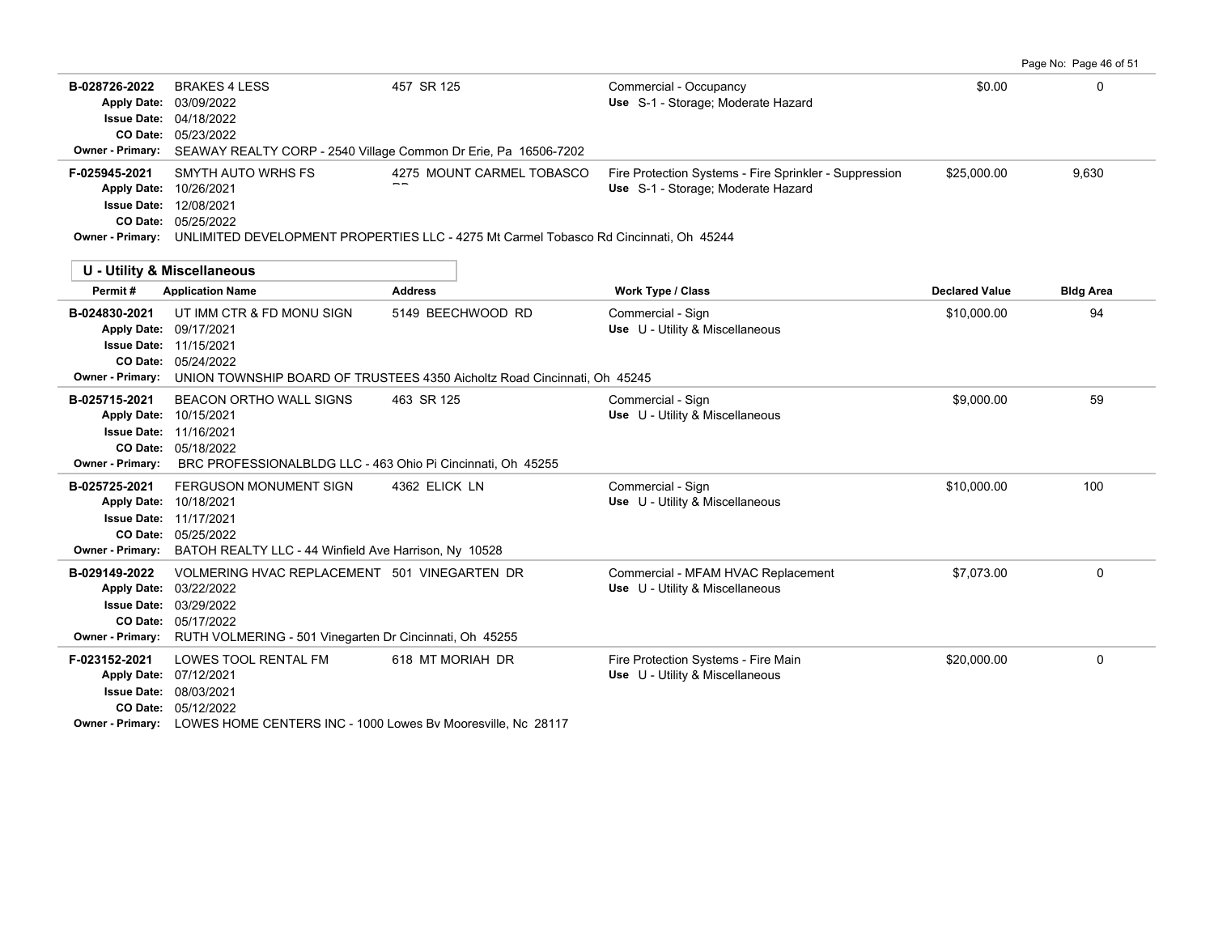| Permit # | Application Name | Address | Work Type / Class | Declared Value | Bldg Area |
|---|---|---|---|---|---|
| B-028726-2022 | BRAKES 4 LESS | 457 SR 125 | Commercial - Occupancy<br>Use S-1 - Storage; Moderate Hazard | $0.00 | 0 |
| Apply Date: 03/09/2022<br>Issue Date: 04/18/2022<br>CO Date: 05/23/2022 | | | | | |
| Owner - Primary: SEAWAY REALTY CORP - 2540 Village Common Dr Erie, Pa 16506-7202 | | | | | |
| F-025945-2021 | SMYTH AUTO WRHS FS | 4275 MOUNT CARMEL TOBASCO RD | Fire Protection Systems - Fire Sprinkler - Suppression<br>Use S-1 - Storage; Moderate Hazard | $25,000.00 | 9,630 |
| Apply Date: 10/26/2021<br>Issue Date: 12/08/2021<br>CO Date: 05/25/2022 | | | | | |
| Owner - Primary: UNLIMITED DEVELOPMENT PROPERTIES LLC - 4275 Mt Carmel Tobasco Rd Cincinnati, Oh 45244 | | | | | |

## U - Utility & Miscellaneous

| Permit # | Application Name | Address | Work Type / Class | Declared Value | Bldg Area |
|---|---|---|---|---|---|
| B-024830-2021 | UT IMM CTR & FD MONU SIGN | 5149 BEECHWOOD RD | Commercial - Sign<br>Use U - Utility & Miscellaneous | $10,000.00 | 94 |
| Apply Date: 09/17/2021<br>Issue Date: 11/15/2021<br>CO Date: 05/24/2022 | | | | | |
| Owner - Primary: UNION TOWNSHIP BOARD OF TRUSTEES 4350 Aicholtz Road Cincinnati, Oh 45245 | | | | | |
| B-025715-2021 | BEACON ORTHO WALL SIGNS | 463 SR 125 | Commercial - Sign<br>Use U - Utility & Miscellaneous | $9,000.00 | 59 |
| Apply Date: 10/15/2021<br>Issue Date: 11/16/2021<br>CO Date: 05/18/2022 | | | | | |
| Owner - Primary: BRC PROFESSIONALBLDG LLC - 463 Ohio Pi Cincinnati, Oh 45255 | | | | | |
| B-025725-2021 | FERGUSON MONUMENT SIGN | 4362 ELICK LN | Commercial - Sign<br>Use U - Utility & Miscellaneous | $10,000.00 | 100 |
| Apply Date: 10/18/2021<br>Issue Date: 11/17/2021<br>CO Date: 05/25/2022 | | | | | |
| Owner - Primary: BATOH REALTY LLC - 44 Winfield Ave Harrison, Ny 10528 | | | | | |
| B-029149-2022 | VOLMERING HVAC REPLACEMENT | 501 VINEGARTEN DR | Commercial - MFAM HVAC Replacement<br>Use U - Utility & Miscellaneous | $7,073.00 | 0 |
| Apply Date: 03/22/2022<br>Issue Date: 03/29/2022<br>CO Date: 05/17/2022 | | | | | |
| Owner - Primary: RUTH VOLMERING - 501 Vinegarten Dr Cincinnati, Oh 45255 | | | | | |
| F-023152-2021 | LOWES TOOL RENTAL FM | 618 MT MORIAH DR | Fire Protection Systems - Fire Main<br>Use U - Utility & Miscellaneous | $20,000.00 | 0 |
| Apply Date: 07/12/2021<br>Issue Date: 08/03/2021<br>CO Date: 05/12/2022 | | | | | |
| Owner - Primary: LOWES HOME CENTERS INC - 1000 Lowes Bv Mooresville, Nc 28117 | | | | | |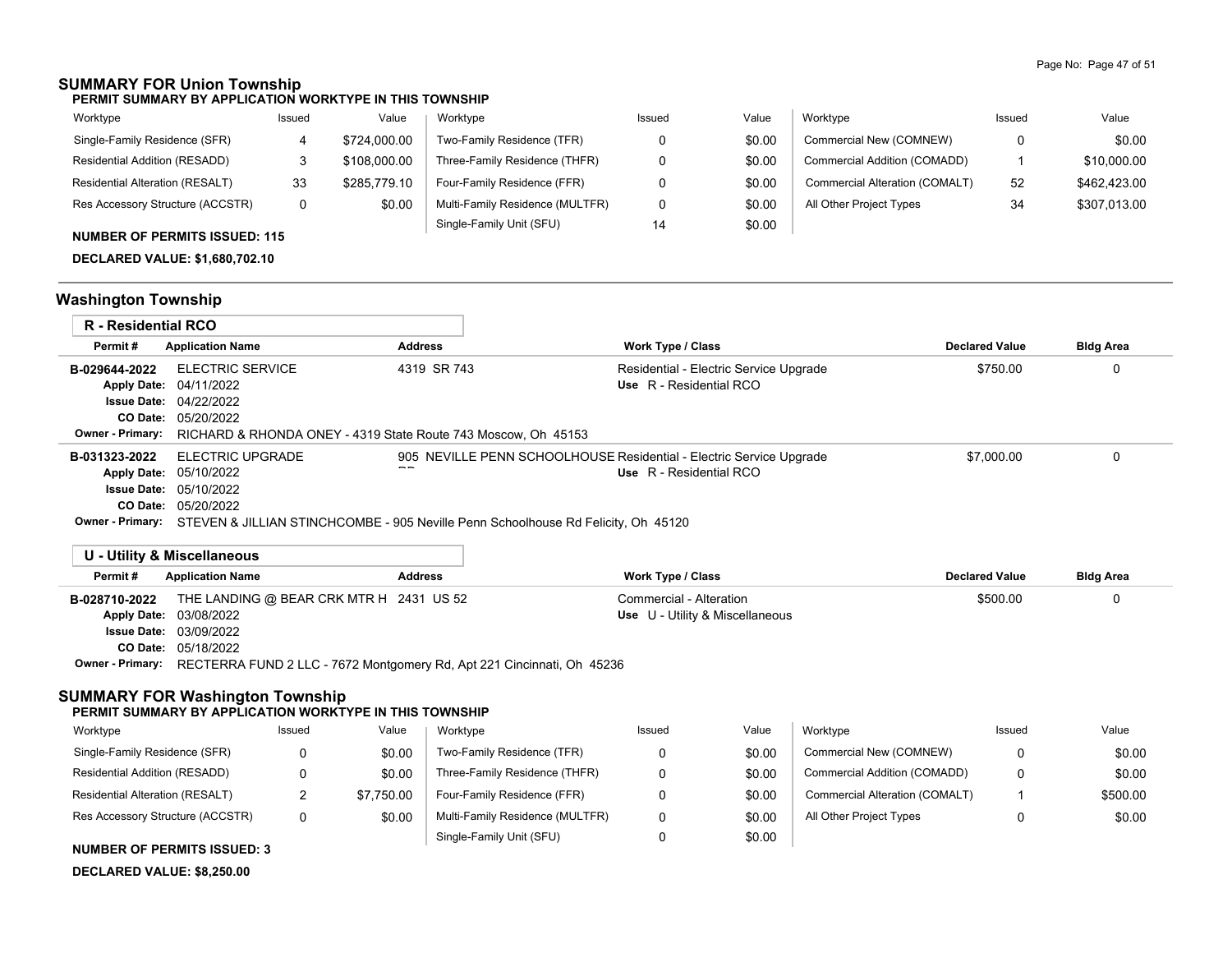## SUMMARY FOR Union Township

**PERMIT SUMMARY BY APPLICATION WORKTYPE IN THIS TOWNSHIP**

| Worktype | Issued | Value | Worktype | Issued | Value | Worktype | Issued | Value |
|---|---|---|---|---|---|---|---|---|
| Single-Family Residence (SFR) | 4 | $724,000.00 | Two-Family Residence (TFR) | 0 | $0.00 | Commercial New (COMNEW) | 0 | $0.00 |
| Residential Addition (RESADD) | 3 | $108,000.00 | Three-Family Residence (THFR) | 0 | $0.00 | Commercial Addition (COMADD) | 1 | $10,000.00 |
| Residential Alteration (RESALT) | 33 | $285,779.10 | Four-Family Residence (FFR) | 0 | $0.00 | Commercial Alteration (COMALT) | 52 | $462,423.00 |
| Res Accessory Structure (ACCSTR) | 0 | $0.00 | Multi-Family Residence (MULTFR) | 0 | $0.00 | All Other Project Types | 34 | $307,013.00 |
| | | | Single-Family Unit (SFU) | 14 | $0.00 | | | |

**NUMBER OF PERMITS ISSUED: 115**

**DECLARED VALUE: $1,680,702.10**

## Washington Township

### R - Residential RCO

| Permit # | Application Name | Address | Work Type / Class | Declared Value | Bldg Area |
|---|---|---|---|---|---|
| B-029644-2022 | ELECTRIC SERVICE | 4319 SR 743 | Residential - Electric Service Upgrade<br>Use R - Residential RCO | $750.00 | 0 |
| | Apply Date: 04/11/2022<br>Issue Date: 04/22/2022<br>CO Date: 05/20/2022 | | | | |
| | Owner - Primary: RICHARD & RHONDA ONEY - 4319 State Route 743 Moscow, Oh 45153 | | | | |
| B-031323-2022 | ELECTRIC UPGRADE | 905 NEVILLE PENN SCHOOLHOUSE RD | Residential - Electric Service Upgrade<br>Use R - Residential RCO | $7,000.00 | 0 |
| | Apply Date: 05/10/2022<br>Issue Date: 05/10/2022<br>CO Date: 05/20/2022 | | | | |
| | Owner - Primary: STEVEN & JILLIAN STINCHCOMBE - 905 Neville Penn Schoolhouse Rd Felicity, Oh 45120 | | | | |

### U - Utility & Miscellaneous

| Permit # | Application Name | Address | Work Type / Class | Declared Value | Bldg Area |
|---|---|---|---|---|---|
| B-028710-2022 | THE LANDING @ BEAR CRK MTR H | 2431 US 52 | Commercial - Alteration<br>Use U - Utility & Miscellaneous | $500.00 | 0 |
| | Apply Date: 03/08/2022<br>Issue Date: 03/09/2022<br>CO Date: 05/18/2022 | | | | |
| | Owner - Primary: RECTERRA FUND 2 LLC - 7672 Montgomery Rd, Apt 221 Cincinnati, Oh 45236 | | | | |

## SUMMARY FOR Washington Township

**PERMIT SUMMARY BY APPLICATION WORKTYPE IN THIS TOWNSHIP**

| Worktype | Issued | Value | Worktype | Issued | Value | Worktype | Issued | Value |
|---|---|---|---|---|---|---|---|---|
| Single-Family Residence (SFR) | 0 | $0.00 | Two-Family Residence (TFR) | 0 | $0.00 | Commercial New (COMNEW) | 0 | $0.00 |
| Residential Addition (RESADD) | 0 | $0.00 | Three-Family Residence (THFR) | 0 | $0.00 | Commercial Addition (COMADD) | 0 | $0.00 |
| Residential Alteration (RESALT) | 2 | $7,750.00 | Four-Family Residence (FFR) | 0 | $0.00 | Commercial Alteration (COMALT) | 1 | $500.00 |
| Res Accessory Structure (ACCSTR) | 0 | $0.00 | Multi-Family Residence (MULTFR) | 0 | $0.00 | All Other Project Types | 0 | $0.00 |
| | | | Single-Family Unit (SFU) | 0 | $0.00 | | | |

**NUMBER OF PERMITS ISSUED: 3**

**DECLARED VALUE: $8,250.00**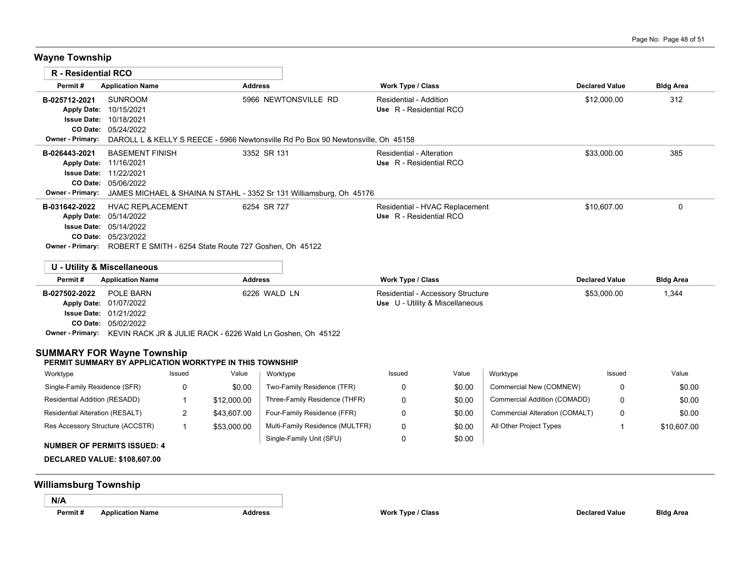## Wayne Township

### R - Residential RCO

| Permit # | Application Name | Address | Work Type / Class | Declared Value | Bldg Area |
|---|---|---|---|---|---|
| B-025712-2021 | SUNROOM | 5966 NEWTONSVILLE RD | Residential - Addition | $12,000.00 | 312 |
| Apply Date: | 10/15/2021 | | Use R - Residential RCO | | |
| Issue Date: | 10/18/2021 | | | | |
| CO Date: | 05/24/2022 | | | | |
| Owner - Primary: | DAROLL L & KELLY S REECE - 5966 Newtonsville Rd Po Box 90 Newtonsville, Oh 45158 | | | | |
| B-026443-2021 | BASEMENT FINISH | 3352 SR 131 | Residential - Alteration | $33,000.00 | 385 |
| Apply Date: | 11/16/2021 | | Use R - Residential RCO | | |
| Issue Date: | 11/22/2021 | | | | |
| CO Date: | 05/06/2022 | | | | |
| Owner - Primary: | JAMES MICHAEL & SHAINA N STAHL - 3352 Sr 131 Williamsburg, Oh 45176 | | | | |
| B-031642-2022 | HVAC REPLACEMENT | 6254 SR 727 | Residential - HVAC Replacement | $10,607.00 | 0 |
| Apply Date: | 05/14/2022 | | Use R - Residential RCO | | |
| Issue Date: | 05/14/2022 | | | | |
| CO Date: | 05/23/2022 | | | | |
| Owner - Primary: | ROBERT E SMITH - 6254 State Route 727 Goshen, Oh 45122 | | | | |

### U - Utility & Miscellaneous

| Permit # | Application Name | Address | Work Type / Class | Declared Value | Bldg Area |
|---|---|---|---|---|---|
| B-027502-2022 | POLE BARN | 6226 WALD LN | Residential - Accessory Structure | $53,000.00 | 1,344 |
| Apply Date: | 01/07/2022 | | Use U - Utility & Miscellaneous | | |
| Issue Date: | 01/21/2022 | | | | |
| CO Date: | 05/02/2022 | | | | |
| Owner - Primary: | KEVIN RACK JR & JULIE RACK - 6226 Wald Ln Goshen, Oh 45122 | | | | |

### SUMMARY FOR Wayne Township

**PERMIT SUMMARY BY APPLICATION WORKTYPE IN THIS TOWNSHIP**

| Worktype | Issued | Value | Worktype | Issued | Value | Worktype | Issued | Value |
|---|---|---|---|---|---|---|---|---|
| Single-Family Residence (SFR) | 0 | $0.00 | Two-Family Residence (TFR) | 0 | $0.00 | Commercial New (COMNEW) | 0 | $0.00 |
| Residential Addition (RESADD) | 1 | $12,000.00 | Three-Family Residence (THFR) | 0 | $0.00 | Commercial Addition (COMADD) | 0 | $0.00 |
| Residential Alteration (RESALT) | 2 | $43,607.00 | Four-Family Residence (FFR) | 0 | $0.00 | Commercial Alteration (COMALT) | 0 | $0.00 |
| Res Accessory Structure (ACCSTR) | 1 | $53,000.00 | Multi-Family Residence (MULTFR) | 0 | $0.00 | All Other Project Types | 1 | $10,607.00 |
| | | | Single-Family Unit (SFU) | 0 | $0.00 | | | |

**NUMBER OF PERMITS ISSUED: 4**

**DECLARED VALUE: $108,607.00**

## Williamsburg Township

### N/A

| Permit # | Application Name | Address | Work Type / Class | Declared Value | Bldg Area |
|---|---|---|---|---|---|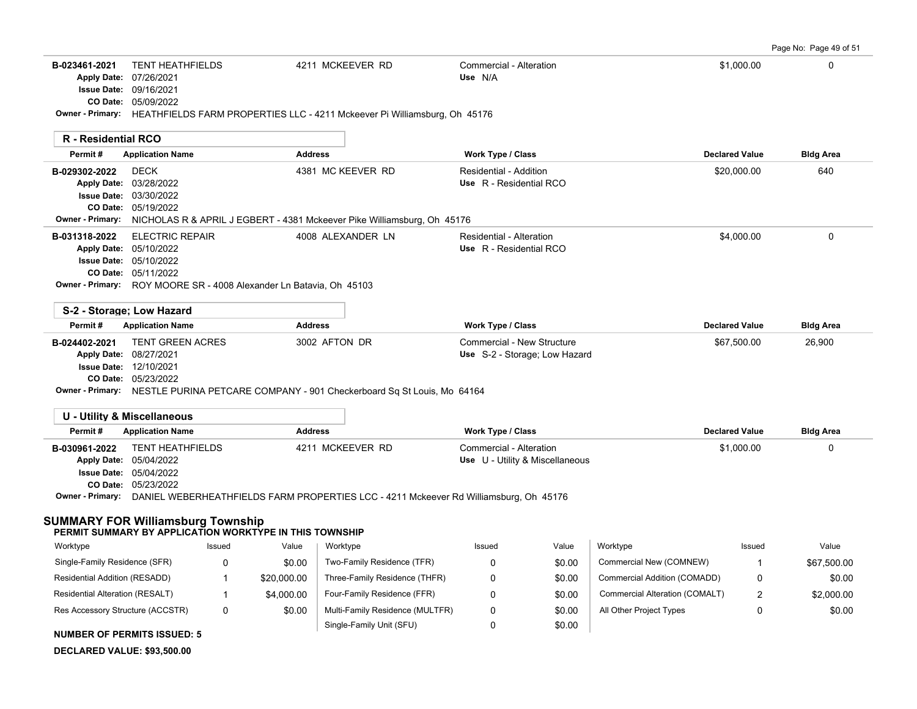| Permit # | Application Name | Address | Work Type / Class | Declared Value | Bldg Area |
|---|---|---|---|---|---|
| B-023461-2021 | TENT HEATHFIELDS | 4211 MCKEEVER RD | Commercial - Alteration | $1,000.00 | 0 |
| | Apply Date: 07/26/2021 | | Use N/A | | |
| | Issue Date: 09/16/2021 | | | | |
| | CO Date: 05/09/2022 | | | | |
| Owner - Primary: | HEATHFIELDS FARM PROPERTIES LLC - 4211 Mckeever Pi Williamsburg, Oh 45176 | | | | |

**R - Residential RCO**

| Permit # | Application Name | Address | Work Type / Class | Declared Value | Bldg Area |
|---|---|---|---|---|---|
| B-029302-2022 | DECK | 4381 MC KEEVER RD | Residential - Addition | $20,000.00 | 640 |
| | Apply Date: 03/28/2022 | | Use R - Residential RCO | | |
| | Issue Date: 03/30/2022 | | | | |
| | CO Date: 05/19/2022 | | | | |
| Owner - Primary: | NICHOLAS R & APRIL J EGBERT - 4381 Mckeever Pike Williamsburg, Oh 45176 | | | | |
| B-031318-2022 | ELECTRIC REPAIR | 4008 ALEXANDER LN | Residential - Alteration | $4,000.00 | 0 |
| | Apply Date: 05/10/2022 | | Use R - Residential RCO | | |
| | Issue Date: 05/10/2022 | | | | |
| | CO Date: 05/11/2022 | | | | |
| Owner - Primary: | ROY MOORE SR - 4008 Alexander Ln Batavia, Oh 45103 | | | | |

**S-2 - Storage; Low Hazard**

| Permit # | Application Name | Address | Work Type / Class | Declared Value | Bldg Area |
|---|---|---|---|---|---|
| B-024402-2021 | TENT GREEN ACRES | 3002 AFTON DR | Commercial - New Structure | $67,500.00 | 26,900 |
| | Apply Date: 08/27/2021 | | Use S-2 - Storage; Low Hazard | | |
| | Issue Date: 12/10/2021 | | | | |
| | CO Date: 05/23/2022 | | | | |
| Owner - Primary: | NESTLE PURINA PETCARE COMPANY - 901 Checkerboard Sq St Louis, Mo 64164 | | | | |

**U - Utility & Miscellaneous**

| Permit # | Application Name | Address | Work Type / Class | Declared Value | Bldg Area |
|---|---|---|---|---|---|
| B-030961-2022 | TENT HEATHFIELDS | 4211 MCKEEVER RD | Commercial - Alteration | $1,000.00 | 0 |
| | Apply Date: 05/04/2022 | | Use U - Utility & Miscellaneous | | |
| | Issue Date: 05/04/2022 | | | | |
| | CO Date: 05/23/2022 | | | | |
| Owner - Primary: | DANIEL WEBERHEATHFIELDS FARM PROPERTIES LCC - 4211 Mckeever Rd Williamsburg, Oh 45176 | | | | |

## SUMMARY FOR Williamsburg Township

**PERMIT SUMMARY BY APPLICATION WORKTYPE IN THIS TOWNSHIP**

| Worktype | Issued | Value | Worktype | Issued | Value | Worktype | Issued | Value |
|---|---|---|---|---|---|---|---|---|
| Single-Family Residence (SFR) | 0 | $0.00 | Two-Family Residence (TFR) | 0 | $0.00 | Commercial New (COMNEW) | 1 | $67,500.00 |
| Residential Addition (RESADD) | 1 | $20,000.00 | Three-Family Residence (THFR) | 0 | $0.00 | Commercial Addition (COMADD) | 0 | $0.00 |
| Residential Alteration (RESALT) | 1 | $4,000.00 | Four-Family Residence (FFR) | 0 | $0.00 | Commercial Alteration (COMALT) | 2 | $2,000.00 |
| Res Accessory Structure (ACCSTR) | 0 | $0.00 | Multi-Family Residence (MULTFR) | 0 | $0.00 | All Other Project Types | 0 | $0.00 |
| | | | Single-Family Unit (SFU) | 0 | $0.00 | | | |

**NUMBER OF PERMITS ISSUED: 5**

**DECLARED VALUE: $93,500.00**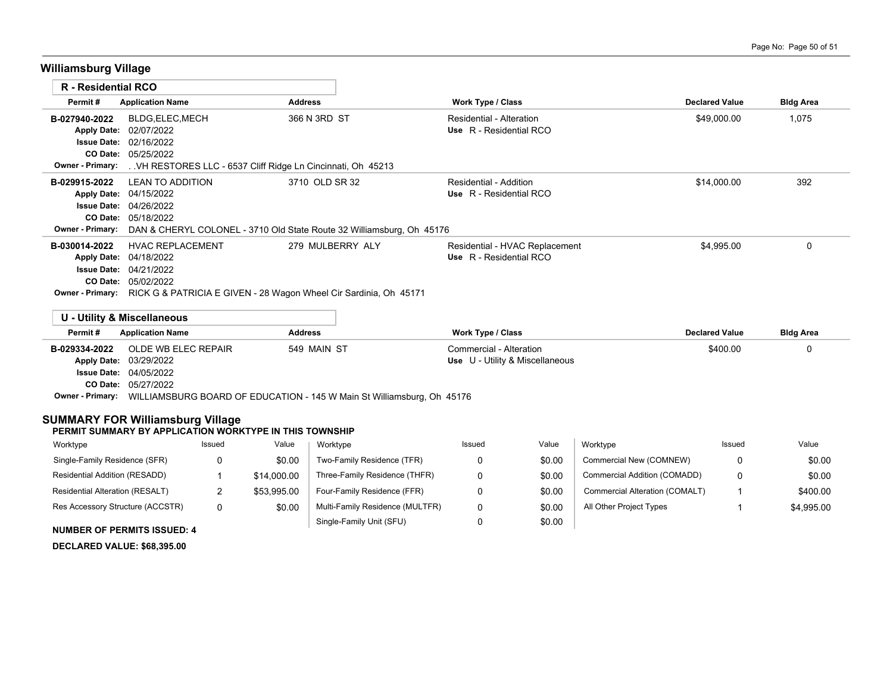## Williamsburg Village

### R - Residential RCO

| Permit # | Application Name | Address | Work Type / Class | Declared Value | Bldg Area |
|---|---|---|---|---|---|
| B-027940-2022 | BLDG,ELEC,MECH | 366 N 3RD ST | Residential - Alteration | $49,000.00 | 1,075 |
| Apply Date: | 02/07/2022 | | Use R - Residential RCO | | |
| Issue Date: | 02/16/2022 | | | | |
| CO Date: | 05/25/2022 | | | | |
| Owner - Primary: | . .VH RESTORES LLC - 6537 Cliff Ridge Ln Cincinnati, Oh 45213 | | | | |
| B-029915-2022 | LEAN TO ADDITION | 3710 OLD SR 32 | Residential - Addition | $14,000.00 | 392 |
| Apply Date: | 04/15/2022 | | Use R - Residential RCO | | |
| Issue Date: | 04/26/2022 | | | | |
| CO Date: | 05/18/2022 | | | | |
| Owner - Primary: | DAN & CHERYL COLONEL - 3710 Old State Route 32 Williamsburg, Oh 45176 | | | | |
| B-030014-2022 | HVAC REPLACEMENT | 279 MULBERRY ALY | Residential - HVAC Replacement | $4,995.00 | 0 |
| Apply Date: | 04/18/2022 | | Use R - Residential RCO | | |
| Issue Date: | 04/21/2022 | | | | |
| CO Date: | 05/02/2022 | | | | |
| Owner - Primary: | RICK G & PATRICIA E GIVEN - 28 Wagon Wheel Cir Sardinia, Oh 45171 | | | | |

### U - Utility & Miscellaneous

| Permit # | Application Name | Address | Work Type / Class | Declared Value | Bldg Area |
|---|---|---|---|---|---|
| B-029334-2022 | OLDE WB ELEC REPAIR | 549 MAIN ST | Commercial - Alteration | $400.00 | 0 |
| Apply Date: | 03/29/2022 | | Use U - Utility & Miscellaneous | | |
| Issue Date: | 04/05/2022 | | | | |
| CO Date: | 05/27/2022 | | | | |
| Owner - Primary: | WILLIAMSBURG BOARD OF EDUCATION - 145 W Main St Williamsburg, Oh 45176 | | | | |

## SUMMARY FOR Williamsburg Village

**PERMIT SUMMARY BY APPLICATION WORKTYPE IN THIS TOWNSHIP**

| Worktype | Issued | Value | Worktype | Issued | Value | Worktype | Issued | Value |
|---|---|---|---|---|---|---|---|---|
| Single-Family Residence (SFR) | 0 | $0.00 | Two-Family Residence (TFR) | 0 | $0.00 | Commercial New (COMNEW) | 0 | $0.00 |
| Residential Addition (RESADD) | 1 | $14,000.00 | Three-Family Residence (THFR) | 0 | $0.00 | Commercial Addition (COMADD) | 0 | $0.00 |
| Residential Alteration (RESALT) | 2 | $53,995.00 | Four-Family Residence (FFR) | 0 | $0.00 | Commercial Alteration (COMALT) | 1 | $400.00 |
| Res Accessory Structure (ACCSTR) | 0 | $0.00 | Multi-Family Residence (MULTFR) | 0 | $0.00 | All Other Project Types | 1 | $4,995.00 |
| | | | Single-Family Unit (SFU) | 0 | $0.00 | | | |

**NUMBER OF PERMITS ISSUED: 4**

**DECLARED VALUE: $68,395.00**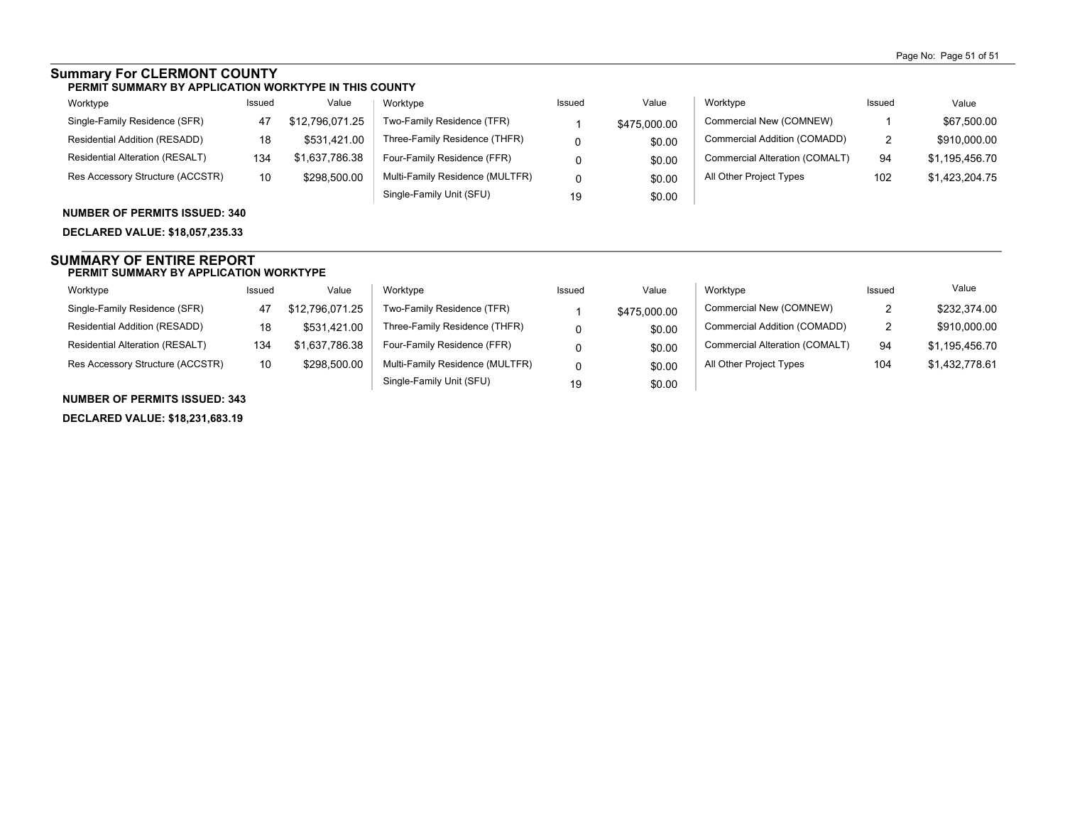## Summary For CLERMONT COUNTY

### PERMIT SUMMARY BY APPLICATION WORKTYPE IN THIS COUNTY

| Worktype | Issued | Value | Worktype | Issued | Value | Worktype | Issued | Value |
|---|---|---|---|---|---|---|---|---|
| Single-Family Residence (SFR) | 47 | $12,796,071.25 | Two-Family Residence (TFR) | 1 | $475,000.00 | Commercial New (COMNEW) | 1 | $67,500.00 |
| Residential Addition (RESADD) | 18 | $531,421.00 | Three-Family Residence (THFR) | 0 | $0.00 | Commercial Addition (COMADD) | 2 | $910,000.00 |
| Residential Alteration (RESALT) | 134 | $1,637,786.38 | Four-Family Residence (FFR) | 0 | $0.00 | Commercial Alteration (COMALT) | 94 | $1,195,456.70 |
| Res Accessory Structure (ACCSTR) | 10 | $298,500.00 | Multi-Family Residence (MULTFR) | 0 | $0.00 | All Other Project Types | 102 | $1,423,204.75 |
| | | | Single-Family Unit (SFU) | 19 | $0.00 | | | |

**NUMBER OF PERMITS ISSUED: 340**

**DECLARED VALUE: $18,057,235.33**

## SUMMARY OF ENTIRE REPORT

### PERMIT SUMMARY BY APPLICATION WORKTYPE

| Worktype | Issued | Value | Worktype | Issued | Value | Worktype | Issued | Value |
|---|---|---|---|---|---|---|---|---|
| Single-Family Residence (SFR) | 47 | $12,796,071.25 | Two-Family Residence (TFR) | 1 | $475,000.00 | Commercial New (COMNEW) | 2 | $232,374.00 |
| Residential Addition (RESADD) | 18 | $531,421.00 | Three-Family Residence (THFR) | 0 | $0.00 | Commercial Addition (COMADD) | 2 | $910,000.00 |
| Residential Alteration (RESALT) | 134 | $1,637,786.38 | Four-Family Residence (FFR) | 0 | $0.00 | Commercial Alteration (COMALT) | 94 | $1,195,456.70 |
| Res Accessory Structure (ACCSTR) | 10 | $298,500.00 | Multi-Family Residence (MULTFR) | 0 | $0.00 | All Other Project Types | 104 | $1,432,778.61 |
| | | | Single-Family Unit (SFU) | 19 | $0.00 | | | |

**NUMBER OF PERMITS ISSUED: 343**

**DECLARED VALUE: $18,231,683.19**